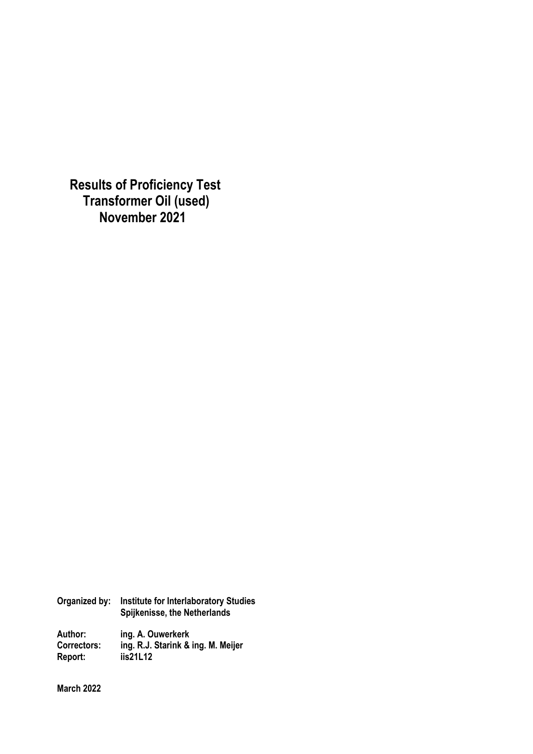# Results of Proficiency Test
# Transformer Oil (used)
# November 2021

**Organized by:** **Institute for Interlaboratory Studies**
**Spijkenisse, the Netherlands**

**Author:** **ing. A. Ouwerkerk**
**Correctors:** **ing. R.J. Starink & ing. M. Meijer**
**Report:** **iis21L12**

**March 2022**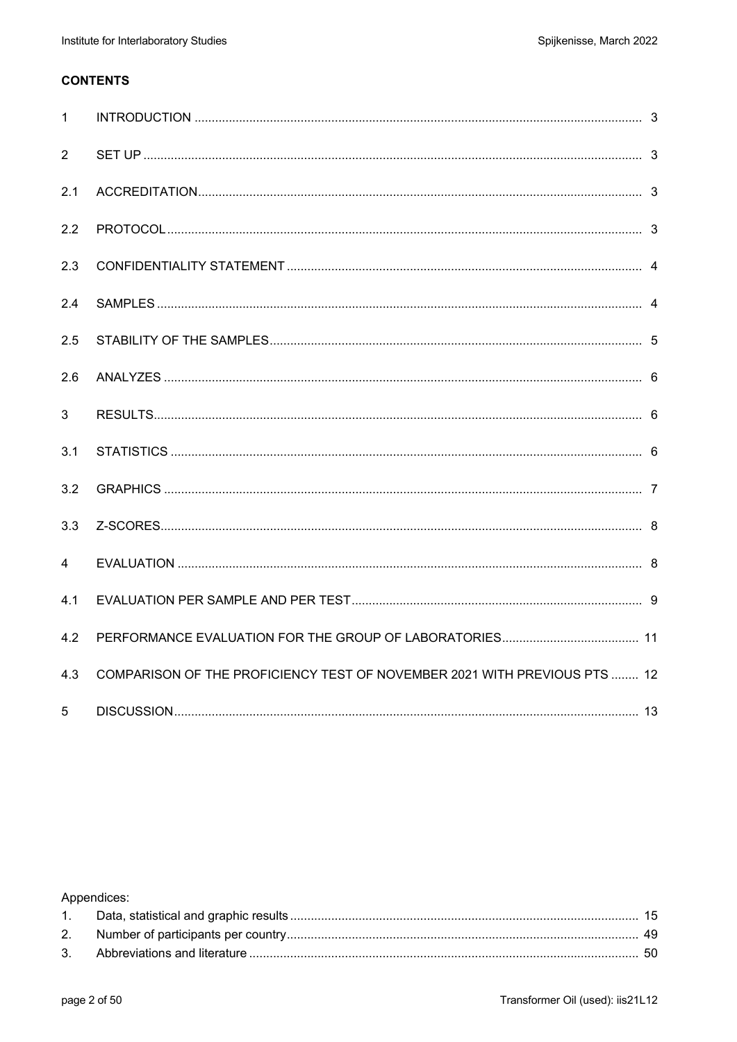**CONTENTS**

| | | |
|---|---|---|
| 1 | INTRODUCTION | 3 |
| 2 | SET UP | 3 |
| 2.1 | ACCREDITATION | 3 |
| 2.2 | PROTOCOL | 3 |
| 2.3 | CONFIDENTIALITY STATEMENT | 4 |
| 2.4 | SAMPLES | 4 |
| 2.5 | STABILITY OF THE SAMPLES | 5 |
| 2.6 | ANALYZES | 6 |
| 3 | RESULTS | 6 |
| 3.1 | STATISTICS | 6 |
| 3.2 | GRAPHICS | 7 |
| 3.3 | Z-SCORES | 8 |
| 4 | EVALUATION | 8 |
| 4.1 | EVALUATION PER SAMPLE AND PER TEST | 9 |
| 4.2 | PERFORMANCE EVALUATION FOR THE GROUP OF LABORATORIES | 11 |
| 4.3 | COMPARISON OF THE PROFICIENCY TEST OF NOVEMBER 2021 WITH PREVIOUS PTS | 12 |
| 5 | DISCUSSION | 13 |

Appendices:

| | | |
|---|---|---|
| 1. | Data, statistical and graphic results | 15 |
| 2. | Number of participants per country | 49 |
| 3. | Abbreviations and literature | 50 |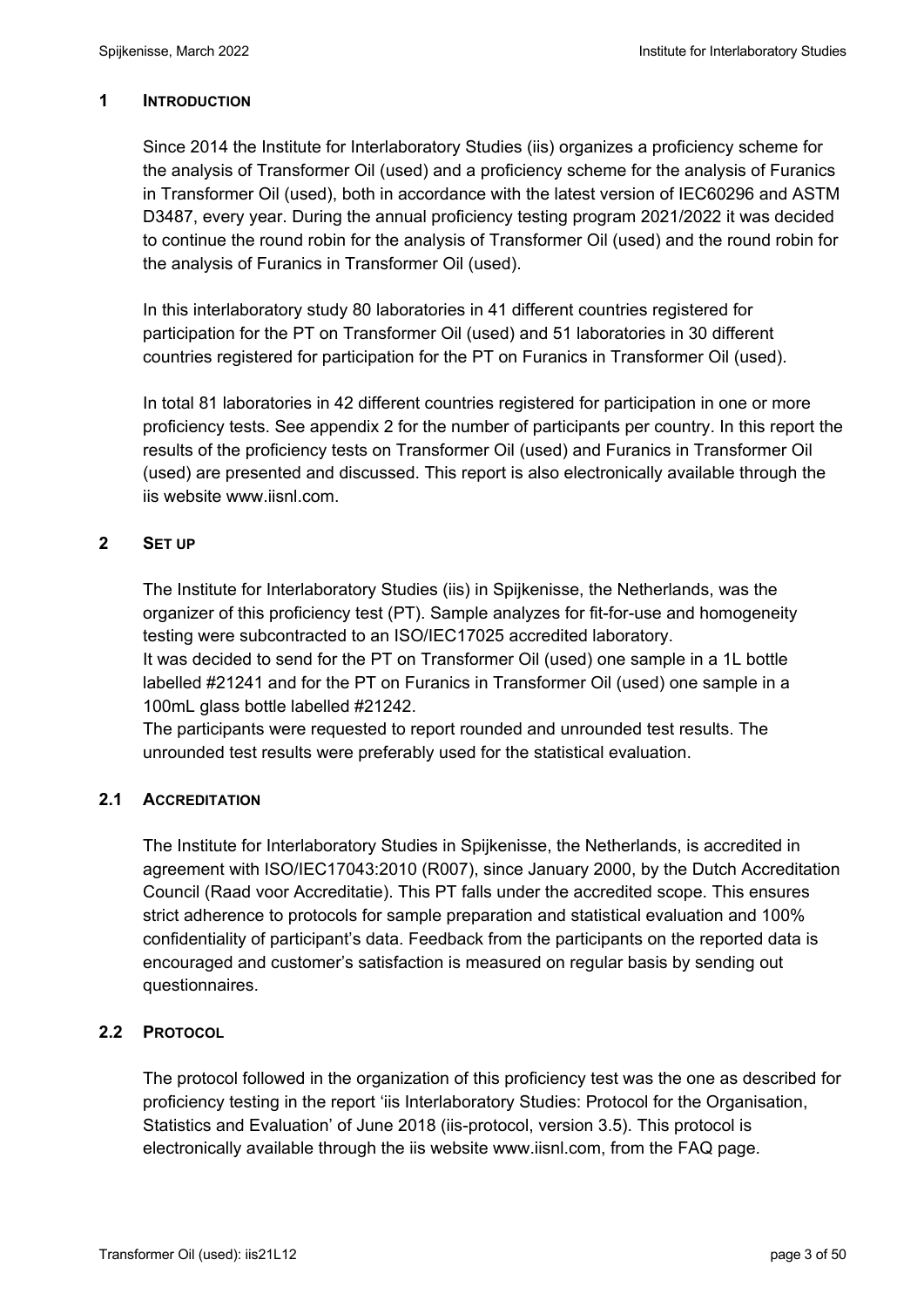## 1 INTRODUCTION

Since 2014 the Institute for Interlaboratory Studies (iis) organizes a proficiency scheme for the analysis of Transformer Oil (used) and a proficiency scheme for the analysis of Furanics in Transformer Oil (used), both in accordance with the latest version of IEC60296 and ASTM D3487, every year. During the annual proficiency testing program 2021/2022 it was decided to continue the round robin for the analysis of Transformer Oil (used) and the round robin for the analysis of Furanics in Transformer Oil (used).

In this interlaboratory study 80 laboratories in 41 different countries registered for participation for the PT on Transformer Oil (used) and 51 laboratories in 30 different countries registered for participation for the PT on Furanics in Transformer Oil (used).

In total 81 laboratories in 42 different countries registered for participation in one or more proficiency tests. See appendix 2 for the number of participants per country. In this report the results of the proficiency tests on Transformer Oil (used) and Furanics in Transformer Oil (used) are presented and discussed. This report is also electronically available through the iis website www.iisnl.com.

## 2 SET UP

The Institute for Interlaboratory Studies (iis) in Spijkenisse, the Netherlands, was the organizer of this proficiency test (PT). Sample analyzes for fit-for-use and homogeneity testing were subcontracted to an ISO/IEC17025 accredited laboratory.
It was decided to send for the PT on Transformer Oil (used) one sample in a 1L bottle labelled #21241 and for the PT on Furanics in Transformer Oil (used) one sample in a 100mL glass bottle labelled #21242.
The participants were requested to report rounded and unrounded test results. The unrounded test results were preferably used for the statistical evaluation.

### 2.1 ACCREDITATION

The Institute for Interlaboratory Studies in Spijkenisse, the Netherlands, is accredited in agreement with ISO/IEC17043:2010 (R007), since January 2000, by the Dutch Accreditation Council (Raad voor Accreditatie). This PT falls under the accredited scope. This ensures strict adherence to protocols for sample preparation and statistical evaluation and 100% confidentiality of participant's data. Feedback from the participants on the reported data is encouraged and customer's satisfaction is measured on regular basis by sending out questionnaires.

### 2.2 PROTOCOL

The protocol followed in the organization of this proficiency test was the one as described for proficiency testing in the report 'iis Interlaboratory Studies: Protocol for the Organisation, Statistics and Evaluation' of June 2018 (iis-protocol, version 3.5). This protocol is electronically available through the iis website www.iisnl.com, from the FAQ page.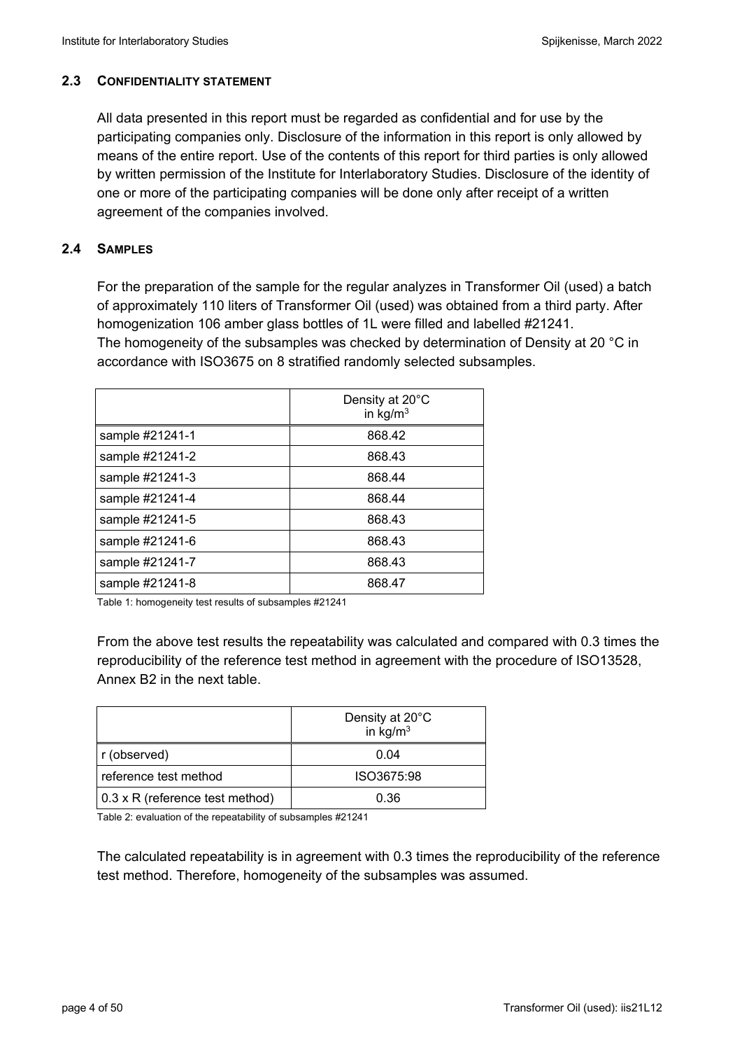### 2.3 CONFIDENTIALITY STATEMENT

All data presented in this report must be regarded as confidential and for use by the participating companies only. Disclosure of the information in this report is only allowed by means of the entire report. Use of the contents of this report for third parties is only allowed by written permission of the Institute for Interlaboratory Studies. Disclosure of the identity of one or more of the participating companies will be done only after receipt of a written agreement of the companies involved.

### 2.4 SAMPLES

For the preparation of the sample for the regular analyzes in Transformer Oil (used) a batch of approximately 110 liters of Transformer Oil (used) was obtained from a third party. After homogenization 106 amber glass bottles of 1L were filled and labelled #21241.
The homogeneity of the subsamples was checked by determination of Density at 20 °C in accordance with ISO3675 on 8 stratified randomly selected subsamples.

| | Density at 20°C in kg/m$^3$ |
|---|---|
| sample #21241-1 | 868.42 |
| sample #21241-2 | 868.43 |
| sample #21241-3 | 868.44 |
| sample #21241-4 | 868.44 |
| sample #21241-5 | 868.43 |
| sample #21241-6 | 868.43 |
| sample #21241-7 | 868.43 |
| sample #21241-8 | 868.47 |

Table 1: homogeneity test results of subsamples #21241

From the above test results the repeatability was calculated and compared with 0.3 times the reproducibility of the reference test method in agreement with the procedure of ISO13528, Annex B2 in the next table.

| | Density at 20°C in kg/m$^3$ |
|---|---|
| r (observed) | 0.04 |
| reference test method | ISO3675:98 |
| 0.3 x R (reference test method) | 0.36 |

Table 2: evaluation of the repeatability of subsamples #21241

The calculated repeatability is in agreement with 0.3 times the reproducibility of the reference test method. Therefore, homogeneity of the subsamples was assumed.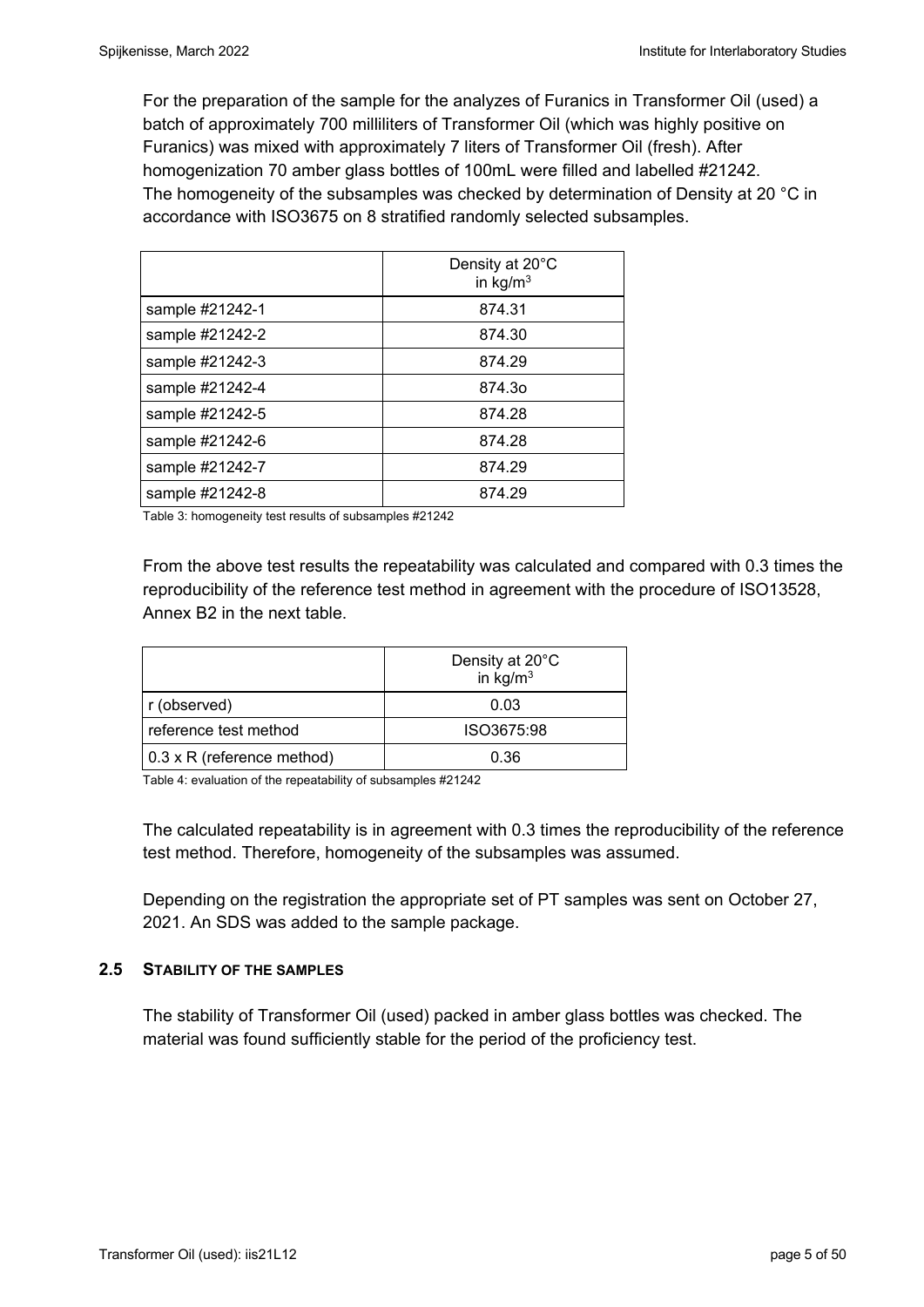For the preparation of the sample for the analyzes of Furanics in Transformer Oil (used) a batch of approximately 700 milliliters of Transformer Oil (which was highly positive on Furanics) was mixed with approximately 7 liters of Transformer Oil (fresh). After homogenization 70 amber glass bottles of 100mL were filled and labelled #21242. The homogeneity of the subsamples was checked by determination of Density at 20 °C in accordance with ISO3675 on 8 stratified randomly selected subsamples.

| | Density at 20°C in kg/m$^3$ |
|---|---|
| sample #21242-1 | 874.31 |
| sample #21242-2 | 874.30 |
| sample #21242-3 | 874.29 |
| sample #21242-4 | 874.3o |
| sample #21242-5 | 874.28 |
| sample #21242-6 | 874.28 |
| sample #21242-7 | 874.29 |
| sample #21242-8 | 874.29 |

Table 3: homogeneity test results of subsamples #21242

From the above test results the repeatability was calculated and compared with 0.3 times the reproducibility of the reference test method in agreement with the procedure of ISO13528, Annex B2 in the next table.

| | Density at 20°C in kg/m$^3$ |
|---|---|
| r (observed) | 0.03 |
| reference test method | ISO3675:98 |
| 0.3 x R (reference method) | 0.36 |

Table 4: evaluation of the repeatability of subsamples #21242

The calculated repeatability is in agreement with 0.3 times the reproducibility of the reference test method. Therefore, homogeneity of the subsamples was assumed.

Depending on the registration the appropriate set of PT samples was sent on October 27, 2021. An SDS was added to the sample package.

### 2.5 STABILITY OF THE SAMPLES

The stability of Transformer Oil (used) packed in amber glass bottles was checked. The material was found sufficiently stable for the period of the proficiency test.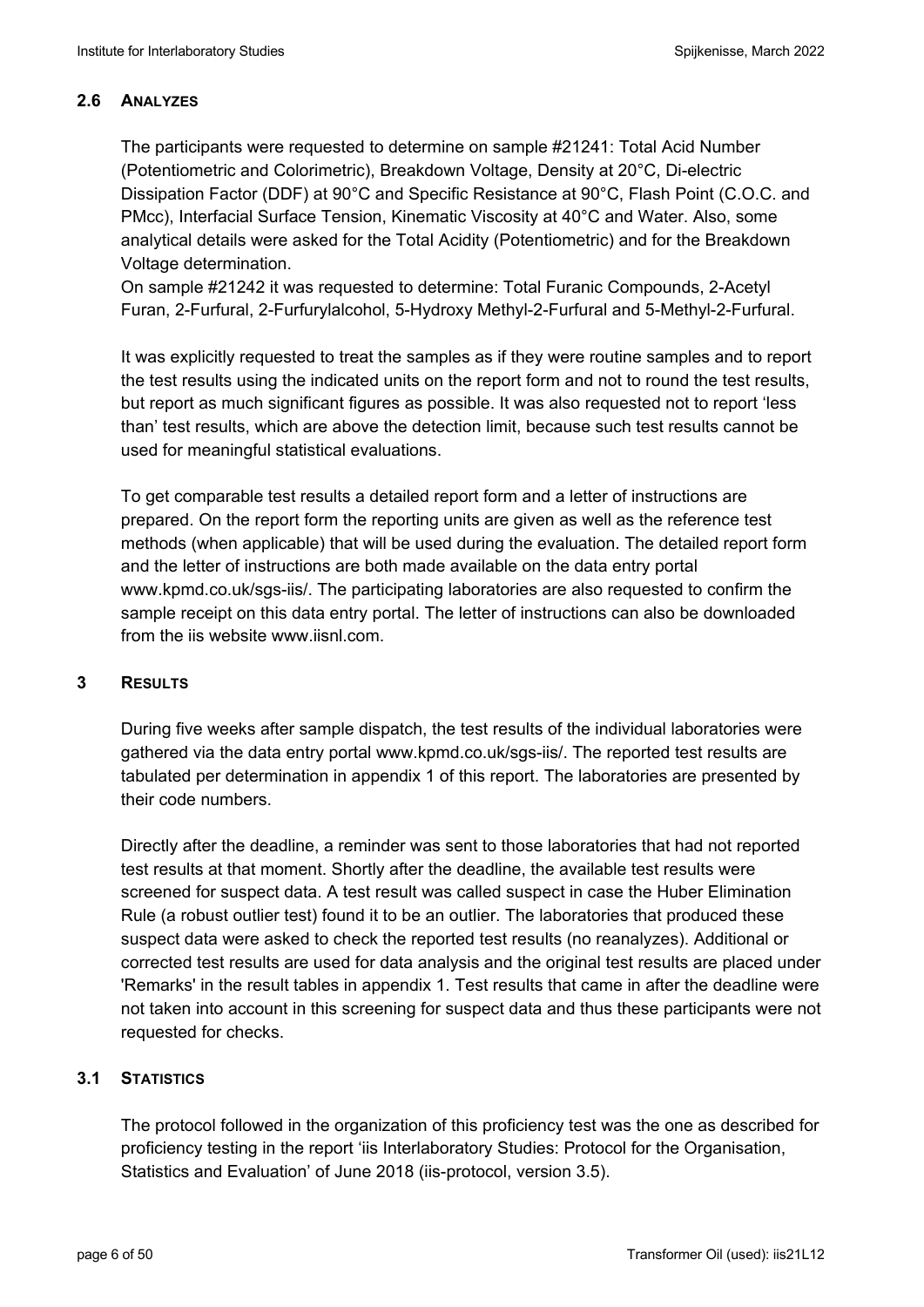## 2.6 ANALYZES

The participants were requested to determine on sample #21241: Total Acid Number (Potentiometric and Colorimetric), Breakdown Voltage, Density at 20°C, Di-electric Dissipation Factor (DDF) at 90°C and Specific Resistance at 90°C, Flash Point (C.O.C. and PMcc), Interfacial Surface Tension, Kinematic Viscosity at 40°C and Water. Also, some analytical details were asked for the Total Acidity (Potentiometric) and for the Breakdown Voltage determination.
On sample #21242 it was requested to determine: Total Furanic Compounds, 2-Acetyl Furan, 2-Furfural, 2-Furfurylalcohol, 5-Hydroxy Methyl-2-Furfural and 5-Methyl-2-Furfural.

It was explicitly requested to treat the samples as if they were routine samples and to report the test results using the indicated units on the report form and not to round the test results, but report as much significant figures as possible. It was also requested not to report 'less than' test results, which are above the detection limit, because such test results cannot be used for meaningful statistical evaluations.

To get comparable test results a detailed report form and a letter of instructions are prepared. On the report form the reporting units are given as well as the reference test methods (when applicable) that will be used during the evaluation. The detailed report form and the letter of instructions are both made available on the data entry portal www.kpmd.co.uk/sgs-iis/. The participating laboratories are also requested to confirm the sample receipt on this data entry portal. The letter of instructions can also be downloaded from the iis website www.iisnl.com.

# 3 RESULTS

During five weeks after sample dispatch, the test results of the individual laboratories were gathered via the data entry portal www.kpmd.co.uk/sgs-iis/. The reported test results are tabulated per determination in appendix 1 of this report. The laboratories are presented by their code numbers.

Directly after the deadline, a reminder was sent to those laboratories that had not reported test results at that moment. Shortly after the deadline, the available test results were screened for suspect data. A test result was called suspect in case the Huber Elimination Rule (a robust outlier test) found it to be an outlier. The laboratories that produced these suspect data were asked to check the reported test results (no reanalyzes). Additional or corrected test results are used for data analysis and the original test results are placed under 'Remarks' in the result tables in appendix 1. Test results that came in after the deadline were not taken into account in this screening for suspect data and thus these participants were not requested for checks.

## 3.1 STATISTICS

The protocol followed in the organization of this proficiency test was the one as described for proficiency testing in the report 'iis Interlaboratory Studies: Protocol for the Organisation, Statistics and Evaluation' of June 2018 (iis-protocol, version 3.5).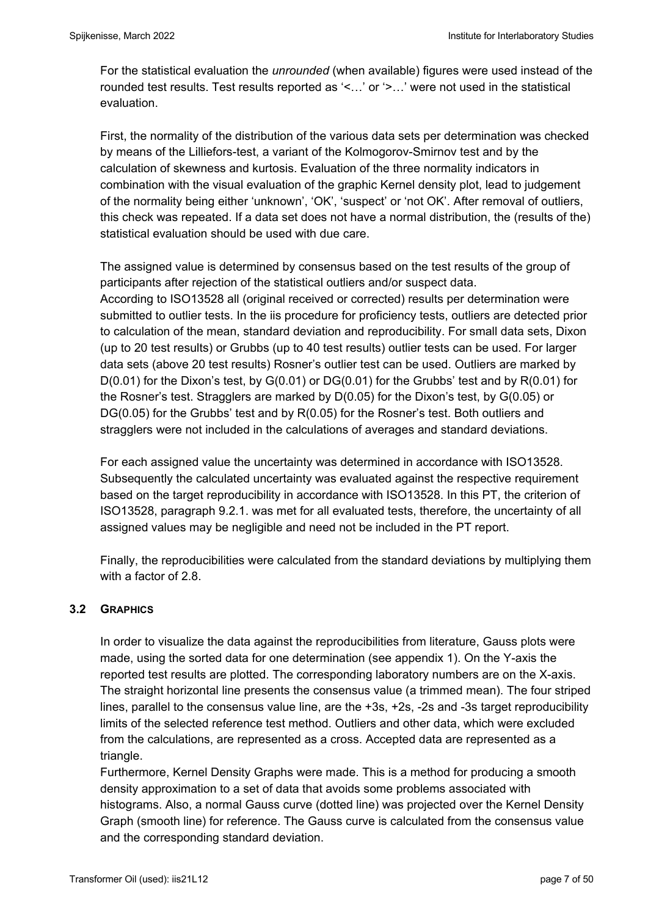For the statistical evaluation the *unrounded* (when available) figures were used instead of the rounded test results. Test results reported as '<…' or '>…' were not used in the statistical evaluation.

First, the normality of the distribution of the various data sets per determination was checked by means of the Lilliefors-test, a variant of the Kolmogorov-Smirnov test and by the calculation of skewness and kurtosis. Evaluation of the three normality indicators in combination with the visual evaluation of the graphic Kernel density plot, lead to judgement of the normality being either 'unknown', 'OK', 'suspect' or 'not OK'. After removal of outliers, this check was repeated. If a data set does not have a normal distribution, the (results of the) statistical evaluation should be used with due care.

The assigned value is determined by consensus based on the test results of the group of participants after rejection of the statistical outliers and/or suspect data.
According to ISO13528 all (original received or corrected) results per determination were submitted to outlier tests. In the iis procedure for proficiency tests, outliers are detected prior to calculation of the mean, standard deviation and reproducibility. For small data sets, Dixon (up to 20 test results) or Grubbs (up to 40 test results) outlier tests can be used. For larger data sets (above 20 test results) Rosner's outlier test can be used. Outliers are marked by D(0.01) for the Dixon's test, by G(0.01) or DG(0.01) for the Grubbs' test and by R(0.01) for the Rosner's test. Stragglers are marked by D(0.05) for the Dixon's test, by G(0.05) or DG(0.05) for the Grubbs' test and by R(0.05) for the Rosner's test. Both outliers and stragglers were not included in the calculations of averages and standard deviations.

For each assigned value the uncertainty was determined in accordance with ISO13528. Subsequently the calculated uncertainty was evaluated against the respective requirement based on the target reproducibility in accordance with ISO13528. In this PT, the criterion of ISO13528, paragraph 9.2.1. was met for all evaluated tests, therefore, the uncertainty of all assigned values may be negligible and need not be included in the PT report.

Finally, the reproducibilities were calculated from the standard deviations by multiplying them with a factor of 2.8.

### 3.2 GRAPHICS

In order to visualize the data against the reproducibilities from literature, Gauss plots were made, using the sorted data for one determination (see appendix 1). On the Y-axis the reported test results are plotted. The corresponding laboratory numbers are on the X-axis. The straight horizontal line presents the consensus value (a trimmed mean). The four striped lines, parallel to the consensus value line, are the +3s, +2s, -2s and -3s target reproducibility limits of the selected reference test method. Outliers and other data, which were excluded from the calculations, are represented as a cross. Accepted data are represented as a triangle.
Furthermore, Kernel Density Graphs were made. This is a method for producing a smooth density approximation to a set of data that avoids some problems associated with histograms. Also, a normal Gauss curve (dotted line) was projected over the Kernel Density Graph (smooth line) for reference. The Gauss curve is calculated from the consensus value and the corresponding standard deviation.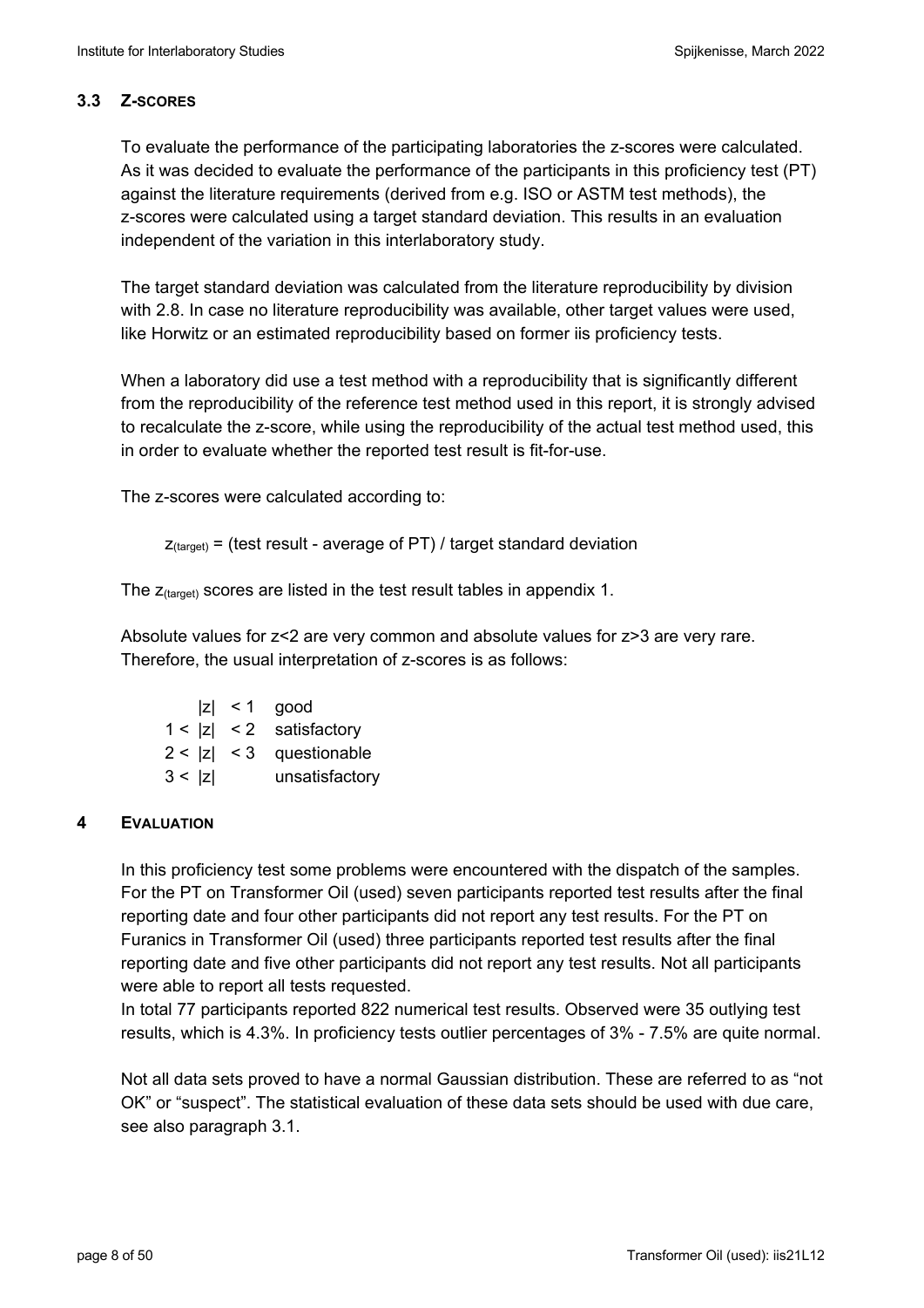### 3.3 Z-SCORES

To evaluate the performance of the participating laboratories the z-scores were calculated. As it was decided to evaluate the performance of the participants in this proficiency test (PT) against the literature requirements (derived from e.g. ISO or ASTM test methods), the z-scores were calculated using a target standard deviation. This results in an evaluation independent of the variation in this interlaboratory study.

The target standard deviation was calculated from the literature reproducibility by division with 2.8. In case no literature reproducibility was available, other target values were used, like Horwitz or an estimated reproducibility based on former iis proficiency tests.

When a laboratory did use a test method with a reproducibility that is significantly different from the reproducibility of the reference test method used in this report, it is strongly advised to recalculate the z-score, while using the reproducibility of the actual test method used, this in order to evaluate whether the reported test result is fit-for-use.

The z-scores were calculated according to:

$$z_{(target)} = \text{(test result - average of PT) / target standard deviation}$$

The $z_{(target)}$ scores are listed in the test result tables in appendix 1.

Absolute values for z<2 are very common and absolute values for z>3 are very rare. Therefore, the usual interpretation of z-scores is as follows:

| | |
|---|---|
| $\|z\| < 1$ | good |
| $1 < \|z\| < 2$ | satisfactory |
| $2 < \|z\| < 3$ | questionable |
| $3 < \|z\|$ | unsatisfactory |

## 4 EVALUATION

In this proficiency test some problems were encountered with the dispatch of the samples. For the PT on Transformer Oil (used) seven participants reported test results after the final reporting date and four other participants did not report any test results. For the PT on Furanics in Transformer Oil (used) three participants reported test results after the final reporting date and five other participants did not report any test results. Not all participants were able to report all tests requested.

In total 77 participants reported 822 numerical test results. Observed were 35 outlying test results, which is 4.3%. In proficiency tests outlier percentages of 3% - 7.5% are quite normal.

Not all data sets proved to have a normal Gaussian distribution. These are referred to as "not OK" or "suspect". The statistical evaluation of these data sets should be used with due care, see also paragraph 3.1.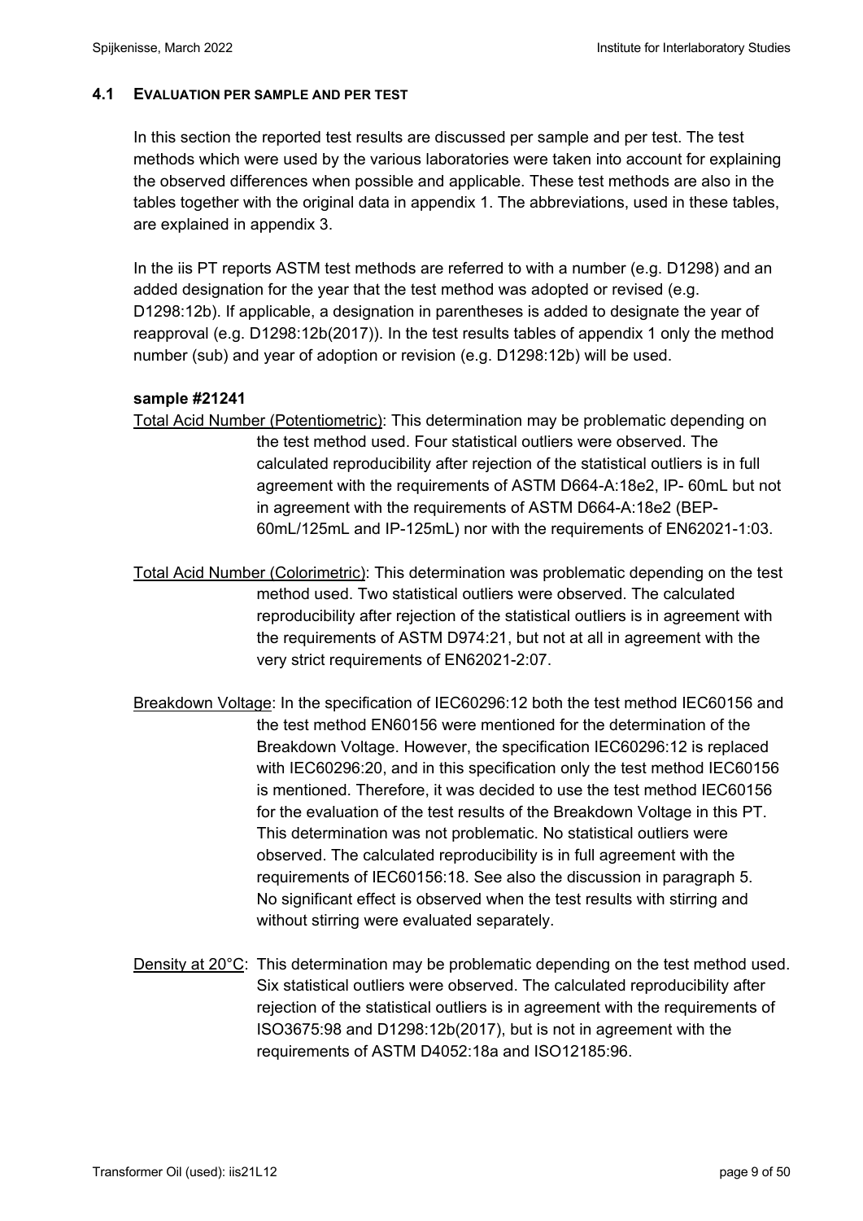### 4.1 EVALUATION PER SAMPLE AND PER TEST

In this section the reported test results are discussed per sample and per test. The test methods which were used by the various laboratories were taken into account for explaining the observed differences when possible and applicable. These test methods are also in the tables together with the original data in appendix 1. The abbreviations, used in these tables, are explained in appendix 3.

In the iis PT reports ASTM test methods are referred to with a number (e.g. D1298) and an added designation for the year that the test method was adopted or revised (e.g. D1298:12b). If applicable, a designation in parentheses is added to designate the year of reapproval (e.g. D1298:12b(2017)). In the test results tables of appendix 1 only the method number (sub) and year of adoption or revision (e.g. D1298:12b) will be used.

**sample #21241**

Total Acid Number (Potentiometric): This determination may be problematic depending on the test method used. Four statistical outliers were observed. The calculated reproducibility after rejection of the statistical outliers is in full agreement with the requirements of ASTM D664-A:18e2, IP- 60mL but not in agreement with the requirements of ASTM D664-A:18e2 (BEP-60mL/125mL and IP-125mL) nor with the requirements of EN62021-1:03.

Total Acid Number (Colorimetric): This determination was problematic depending on the test method used. Two statistical outliers were observed. The calculated reproducibility after rejection of the statistical outliers is in agreement with the requirements of ASTM D974:21, but not at all in agreement with the very strict requirements of EN62021-2:07.

Breakdown Voltage: In the specification of IEC60296:12 both the test method IEC60156 and the test method EN60156 were mentioned for the determination of the Breakdown Voltage. However, the specification IEC60296:12 is replaced with IEC60296:20, and in this specification only the test method IEC60156 is mentioned. Therefore, it was decided to use the test method IEC60156 for the evaluation of the test results of the Breakdown Voltage in this PT. This determination was not problematic. No statistical outliers were observed. The calculated reproducibility is in full agreement with the requirements of IEC60156:18. See also the discussion in paragraph 5. No significant effect is observed when the test results with stirring and without stirring were evaluated separately.

Density at 20°C: This determination may be problematic depending on the test method used. Six statistical outliers were observed. The calculated reproducibility after rejection of the statistical outliers is in agreement with the requirements of ISO3675:98 and D1298:12b(2017), but is not in agreement with the requirements of ASTM D4052:18a and ISO12185:96.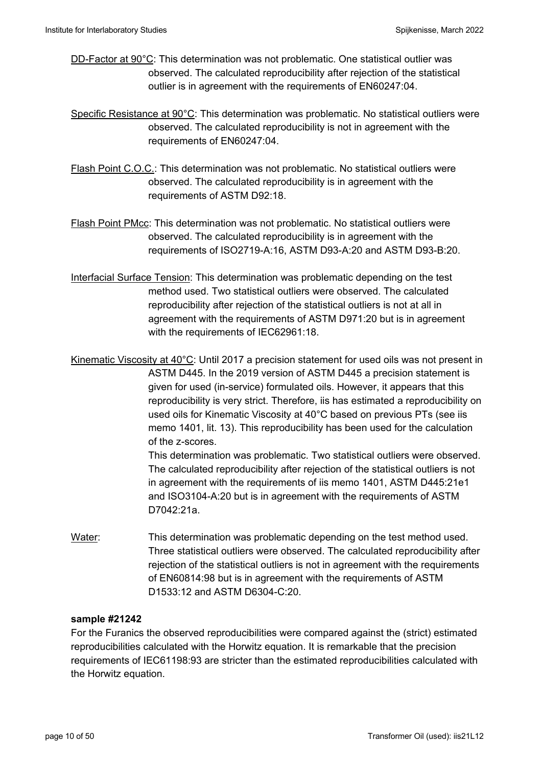DD-Factor at 90°C: This determination was not problematic. One statistical outlier was observed. The calculated reproducibility after rejection of the statistical outlier is in agreement with the requirements of EN60247:04.

Specific Resistance at 90°C: This determination was problematic. No statistical outliers were observed. The calculated reproducibility is not in agreement with the requirements of EN60247:04.

Flash Point C.O.C.: This determination was not problematic. No statistical outliers were observed. The calculated reproducibility is in agreement with the requirements of ASTM D92:18.

Flash Point PMcc: This determination was not problematic. No statistical outliers were observed. The calculated reproducibility is in agreement with the requirements of ISO2719-A:16, ASTM D93-A:20 and ASTM D93-B:20.

Interfacial Surface Tension: This determination was problematic depending on the test method used. Two statistical outliers were observed. The calculated reproducibility after rejection of the statistical outliers is not at all in agreement with the requirements of ASTM D971:20 but is in agreement with the requirements of IEC62961:18.

Kinematic Viscosity at 40°C: Until 2017 a precision statement for used oils was not present in ASTM D445. In the 2019 version of ASTM D445 a precision statement is given for used (in-service) formulated oils. However, it appears that this reproducibility is very strict. Therefore, iis has estimated a reproducibility on used oils for Kinematic Viscosity at 40°C based on previous PTs (see iis memo 1401, lit. 13). This reproducibility has been used for the calculation of the z-scores.
This determination was problematic. Two statistical outliers were observed. The calculated reproducibility after rejection of the statistical outliers is not in agreement with the requirements of iis memo 1401, ASTM D445:21e1 and ISO3104-A:20 but is in agreement with the requirements of ASTM D7042:21a.

Water: This determination was problematic depending on the test method used. Three statistical outliers were observed. The calculated reproducibility after rejection of the statistical outliers is not in agreement with the requirements of EN60814:98 but is in agreement with the requirements of ASTM D1533:12 and ASTM D6304-C:20.

**sample #21242**

For the Furanics the observed reproducibilities were compared against the (strict) estimated reproducibilities calculated with the Horwitz equation. It is remarkable that the precision requirements of IEC61198:93 are stricter than the estimated reproducibilities calculated with the Horwitz equation.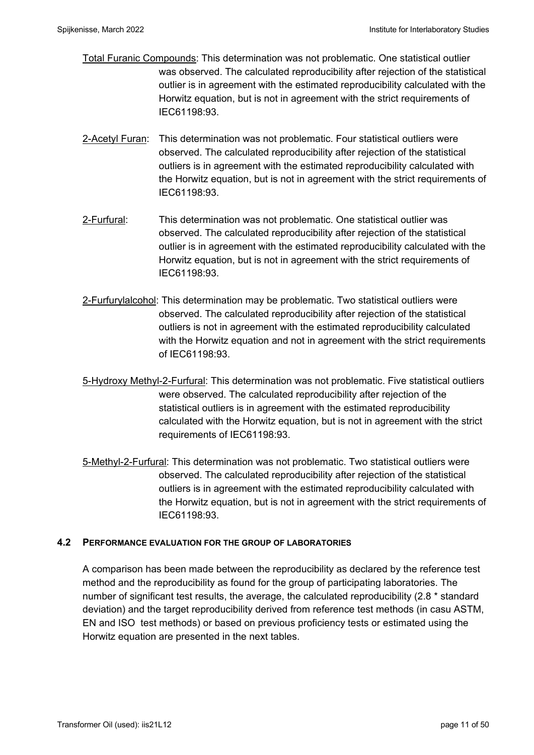Total Furanic Compounds: This determination was not problematic. One statistical outlier was observed. The calculated reproducibility after rejection of the statistical outlier is in agreement with the estimated reproducibility calculated with the Horwitz equation, but is not in agreement with the strict requirements of IEC61198:93.

2-Acetyl Furan: This determination was not problematic. Four statistical outliers were observed. The calculated reproducibility after rejection of the statistical outliers is in agreement with the estimated reproducibility calculated with the Horwitz equation, but is not in agreement with the strict requirements of IEC61198:93.

2-Furfural: This determination was not problematic. One statistical outlier was observed. The calculated reproducibility after rejection of the statistical outlier is in agreement with the estimated reproducibility calculated with the Horwitz equation, but is not in agreement with the strict requirements of IEC61198:93.

2-Furfurylalcohol: This determination may be problematic. Two statistical outliers were observed. The calculated reproducibility after rejection of the statistical outliers is not in agreement with the estimated reproducibility calculated with the Horwitz equation and not in agreement with the strict requirements of IEC61198:93.

5-Hydroxy Methyl-2-Furfural: This determination was not problematic. Five statistical outliers were observed. The calculated reproducibility after rejection of the statistical outliers is in agreement with the estimated reproducibility calculated with the Horwitz equation, but is not in agreement with the strict requirements of IEC61198:93.

5-Methyl-2-Furfural: This determination was not problematic. Two statistical outliers were observed. The calculated reproducibility after rejection of the statistical outliers is in agreement with the estimated reproducibility calculated with the Horwitz equation, but is not in agreement with the strict requirements of IEC61198:93.

### 4.2 PERFORMANCE EVALUATION FOR THE GROUP OF LABORATORIES

A comparison has been made between the reproducibility as declared by the reference test method and the reproducibility as found for the group of participating laboratories. The number of significant test results, the average, the calculated reproducibility (2.8 * standard deviation) and the target reproducibility derived from reference test methods (in casu ASTM, EN and ISO test methods) or based on previous proficiency tests or estimated using the Horwitz equation are presented in the next tables.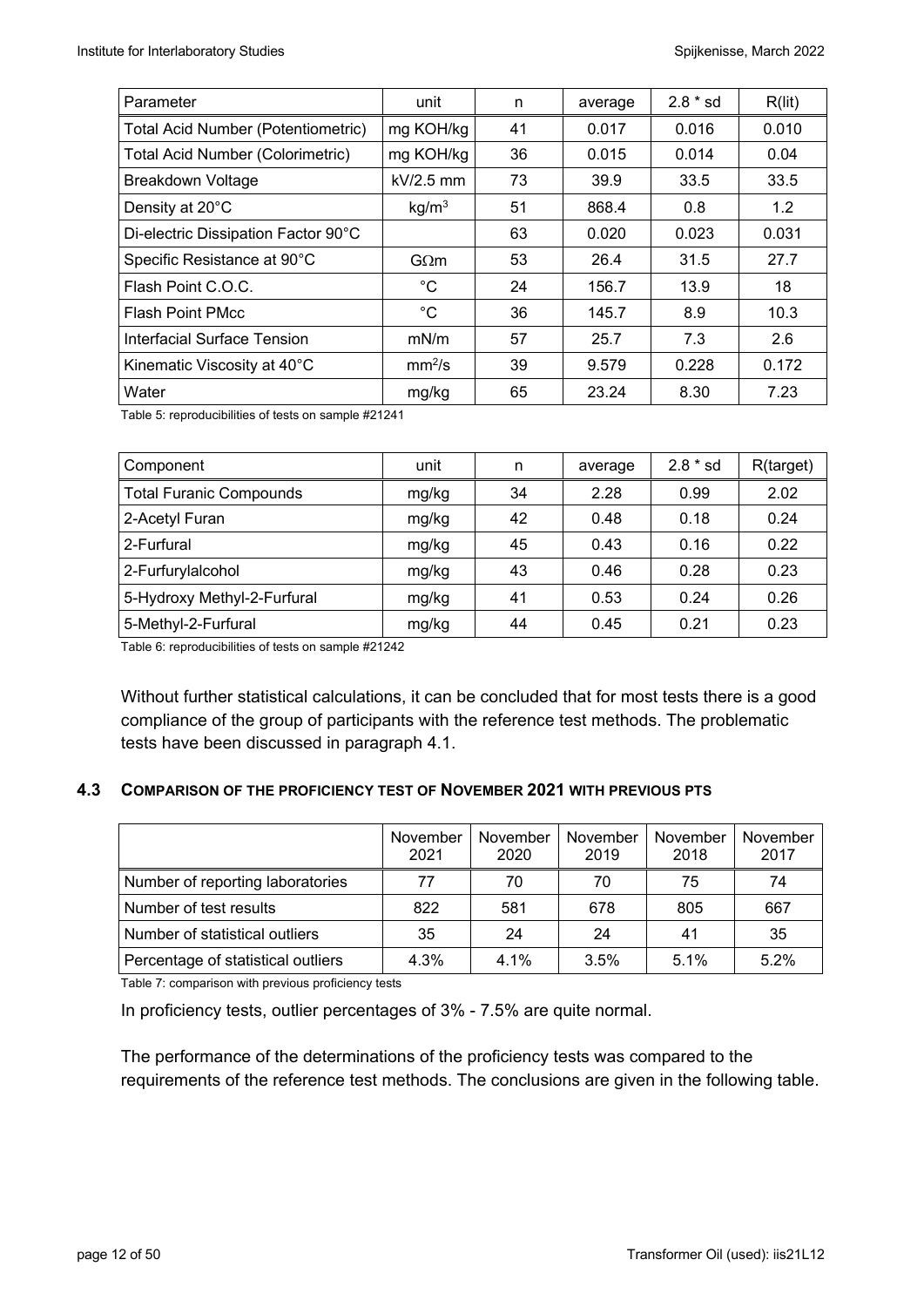| Parameter | unit | n | average | 2.8 * sd | R(lit) |
|---|---|---|---|---|---|
| Total Acid Number (Potentiometric) | mg KOH/kg | 41 | 0.017 | 0.016 | 0.010 |
| Total Acid Number (Colorimetric) | mg KOH/kg | 36 | 0.015 | 0.014 | 0.04 |
| Breakdown Voltage | kV/2.5 mm | 73 | 39.9 | 33.5 | 33.5 |
| Density at 20°C | kg/m$^3$ | 51 | 868.4 | 0.8 | 1.2 |
| Di-electric Dissipation Factor 90°C | | 63 | 0.020 | 0.023 | 0.031 |
| Specific Resistance at 90°C | GΩm | 53 | 26.4 | 31.5 | 27.7 |
| Flash Point C.O.C. | °C | 24 | 156.7 | 13.9 | 18 |
| Flash Point PMcc | °C | 36 | 145.7 | 8.9 | 10.3 |
| Interfacial Surface Tension | mN/m | 57 | 25.7 | 7.3 | 2.6 |
| Kinematic Viscosity at 40°C | mm$^2$/s | 39 | 9.579 | 0.228 | 0.172 |
| Water | mg/kg | 65 | 23.24 | 8.30 | 7.23 |

Table 5: reproducibilities of tests on sample #21241

| Component | unit | n | average | 2.8 * sd | R(target) |
|---|---|---|---|---|---|
| Total Furanic Compounds | mg/kg | 34 | 2.28 | 0.99 | 2.02 |
| 2-Acetyl Furan | mg/kg | 42 | 0.48 | 0.18 | 0.24 |
| 2-Furfural | mg/kg | 45 | 0.43 | 0.16 | 0.22 |
| 2-Furfurylalcohol | mg/kg | 43 | 0.46 | 0.28 | 0.23 |
| 5-Hydroxy Methyl-2-Furfural | mg/kg | 41 | 0.53 | 0.24 | 0.26 |
| 5-Methyl-2-Furfural | mg/kg | 44 | 0.45 | 0.21 | 0.23 |

Table 6: reproducibilities of tests on sample #21242

Without further statistical calculations, it can be concluded that for most tests there is a good compliance of the group of participants with the reference test methods. The problematic tests have been discussed in paragraph 4.1.

### 4.3 COMPARISON OF THE PROFICIENCY TEST OF NOVEMBER 2021 WITH PREVIOUS PTS

| | November 2021 | November 2020 | November 2019 | November 2018 | November 2017 |
|---|---|---|---|---|---|
| Number of reporting laboratories | 77 | 70 | 70 | 75 | 74 |
| Number of test results | 822 | 581 | 678 | 805 | 667 |
| Number of statistical outliers | 35 | 24 | 24 | 41 | 35 |
| Percentage of statistical outliers | 4.3% | 4.1% | 3.5% | 5.1% | 5.2% |

Table 7: comparison with previous proficiency tests

In proficiency tests, outlier percentages of 3% - 7.5% are quite normal.

The performance of the determinations of the proficiency tests was compared to the requirements of the reference test methods. The conclusions are given in the following table.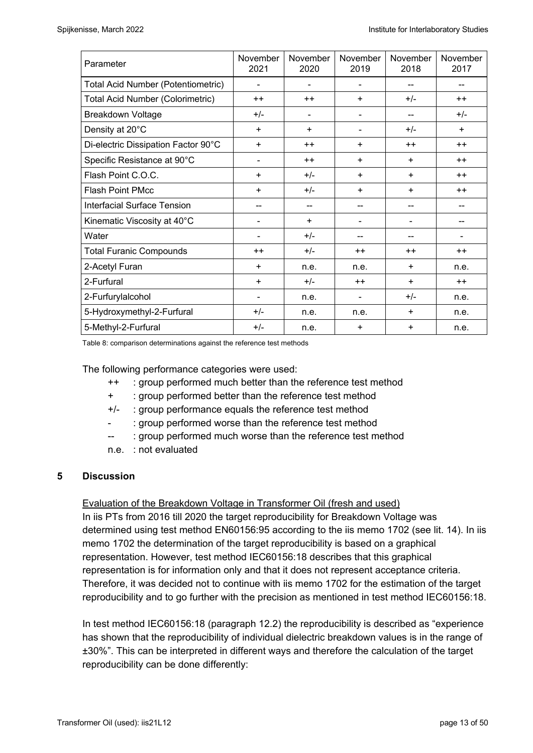| Parameter | November 2021 | November 2020 | November 2019 | November 2018 | November 2017 |
|---|---|---|---|---|---|
| Total Acid Number (Potentiometric) | - | - | - | -- | -- |
| Total Acid Number (Colorimetric) | ++ | ++ | + | +/- | ++ |
| Breakdown Voltage | +/- | - | - | -- | +/- |
| Density at 20°C | + | + | - | +/- | + |
| Di-electric Dissipation Factor 90°C | + | ++ | + | ++ | ++ |
| Specific Resistance at 90°C | - | ++ | + | + | ++ |
| Flash Point C.O.C. | + | +/- | + | + | ++ |
| Flash Point PMcc | + | +/- | + | + | ++ |
| Interfacial Surface Tension | -- | -- | -- | -- | -- |
| Kinematic Viscosity at 40°C | - | + | - | - | -- |
| Water | - | +/- | -- | -- | - |
| Total Furanic Compounds | ++ | +/- | ++ | ++ | ++ |
| 2-Acetyl Furan | + | n.e. | n.e. | + | n.e. |
| 2-Furfural | + | +/- | ++ | + | ++ |
| 2-Furfurylalcohol | - | n.e. | - | +/- | n.e. |
| 5-Hydroxymethyl-2-Furfural | +/- | n.e. | n.e. | + | n.e. |
| 5-Methyl-2-Furfural | +/- | n.e. | + | + | n.e. |

Table 8: comparison determinations against the reference test methods

The following performance categories were used:

- ++ : group performed much better than the reference test method
- \+ : group performed better than the reference test method
- +/- : group performance equals the reference test method
- \- : group performed worse than the reference test method
- -- : group performed much worse than the reference test method
- n.e. : not evaluated

## 5 Discussion

Evaluation of the Breakdown Voltage in Transformer Oil (fresh and used)

In iis PTs from 2016 till 2020 the target reproducibility for Breakdown Voltage was determined using test method EN60156:95 according to the iis memo 1702 (see lit. 14). In iis memo 1702 the determination of the target reproducibility is based on a graphical representation. However, test method IEC60156:18 describes that this graphical representation is for information only and that it does not represent acceptance criteria. Therefore, it was decided not to continue with iis memo 1702 for the estimation of the target reproducibility and to go further with the precision as mentioned in test method IEC60156:18.

In test method IEC60156:18 (paragraph 12.2) the reproducibility is described as "experience has shown that the reproducibility of individual dielectric breakdown values is in the range of ±30%". This can be interpreted in different ways and therefore the calculation of the target reproducibility can be done differently: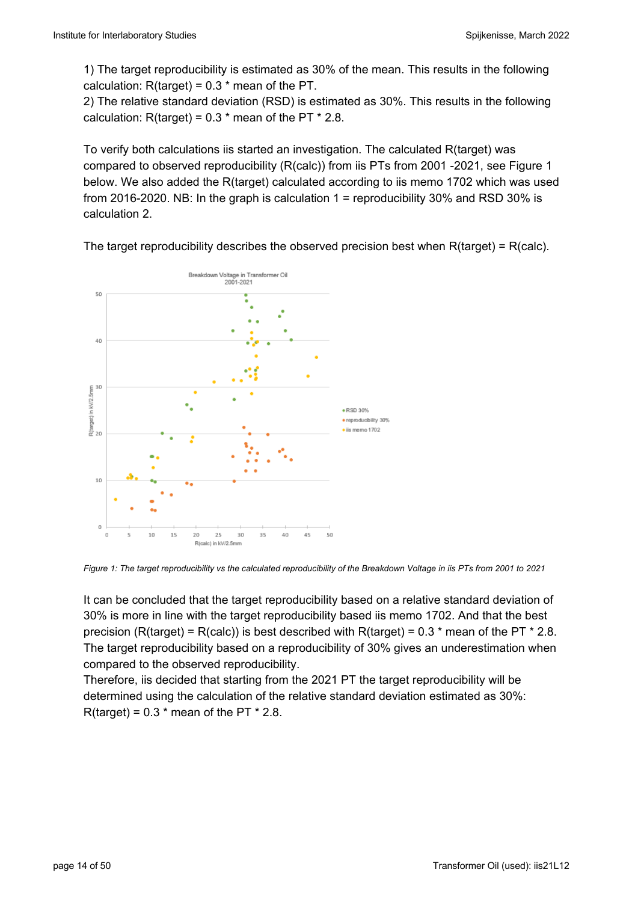1) The target reproducibility is estimated as 30% of the mean. This results in the following calculation: R(target) = 0.3 * mean of the PT.
2) The relative standard deviation (RSD) is estimated as 30%. This results in the following calculation: R(target) = 0.3 * mean of the PT * 2.8.

To verify both calculations iis started an investigation. The calculated R(target) was compared to observed reproducibility (R(calc)) from iis PTs from 2001 -2021, see Figure 1 below. We also added the R(target) calculated according to iis memo 1702 which was used from 2016-2020. NB: In the graph is calculation 1 = reproducibility 30% and RSD 30% is calculation 2.

The target reproducibility describes the observed precision best when R(target) = R(calc).

*Figure 1: The target reproducibility vs the calculated reproducibility of the Breakdown Voltage in iis PTs from 2001 to 2021*

It can be concluded that the target reproducibility based on a relative standard deviation of 30% is more in line with the target reproducibility based iis memo 1702. And that the best precision (R(target) = R(calc)) is best described with R(target) = 0.3 * mean of the PT * 2.8. The target reproducibility based on a reproducibility of 30% gives an underestimation when compared to the observed reproducibility.
Therefore, iis decided that starting from the 2021 PT the target reproducibility will be determined using the calculation of the relative standard deviation estimated as 30%: R(target) = 0.3 * mean of the PT * 2.8.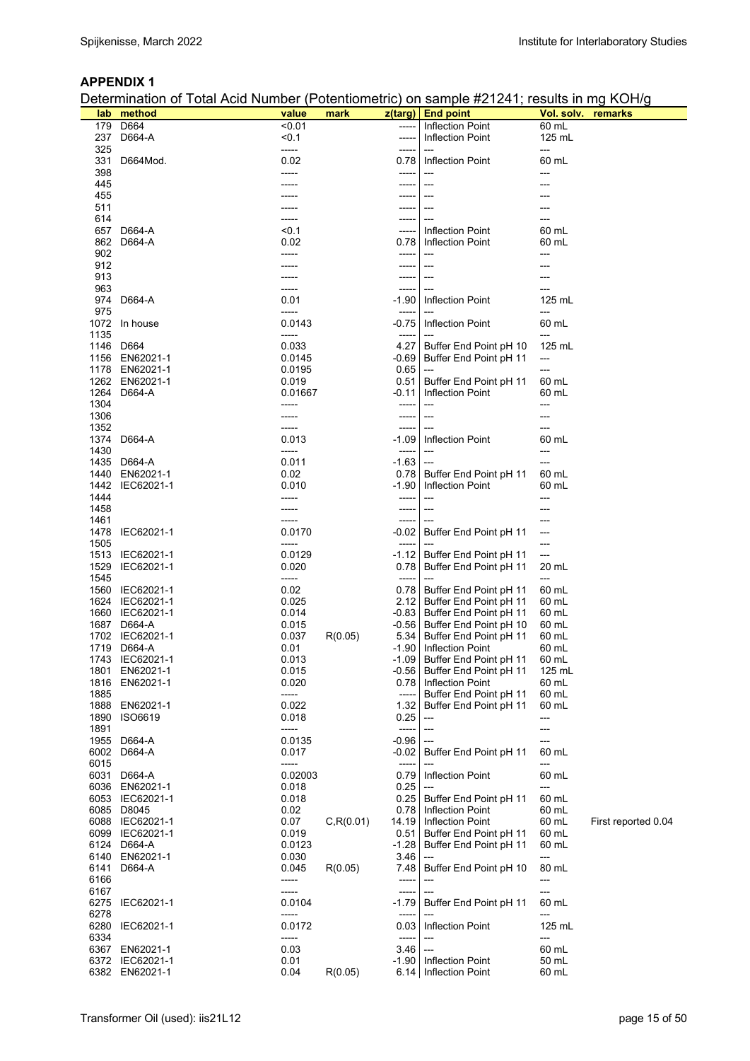## APPENDIX 1

Determination of Total Acid Number (Potentiometric) on sample #21241; results in mg KOH/g

| lab | method | value | mark | z(targ) | End point | Vol. solv. | remarks |
|---|---|---|---|---|---|---|---|
| 179 | D664 | <0.01 | | ----- | Inflection Point | 60 mL | |
| 237 | D664-A | <0.1 | | ----- | Inflection Point | 125 mL | |
| 325 | | ----- | | ----- | --- | --- | |
| 331 | D664Mod. | 0.02 | | 0.78 | Inflection Point | 60 mL | |
| 398 | | ----- | | ----- | --- | --- | |
| 445 | | ----- | | ----- | --- | --- | |
| 455 | | ----- | | ----- | --- | --- | |
| 511 | | ----- | | ----- | --- | --- | |
| 614 | | ----- | | ----- | --- | --- | |
| 657 | D664-A | <0.1 | | ----- | Inflection Point | 60 mL | |
| 862 | D664-A | 0.02 | | 0.78 | Inflection Point | 60 mL | |
| 902 | | ----- | | ----- | --- | --- | |
| 912 | | ----- | | ----- | --- | --- | |
| 913 | | ----- | | ----- | --- | --- | |
| 963 | | ----- | | ----- | --- | --- | |
| 974 | D664-A | 0.01 | | -1.90 | Inflection Point | 125 mL | |
| 975 | | ----- | | ----- | --- | --- | |
| 1072 | In house | 0.0143 | | -0.75 | Inflection Point | 60 mL | |
| 1135 | | ----- | | ----- | --- | --- | |
| 1146 | D664 | 0.033 | | 4.27 | Buffer End Point pH 10 | 125 mL | |
| 1156 | EN62021-1 | 0.0145 | | -0.69 | Buffer End Point pH 11 | --- | |
| 1178 | EN62021-1 | 0.0195 | | 0.65 | --- | --- | |
| 1262 | EN62021-1 | 0.019 | | 0.51 | Buffer End Point pH 11 | 60 mL | |
| 1264 | D664-A | 0.01667 | | -0.11 | Inflection Point | 60 mL | |
| 1304 | | ----- | | ----- | --- | --- | |
| 1306 | | ----- | | ----- | --- | --- | |
| 1352 | | ----- | | ----- | --- | --- | |
| 1374 | D664-A | 0.013 | | -1.09 | Inflection Point | 60 mL | |
| 1430 | | ----- | | ----- | --- | --- | |
| 1435 | D664-A | 0.011 | | -1.63 | --- | --- | |
| 1440 | EN62021-1 | 0.02 | | 0.78 | Buffer End Point pH 11 | 60 mL | |
| 1442 | IEC62021-1 | 0.010 | | -1.90 | Inflection Point | 60 mL | |
| 1444 | | ----- | | ----- | --- | --- | |
| 1458 | | ----- | | ----- | --- | --- | |
| 1461 | | ----- | | ----- | --- | --- | |
| 1478 | IEC62021-1 | 0.0170 | | -0.02 | Buffer End Point pH 11 | --- | |
| 1505 | | ----- | | ----- | --- | --- | |
| 1513 | IEC62021-1 | 0.0129 | | -1.12 | Buffer End Point pH 11 | --- | |
| 1529 | IEC62021-1 | 0.020 | | 0.78 | Buffer End Point pH 11 | 20 mL | |
| 1545 | | ----- | | ----- | --- | --- | |
| 1560 | IEC62021-1 | 0.02 | | 0.78 | Buffer End Point pH 11 | 60 mL | |
| 1624 | IEC62021-1 | 0.025 | | 2.12 | Buffer End Point pH 11 | 60 mL | |
| 1660 | IEC62021-1 | 0.014 | | -0.83 | Buffer End Point pH 11 | 60 mL | |
| 1687 | D664-A | 0.015 | | -0.56 | Buffer End Point pH 10 | 60 mL | |
| 1702 | IEC62021-1 | 0.037 | R(0.05) | 5.34 | Buffer End Point pH 11 | 60 mL | |
| 1719 | D664-A | 0.01 | | -1.90 | Inflection Point | 60 mL | |
| 1743 | IEC62021-1 | 0.013 | | -1.09 | Buffer End Point pH 11 | 60 mL | |
| 1801 | EN62021-1 | 0.015 | | -0.56 | Buffer End Point pH 11 | 125 mL | |
| 1816 | EN62021-1 | 0.020 | | 0.78 | Inflection Point | 60 mL | |
| 1885 | | ----- | | ----- | Buffer End Point pH 11 | 60 mL | |
| 1888 | EN62021-1 | 0.022 | | 1.32 | Buffer End Point pH 11 | 60 mL | |
| 1890 | ISO6619 | 0.018 | | 0.25 | --- | --- | |
| 1891 | | ----- | | ----- | --- | --- | |
| 1955 | D664-A | 0.0135 | | -0.96 | --- | --- | |
| 6002 | D664-A | 0.017 | | -0.02 | Buffer End Point pH 11 | 60 mL | |
| 6015 | | ----- | | ----- | --- | --- | |
| 6031 | D664-A | 0.02003 | | 0.79 | Inflection Point | 60 mL | |
| 6036 | EN62021-1 | 0.018 | | 0.25 | --- | --- | |
| 6053 | IEC62021-1 | 0.018 | | 0.25 | Buffer End Point pH 11 | 60 mL | |
| 6085 | D8045 | 0.02 | | 0.78 | Inflection Point | 60 mL | |
| 6088 | IEC62021-1 | 0.07 | C,R(0.01) | 14.19 | Inflection Point | 60 mL | First reported 0.04 |
| 6099 | IEC62021-1 | 0.019 | | 0.51 | Buffer End Point pH 11 | 60 mL | |
| 6124 | D664-A | 0.0123 | | -1.28 | Buffer End Point pH 11 | 60 mL | |
| 6140 | EN62021-1 | 0.030 | | 3.46 | --- | --- | |
| 6141 | D664-A | 0.045 | R(0.05) | 7.48 | Buffer End Point pH 10 | 80 mL | |
| 6166 | | ----- | | ----- | --- | --- | |
| 6167 | | ----- | | ----- | --- | --- | |
| 6275 | IEC62021-1 | 0.0104 | | -1.79 | Buffer End Point pH 11 | 60 mL | |
| 6278 | | ----- | | ----- | --- | --- | |
| 6280 | IEC62021-1 | 0.0172 | | 0.03 | Inflection Point | 125 mL | |
| 6334 | | ----- | | ----- | --- | --- | |
| 6367 | EN62021-1 | 0.03 | | 3.46 | --- | 60 mL | |
| 6372 | IEC62021-1 | 0.01 | | -1.90 | Inflection Point | 50 mL | |
| 6382 | EN62021-1 | 0.04 | R(0.05) | 6.14 | Inflection Point | 60 mL | |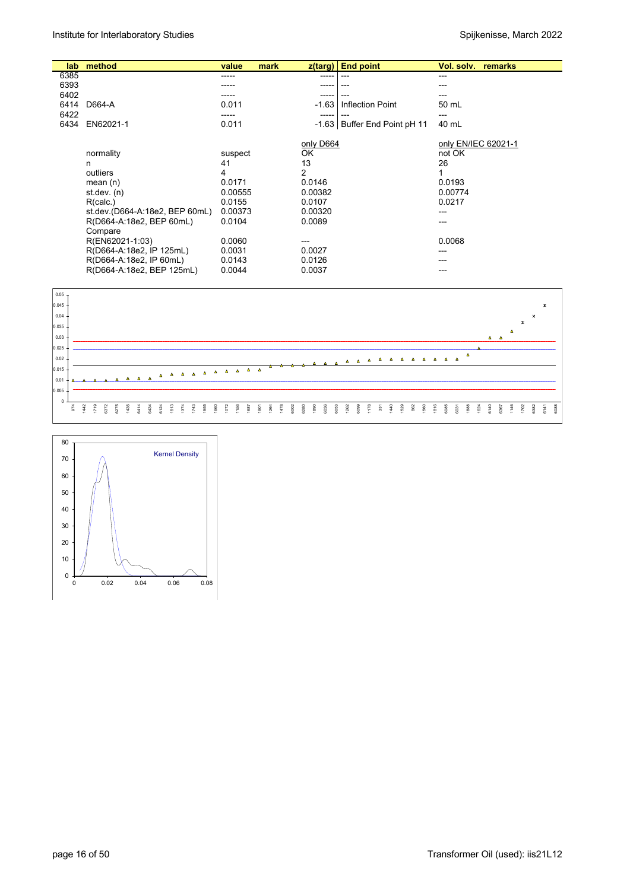| lab | method | value | mark | z(targ) | End point | Vol. solv. | remarks |
|---|---|---|---|---|---|---|---|
| 6385 | | ----- | | ----- | --- | --- | |
| 6393 | | ----- | | ----- | --- | --- | |
| 6402 | | ----- | | ----- | --- | --- | |
| 6414 | D664-A | 0.011 | | -1.63 | Inflection Point | 50 mL | |
| 6422 | | ----- | | ----- | --- | --- | |
| 6434 | EN62021-1 | 0.011 | | -1.63 | Buffer End Point pH 11 | 40 mL | |

| | | only D664 | only EN/IEC 62021-1 |
|---|---|---|---|
| normality | suspect | OK | not OK |
| n | 41 | 13 | 26 |
| outliers | 4 | 2 | 1 |
| mean (n) | 0.0171 | 0.0146 | 0.0193 |
| st.dev. (n) | 0.00555 | 0.00382 | 0.00774 |
| R(calc.) | 0.0155 | 0.0107 | 0.0217 |
| st.dev.(D664-A:18e2, BEP 60mL) | 0.00373 | 0.00320 | --- |
| R(D664-A:18e2, BEP 60mL) | 0.0104 | 0.0089 | --- |
| Compare | | | |
| R(EN62021-1:03) | 0.0060 | --- | 0.0068 |
| R(D664-A:18e2, IP 125mL) | 0.0031 | 0.0027 | --- |
| R(D664-A:18e2, IP 60mL) | 0.0143 | 0.0126 | --- |
| R(D664-A:18e2, BEP 125mL) | 0.0044 | 0.0037 | --- |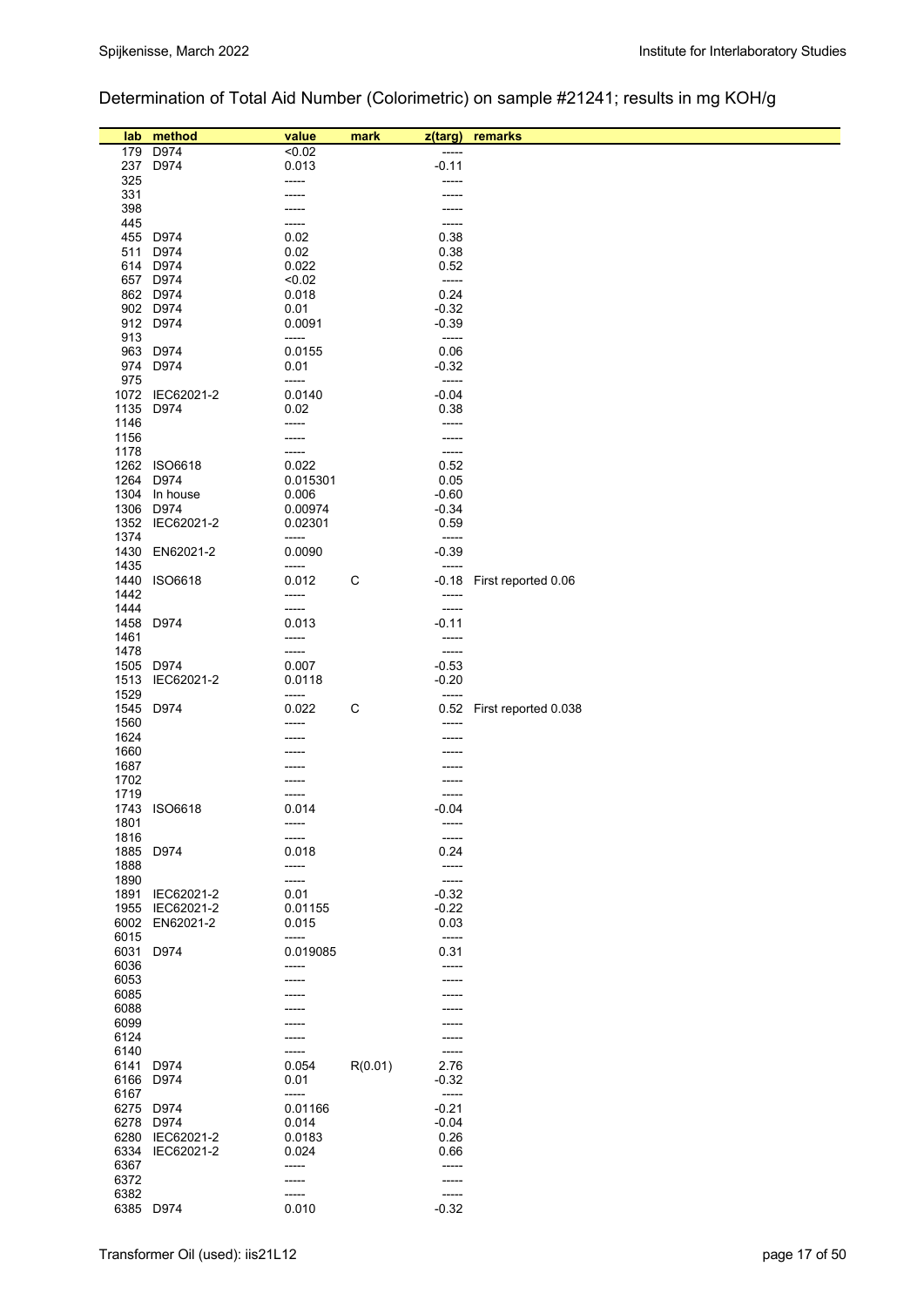## Determination of Total Aid Number (Colorimetric) on sample #21241; results in mg KOH/g

| lab | method | value | mark | z(targ) | remarks |
|---|---|---|---|---|---|
| 179 | D974 | <0.02 | | ----- | |
| 237 | D974 | 0.013 | | -0.11 | |
| 325 | | ----- | | ----- | |
| 331 | | ----- | | ----- | |
| 398 | | ----- | | ----- | |
| 445 | | ----- | | ----- | |
| 455 | D974 | 0.02 | | 0.38 | |
| 511 | D974 | 0.02 | | 0.38 | |
| 614 | D974 | 0.022 | | 0.52 | |
| 657 | D974 | <0.02 | | ----- | |
| 862 | D974 | 0.018 | | 0.24 | |
| 902 | D974 | 0.01 | | -0.32 | |
| 912 | D974 | 0.0091 | | -0.39 | |
| 913 | | ----- | | ----- | |
| 963 | D974 | 0.0155 | | 0.06 | |
| 974 | D974 | 0.01 | | -0.32 | |
| 975 | | ----- | | ----- | |
| 1072 | IEC62021-2 | 0.0140 | | -0.04 | |
| 1135 | D974 | 0.02 | | 0.38 | |
| 1146 | | ----- | | ----- | |
| 1156 | | ----- | | ----- | |
| 1178 | | ----- | | ----- | |
| 1262 | ISO6618 | 0.022 | | 0.52 | |
| 1264 | D974 | 0.015301 | | 0.05 | |
| 1304 | In house | 0.006 | | -0.60 | |
| 1306 | D974 | 0.00974 | | -0.34 | |
| 1352 | IEC62021-2 | 0.02301 | | 0.59 | |
| 1374 | | ----- | | ----- | |
| 1430 | EN62021-2 | 0.0090 | | -0.39 | |
| 1435 | | ----- | | ----- | |
| 1440 | ISO6618 | 0.012 | C | -0.18 | First reported 0.06 |
| 1442 | | ----- | | ----- | |
| 1444 | | ----- | | ----- | |
| 1458 | D974 | 0.013 | | -0.11 | |
| 1461 | | ----- | | ----- | |
| 1478 | | ----- | | ----- | |
| 1505 | D974 | 0.007 | | -0.53 | |
| 1513 | IEC62021-2 | 0.0118 | | -0.20 | |
| 1529 | | ----- | | ----- | |
| 1545 | D974 | 0.022 | C | 0.52 | First reported 0.038 |
| 1560 | | ----- | | ----- | |
| 1624 | | ----- | | ----- | |
| 1660 | | ----- | | ----- | |
| 1687 | | ----- | | ----- | |
| 1702 | | ----- | | ----- | |
| 1719 | | ----- | | ----- | |
| 1743 | ISO6618 | 0.014 | | -0.04 | |
| 1801 | | ----- | | ----- | |
| 1816 | | ----- | | ----- | |
| 1885 | D974 | 0.018 | | 0.24 | |
| 1888 | | ----- | | ----- | |
| 1890 | | ----- | | ----- | |
| 1891 | IEC62021-2 | 0.01 | | -0.32 | |
| 1955 | IEC62021-2 | 0.01155 | | -0.22 | |
| 6002 | EN62021-2 | 0.015 | | 0.03 | |
| 6015 | | ----- | | ----- | |
| 6031 | D974 | 0.019085 | | 0.31 | |
| 6036 | | ----- | | ----- | |
| 6053 | | ----- | | ----- | |
| 6085 | | ----- | | ----- | |
| 6088 | | ----- | | ----- | |
| 6099 | | ----- | | ----- | |
| 6124 | | ----- | | ----- | |
| 6140 | | ----- | | ----- | |
| 6141 | D974 | 0.054 | R(0.01) | 2.76 | |
| 6166 | D974 | 0.01 | | -0.32 | |
| 6167 | | ----- | | ----- | |
| 6275 | D974 | 0.01166 | | -0.21 | |
| 6278 | D974 | 0.014 | | -0.04 | |
| 6280 | IEC62021-2 | 0.0183 | | 0.26 | |
| 6334 | IEC62021-2 | 0.024 | | 0.66 | |
| 6367 | | ----- | | ----- | |
| 6372 | | ----- | | ----- | |
| 6382 | | ----- | | ----- | |
| 6385 | D974 | 0.010 | | -0.32 | |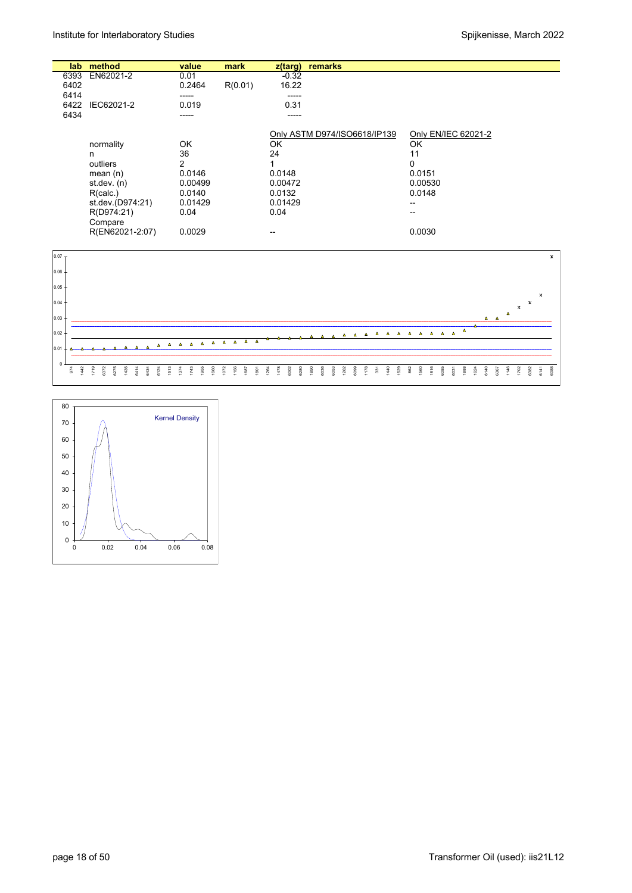| lab | method | value | mark | z(targ) | remarks |
|---|---|---|---|---|---|
| 6393 | EN62021-2 | 0.01 | | -0.32 | |
| 6402 | | 0.2464 | R(0.01) | 16.22 | |
| 6414 | | ----- | | ----- | |
| 6422 | IEC62021-2 | 0.019 | | 0.31 | |
| 6434 | | ----- | | ----- | |

| | | Only ASTM D974/ISO6618/IP139 | Only EN/IEC 62021-2 |
|---|---|---|---|
| normality | OK | OK | OK |
| n | 36 | 24 | 11 |
| outliers | 2 | 1 | 0 |
| mean (n) | 0.0146 | 0.0148 | 0.0151 |
| st.dev. (n) | 0.00499 | 0.00472 | 0.00530 |
| R(calc.) | 0.0140 | 0.0132 | 0.0148 |
| st.dev.(D974:21) | 0.01429 | 0.01429 | -- |
| R(D974:21) | 0.04 | 0.04 | -- |
| Compare R(EN62021-2:07) | 0.0029 | -- | 0.0030 |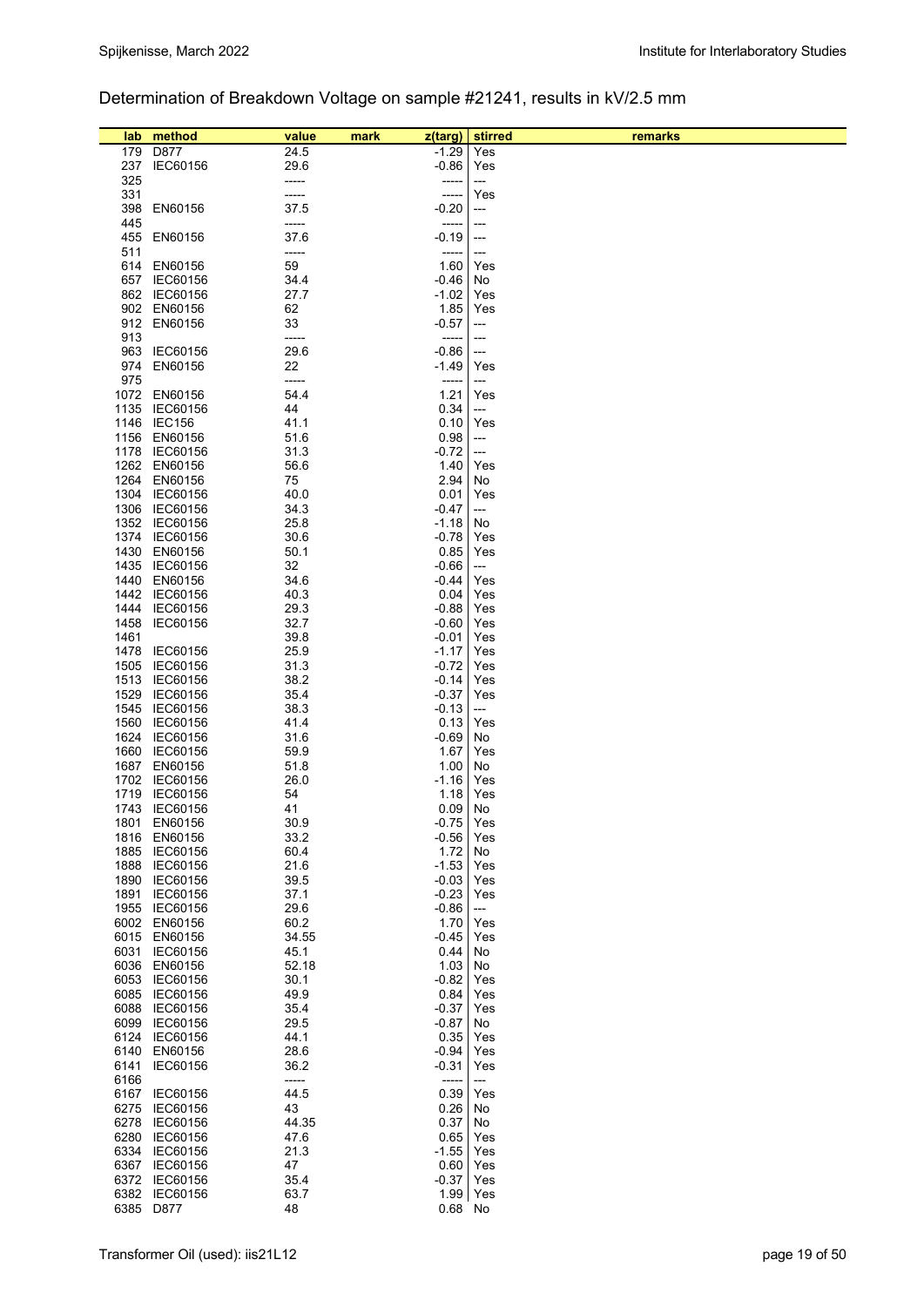## Determination of Breakdown Voltage on sample #21241, results in kV/2.5 mm

| lab | method | value | mark | z(targ) | stirred | remarks |
|---|---|---|---|---|---|---|
| 179 | D877 | 24.5 | | -1.29 | Yes | |
| 237 | IEC60156 | 29.6 | | -0.86 | Yes | |
| 325 | | ----- | | ----- | --- | |
| 331 | | ----- | | ----- | Yes | |
| 398 | EN60156 | 37.5 | | -0.20 | --- | |
| 445 | | ----- | | ----- | --- | |
| 455 | EN60156 | 37.6 | | -0.19 | --- | |
| 511 | | ----- | | ----- | --- | |
| 614 | EN60156 | 59 | | 1.60 | Yes | |
| 657 | IEC60156 | 34.4 | | -0.46 | No | |
| 862 | IEC60156 | 27.7 | | -1.02 | Yes | |
| 902 | EN60156 | 62 | | 1.85 | Yes | |
| 912 | EN60156 | 33 | | -0.57 | --- | |
| 913 | | ----- | | ----- | --- | |
| 963 | IEC60156 | 29.6 | | -0.86 | --- | |
| 974 | EN60156 | 22 | | -1.49 | Yes | |
| 975 | | ----- | | ----- | --- | |
| 1072 | EN60156 | 54.4 | | 1.21 | Yes | |
| 1135 | IEC60156 | 44 | | 0.34 | --- | |
| 1146 | IEC156 | 41.1 | | 0.10 | Yes | |
| 1156 | EN60156 | 51.6 | | 0.98 | --- | |
| 1178 | IEC60156 | 31.3 | | -0.72 | --- | |
| 1262 | EN60156 | 56.6 | | 1.40 | Yes | |
| 1264 | EN60156 | 75 | | 2.94 | No | |
| 1304 | IEC60156 | 40.0 | | 0.01 | Yes | |
| 1306 | IEC60156 | 34.3 | | -0.47 | --- | |
| 1352 | IEC60156 | 25.8 | | -1.18 | No | |
| 1374 | IEC60156 | 30.6 | | -0.78 | Yes | |
| 1430 | EN60156 | 50.1 | | 0.85 | Yes | |
| 1435 | IEC60156 | 32 | | -0.66 | --- | |
| 1440 | EN60156 | 34.6 | | -0.44 | Yes | |
| 1442 | IEC60156 | 40.3 | | 0.04 | Yes | |
| 1444 | IEC60156 | 29.3 | | -0.88 | Yes | |
| 1458 | IEC60156 | 32.7 | | -0.60 | Yes | |
| 1461 | | 39.8 | | -0.01 | Yes | |
| 1478 | IEC60156 | 25.9 | | -1.17 | Yes | |
| 1505 | IEC60156 | 31.3 | | -0.72 | Yes | |
| 1513 | IEC60156 | 38.2 | | -0.14 | Yes | |
| 1529 | IEC60156 | 35.4 | | -0.37 | Yes | |
| 1545 | IEC60156 | 38.3 | | -0.13 | --- | |
| 1560 | IEC60156 | 41.4 | | 0.13 | Yes | |
| 1624 | IEC60156 | 31.6 | | -0.69 | No | |
| 1660 | IEC60156 | 59.9 | | 1.67 | Yes | |
| 1687 | EN60156 | 51.8 | | 1.00 | No | |
| 1702 | IEC60156 | 26.0 | | -1.16 | Yes | |
| 1719 | IEC60156 | 54 | | 1.18 | Yes | |
| 1743 | IEC60156 | 41 | | 0.09 | No | |
| 1801 | EN60156 | 30.9 | | -0.75 | Yes | |
| 1816 | EN60156 | 33.2 | | -0.56 | Yes | |
| 1885 | IEC60156 | 60.4 | | 1.72 | No | |
| 1888 | IEC60156 | 21.6 | | -1.53 | Yes | |
| 1890 | IEC60156 | 39.5 | | -0.03 | Yes | |
| 1891 | IEC60156 | 37.1 | | -0.23 | Yes | |
| 1955 | IEC60156 | 29.6 | | -0.86 | --- | |
| 6002 | EN60156 | 60.2 | | 1.70 | Yes | |
| 6015 | EN60156 | 34.55 | | -0.45 | Yes | |
| 6031 | IEC60156 | 45.1 | | 0.44 | No | |
| 6036 | EN60156 | 52.18 | | 1.03 | No | |
| 6053 | IEC60156 | 30.1 | | -0.82 | Yes | |
| 6085 | IEC60156 | 49.9 | | 0.84 | Yes | |
| 6088 | IEC60156 | 35.4 | | -0.37 | Yes | |
| 6099 | IEC60156 | 29.5 | | -0.87 | No | |
| 6124 | IEC60156 | 44.1 | | 0.35 | Yes | |
| 6140 | EN60156 | 28.6 | | -0.94 | Yes | |
| 6141 | IEC60156 | 36.2 | | -0.31 | Yes | |
| 6166 | | ----- | | ----- | --- | |
| 6167 | IEC60156 | 44.5 | | 0.39 | Yes | |
| 6275 | IEC60156 | 43 | | 0.26 | No | |
| 6278 | IEC60156 | 44.35 | | 0.37 | No | |
| 6280 | IEC60156 | 47.6 | | 0.65 | Yes | |
| 6334 | IEC60156 | 21.3 | | -1.55 | Yes | |
| 6367 | IEC60156 | 47 | | 0.60 | Yes | |
| 6372 | IEC60156 | 35.4 | | -0.37 | Yes | |
| 6382 | IEC60156 | 63.7 | | 1.99 | Yes | |
| 6385 | D877 | 48 | | 0.68 | No | |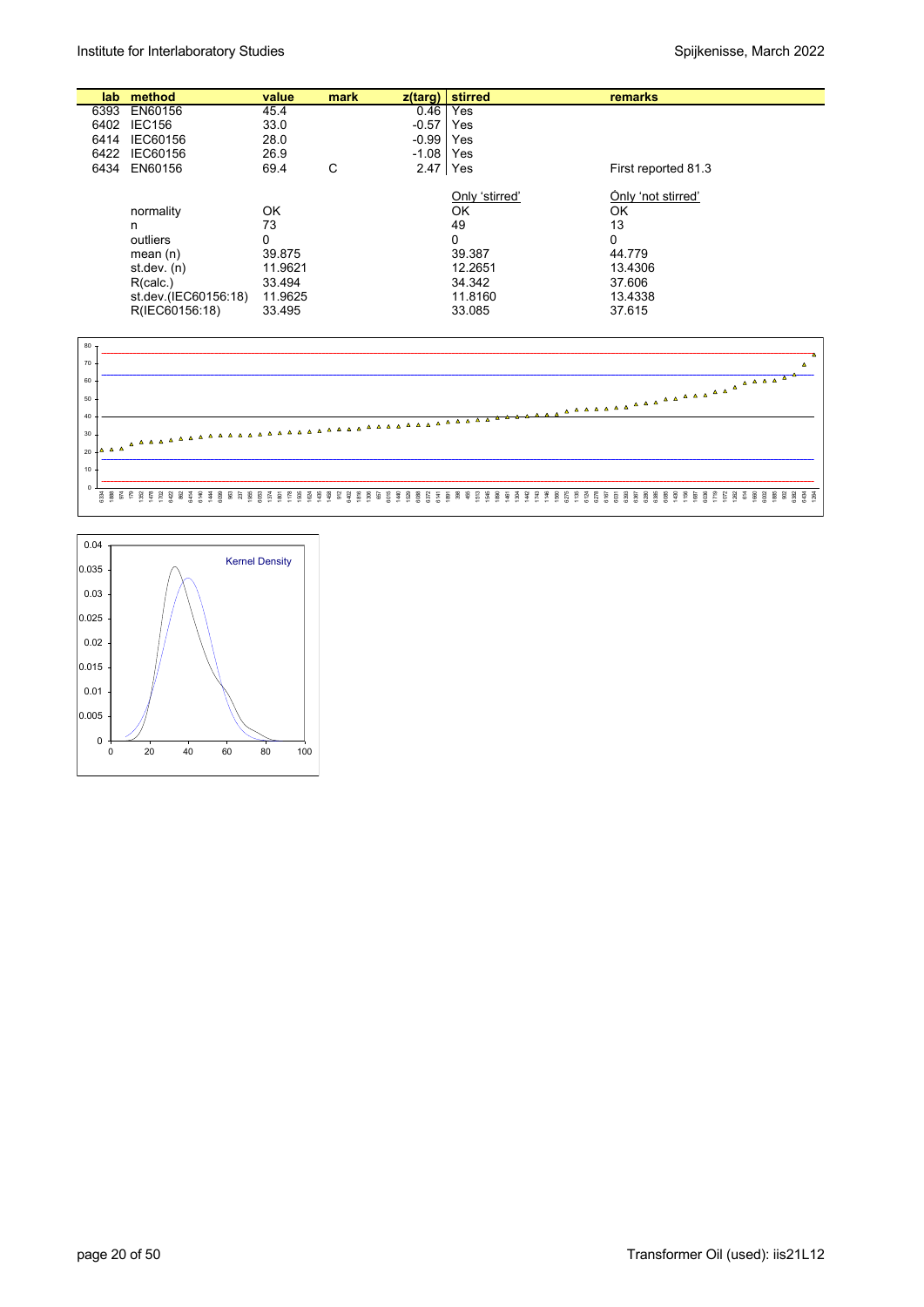| lab | method | value | mark | z(targ) | stirred | remarks |
|---|---|---|---|---|---|---|
| 6393 | EN60156 | 45.4 | | 0.46 | Yes | |
| 6402 | IEC156 | 33.0 | | -0.57 | Yes | |
| 6414 | IEC60156 | 28.0 | | -0.99 | Yes | |
| 6422 | IEC60156 | 26.9 | | -1.08 | Yes | |
| 6434 | EN60156 | 69.4 | C | 2.47 | Yes | First reported 81.3 |

| | | Only 'stirred' | Only 'not stirred' |
|---|---|---|---|
| normality | OK | OK | OK |
| n | 73 | 49 | 13 |
| outliers | 0 | 0 | 0 |
| mean (n) | 39.875 | 39.387 | 44.779 |
| st.dev. (n) | 11.9621 | 12.2651 | 13.4306 |
| R(calc.) | 33.494 | 34.342 | 37.606 |
| st.dev.(IEC60156:18) | 11.9625 | 11.8160 | 13.4338 |
| R(IEC60156:18) | 33.495 | 33.085 | 37.615 |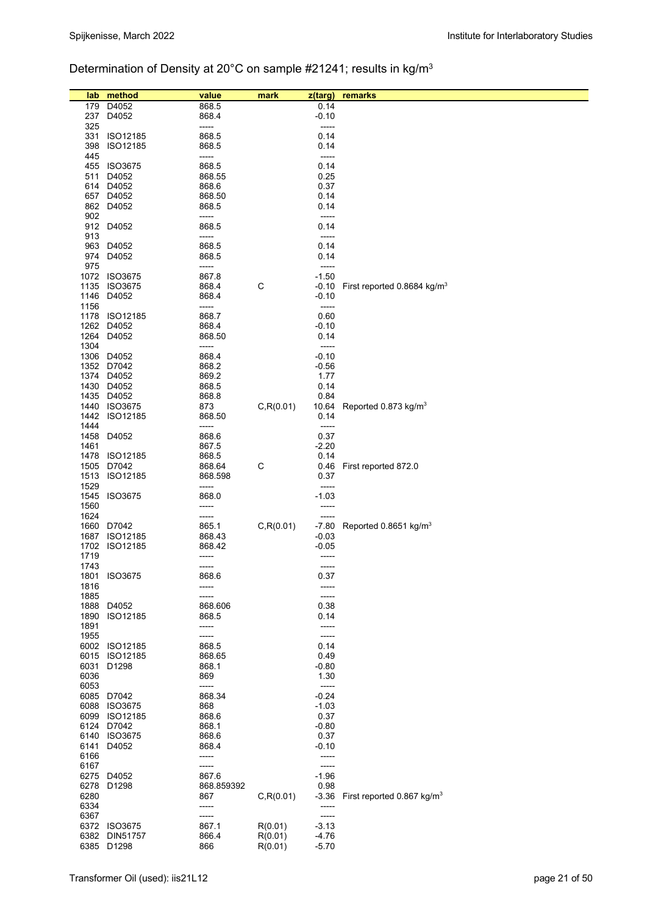Determination of Density at 20°C on sample #21241; results in kg/m$^3$

| lab | method | value | mark | z(targ) | remarks |
|---|---|---|---|---|---|
| 179 | D4052 | 868.5 | | 0.14 | |
| 237 | D4052 | 868.4 | | -0.10 | |
| 325 | | ----- | | ----- | |
| 331 | ISO12185 | 868.5 | | 0.14 | |
| 398 | ISO12185 | 868.5 | | 0.14 | |
| 445 | | ----- | | ----- | |
| 455 | ISO3675 | 868.5 | | 0.14 | |
| 511 | D4052 | 868.55 | | 0.25 | |
| 614 | D4052 | 868.6 | | 0.37 | |
| 657 | D4052 | 868.50 | | 0.14 | |
| 862 | D4052 | 868.5 | | 0.14 | |
| 902 | | ----- | | ----- | |
| 912 | D4052 | 868.5 | | 0.14 | |
| 913 | | ----- | | ----- | |
| 963 | D4052 | 868.5 | | 0.14 | |
| 974 | D4052 | 868.5 | | 0.14 | |
| 975 | | ----- | | ----- | |
| 1072 | ISO3675 | 867.8 | | -1.50 | |
| 1135 | ISO3675 | 868.4 | C | -0.10 | First reported 0.8684 kg/m$^3$ |
| 1146 | D4052 | 868.4 | | -0.10 | |
| 1156 | | ----- | | ----- | |
| 1178 | ISO12185 | 868.7 | | 0.60 | |
| 1262 | D4052 | 868.4 | | -0.10 | |
| 1264 | D4052 | 868.50 | | 0.14 | |
| 1304 | | ----- | | ----- | |
| 1306 | D4052 | 868.4 | | -0.10 | |
| 1352 | D7042 | 868.2 | | -0.56 | |
| 1374 | D4052 | 869.2 | | 1.77 | |
| 1430 | D4052 | 868.5 | | 0.14 | |
| 1435 | D4052 | 868.8 | | 0.84 | |
| 1440 | ISO3675 | 873 | C,R(0.01) | 10.64 | Reported 0.873 kg/m$^3$ |
| 1442 | ISO12185 | 868.50 | | 0.14 | |
| 1444 | | ----- | | ----- | |
| 1458 | D4052 | 868.6 | | 0.37 | |
| 1461 | | 867.5 | | -2.20 | |
| 1478 | ISO12185 | 868.5 | | 0.14 | |
| 1505 | D7042 | 868.64 | C | 0.46 | First reported 872.0 |
| 1513 | ISO12185 | 868.598 | | 0.37 | |
| 1529 | | ----- | | ----- | |
| 1545 | ISO3675 | 868.0 | | -1.03 | |
| 1560 | | ----- | | ----- | |
| 1624 | | ----- | | ----- | |
| 1660 | D7042 | 865.1 | C,R(0.01) | -7.80 | Reported 0.8651 kg/m$^3$ |
| 1687 | ISO12185 | 868.43 | | -0.03 | |
| 1702 | ISO12185 | 868.42 | | -0.05 | |
| 1719 | | ----- | | ----- | |
| 1743 | | ----- | | ----- | |
| 1801 | ISO3675 | 868.6 | | 0.37 | |
| 1816 | | ----- | | ----- | |
| 1885 | | ----- | | ----- | |
| 1888 | D4052 | 868.606 | | 0.38 | |
| 1890 | ISO12185 | 868.5 | | 0.14 | |
| 1891 | | ----- | | ----- | |
| 1955 | | ----- | | ----- | |
| 6002 | ISO12185 | 868.5 | | 0.14 | |
| 6015 | ISO12185 | 868.65 | | 0.49 | |
| 6031 | D1298 | 868.1 | | -0.80 | |
| 6036 | | 869 | | 1.30 | |
| 6053 | | ----- | | ----- | |
| 6085 | D7042 | 868.34 | | -0.24 | |
| 6088 | ISO3675 | 868 | | -1.03 | |
| 6099 | ISO12185 | 868.6 | | 0.37 | |
| 6124 | D7042 | 868.1 | | -0.80 | |
| 6140 | ISO3675 | 868.6 | | 0.37 | |
| 6141 | D4052 | 868.4 | | -0.10 | |
| 6166 | | ----- | | ----- | |
| 6167 | | ----- | | ----- | |
| 6275 | D4052 | 867.6 | | -1.96 | |
| 6278 | D1298 | 868.859392 | | 0.98 | |
| 6280 | | 867 | C,R(0.01) | -3.36 | First reported 0.867 kg/m$^3$ |
| 6334 | | ----- | | ----- | |
| 6367 | | ----- | | ----- | |
| 6372 | ISO3675 | 867.1 | R(0.01) | -3.13 | |
| 6382 | DIN51757 | 866.4 | R(0.01) | -4.76 | |
| 6385 | D1298 | 866 | R(0.01) | -5.70 | |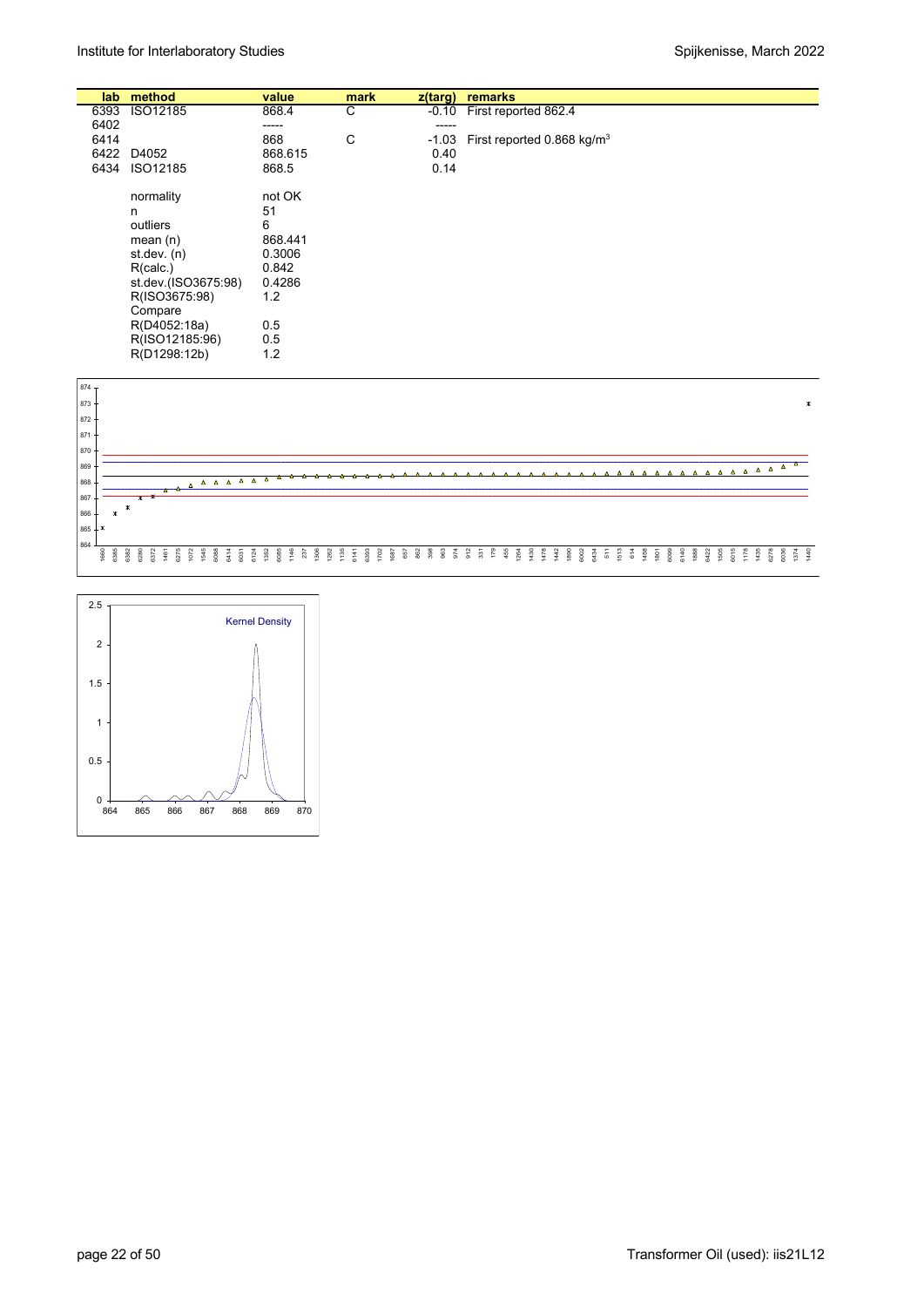| lab | method | value | mark | z(targ) | remarks |
|---|---|---|---|---|---|
| 6393 | ISO12185 | 868.4 | C | -0.10 | First reported 862.4 |
| 6402 | | ----- | | ----- | |
| 6414 | | 868 | C | -1.03 | First reported 0.868 kg/m$^3$ |
| 6422 | D4052 | 868.615 | | 0.40 | |
| 6434 | ISO12185 | 868.5 | | 0.14 | |

| | |
|---|---|
| normality | not OK |
| n | 51 |
| outliers | 6 |
| mean (n) | 868.441 |
| st.dev. (n) | 0.3006 |
| R(calc.) | 0.842 |
| st.dev.(ISO3675:98) | 0.4286 |
| R(ISO3675:98) | 1.2 |
| Compare | |
| R(D4052:18a) | 0.5 |
| R(ISO12185:96) | 0.5 |
| R(D1298:12b) | 1.2 |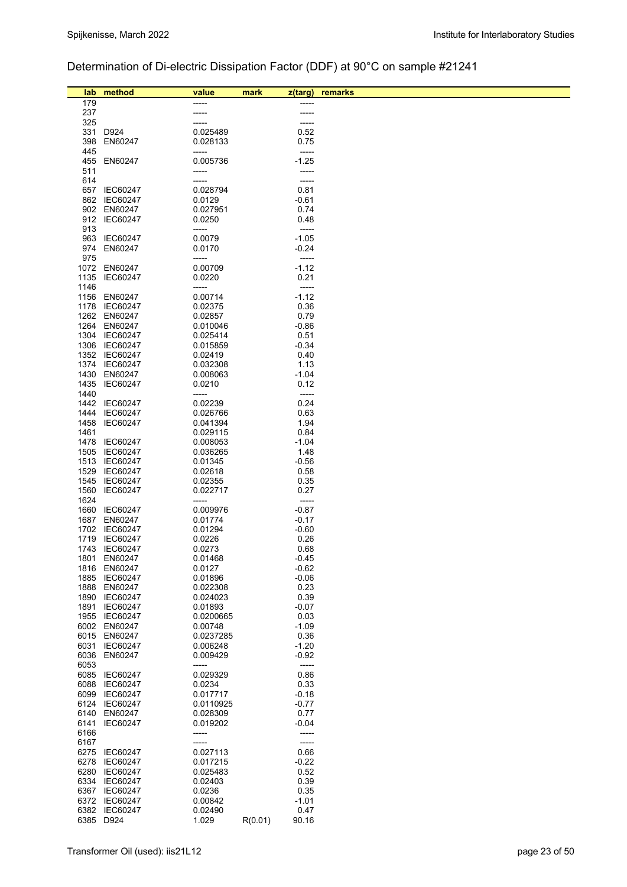# Determination of Di-electric Dissipation Factor (DDF) at 90°C on sample #21241

| lab | method | value | mark | z(targ) | remarks |
|---|---|---|---|---|---|
| 179 | | ----- | | ----- | |
| 237 | | ----- | | ----- | |
| 325 | | ----- | | ----- | |
| 331 | D924 | 0.025489 | | 0.52 | |
| 398 | EN60247 | 0.028133 | | 0.75 | |
| 445 | | ----- | | ----- | |
| 455 | EN60247 | 0.005736 | | -1.25 | |
| 511 | | ----- | | ----- | |
| 614 | | ----- | | ----- | |
| 657 | IEC60247 | 0.028794 | | 0.81 | |
| 862 | IEC60247 | 0.0129 | | -0.61 | |
| 902 | EN60247 | 0.027951 | | 0.74 | |
| 912 | IEC60247 | 0.0250 | | 0.48 | |
| 913 | | ----- | | ----- | |
| 963 | IEC60247 | 0.0079 | | -1.05 | |
| 974 | EN60247 | 0.0170 | | -0.24 | |
| 975 | | ----- | | ----- | |
| 1072 | EN60247 | 0.00709 | | -1.12 | |
| 1135 | IEC60247 | 0.0220 | | 0.21 | |
| 1146 | | ----- | | ----- | |
| 1156 | EN60247 | 0.00714 | | -1.12 | |
| 1178 | IEC60247 | 0.02375 | | 0.36 | |
| 1262 | EN60247 | 0.02857 | | 0.79 | |
| 1264 | EN60247 | 0.010046 | | -0.86 | |
| 1304 | IEC60247 | 0.025414 | | 0.51 | |
| 1306 | IEC60247 | 0.015859 | | -0.34 | |
| 1352 | IEC60247 | 0.02419 | | 0.40 | |
| 1374 | IEC60247 | 0.032308 | | 1.13 | |
| 1430 | EN60247 | 0.008063 | | -1.04 | |
| 1435 | IEC60247 | 0.0210 | | 0.12 | |
| 1440 | | ----- | | ----- | |
| 1442 | IEC60247 | 0.02239 | | 0.24 | |
| 1444 | IEC60247 | 0.026766 | | 0.63 | |
| 1458 | IEC60247 | 0.041394 | | 1.94 | |
| 1461 | | 0.029115 | | 0.84 | |
| 1478 | IEC60247 | 0.008053 | | -1.04 | |
| 1505 | IEC60247 | 0.036265 | | 1.48 | |
| 1513 | IEC60247 | 0.01345 | | -0.56 | |
| 1529 | IEC60247 | 0.02618 | | 0.58 | |
| 1545 | IEC60247 | 0.02355 | | 0.35 | |
| 1560 | IEC60247 | 0.022717 | | 0.27 | |
| 1624 | | ----- | | ----- | |
| 1660 | IEC60247 | 0.009976 | | -0.87 | |
| 1687 | EN60247 | 0.01774 | | -0.17 | |
| 1702 | IEC60247 | 0.01294 | | -0.60 | |
| 1719 | IEC60247 | 0.0226 | | 0.26 | |
| 1743 | IEC60247 | 0.0273 | | 0.68 | |
| 1801 | EN60247 | 0.01468 | | -0.45 | |
| 1816 | EN60247 | 0.0127 | | -0.62 | |
| 1885 | IEC60247 | 0.01896 | | -0.06 | |
| 1888 | EN60247 | 0.022308 | | 0.23 | |
| 1890 | IEC60247 | 0.024023 | | 0.39 | |
| 1891 | IEC60247 | 0.01893 | | -0.07 | |
| 1955 | IEC60247 | 0.0200665 | | 0.03 | |
| 6002 | EN60247 | 0.00748 | | -1.09 | |
| 6015 | EN60247 | 0.0237285 | | 0.36 | |
| 6031 | IEC60247 | 0.006248 | | -1.20 | |
| 6036 | EN60247 | 0.009429 | | -0.92 | |
| 6053 | | ----- | | ----- | |
| 6085 | IEC60247 | 0.029329 | | 0.86 | |
| 6088 | IEC60247 | 0.0234 | | 0.33 | |
| 6099 | IEC60247 | 0.017717 | | -0.18 | |
| 6124 | IEC60247 | 0.0110925 | | -0.77 | |
| 6140 | EN60247 | 0.028309 | | 0.77 | |
| 6141 | IEC60247 | 0.019202 | | -0.04 | |
| 6166 | | ----- | | ----- | |
| 6167 | | ----- | | ----- | |
| 6275 | IEC60247 | 0.027113 | | 0.66 | |
| 6278 | IEC60247 | 0.017215 | | -0.22 | |
| 6280 | IEC60247 | 0.025483 | | 0.52 | |
| 6334 | IEC60247 | 0.02403 | | 0.39 | |
| 6367 | IEC60247 | 0.0236 | | 0.35 | |
| 6372 | IEC60247 | 0.00842 | | -1.01 | |
| 6382 | IEC60247 | 0.02490 | | 0.47 | |
| 6385 | D924 | 1.029 | R(0.01) | 90.16 | |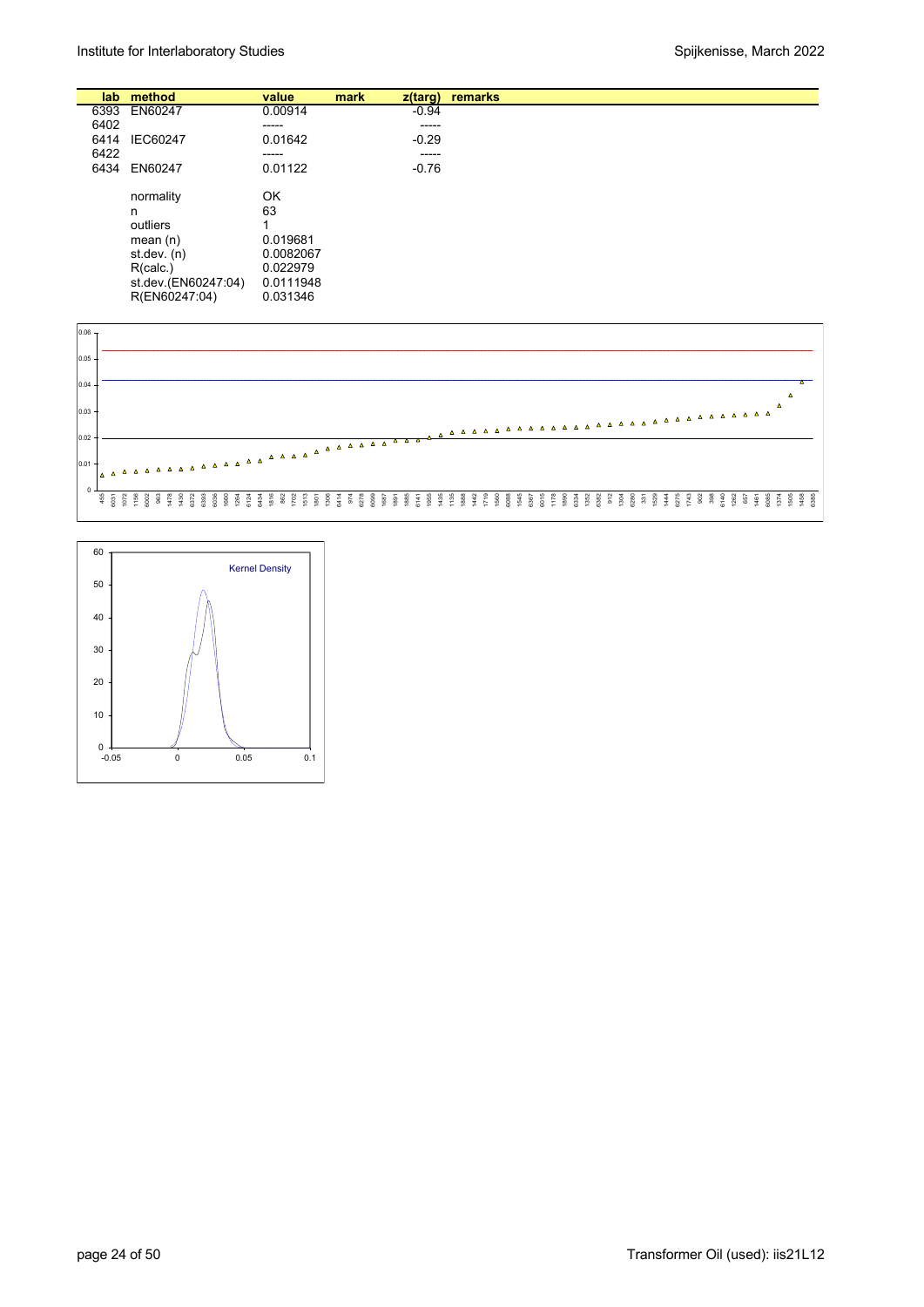| lab | method | value | mark | z(targ) | remarks |
|---|---|---|---|---|---|
| 6393 | EN60247 | 0.00914 | | -0.94 | |
| 6402 | | ----- | | ----- | |
| 6414 | IEC60247 | 0.01642 | | -0.29 | |
| 6422 | | ----- | | ----- | |
| 6434 | EN60247 | 0.01122 | | -0.76 | |
| | normality | OK | | | |
| | n | 63 | | | |
| | outliers | 1 | | | |
| | mean (n) | 0.019681 | | | |
| | st.dev. (n) | 0.0082067 | | | |
| | R(calc.) | 0.022979 | | | |
| | st.dev.(EN60247:04) | 0.0111948 | | | |
| | R(EN60247:04) | 0.031346 | | | |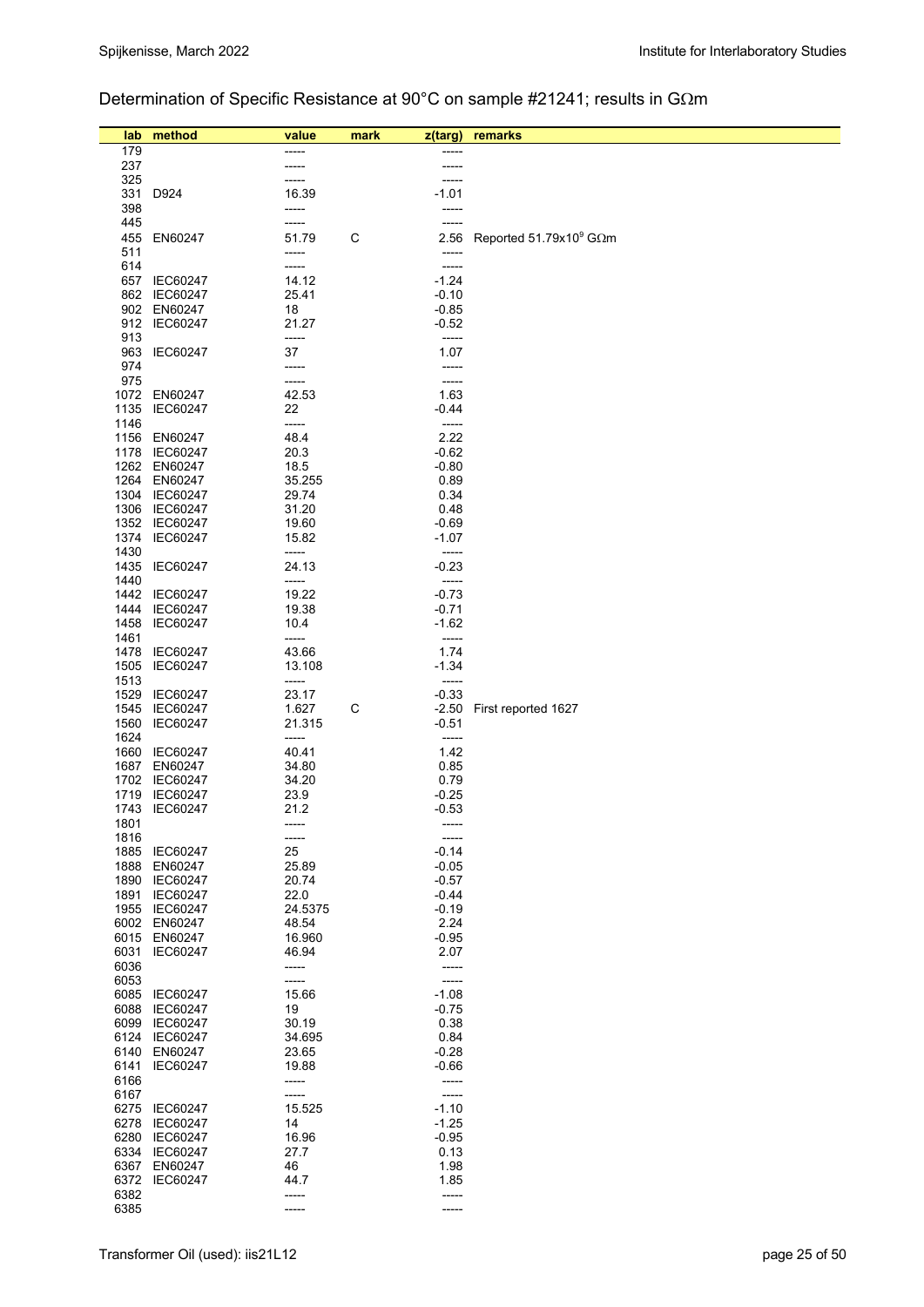## Determination of Specific Resistance at 90°C on sample #21241; results in GΩm

| lab | method | value | mark | z(targ) | remarks |
|---|---|---|---|---|---|
| 179 | | ----- | | ----- | |
| 237 | | ----- | | ----- | |
| 325 | | ----- | | ----- | |
| 331 | D924 | 16.39 | | -1.01 | |
| 398 | | ----- | | ----- | |
| 445 | | ----- | | ----- | |
| 455 | EN60247 | 51.79 | C | 2.56 | Reported 51.79x$10^9$ GΩm |
| 511 | | ----- | | ----- | |
| 614 | | ----- | | ----- | |
| 657 | IEC60247 | 14.12 | | -1.24 | |
| 862 | IEC60247 | 25.41 | | -0.10 | |
| 902 | EN60247 | 18 | | -0.85 | |
| 912 | IEC60247 | 21.27 | | -0.52 | |
| 913 | | ----- | | ----- | |
| 963 | IEC60247 | 37 | | 1.07 | |
| 974 | | ----- | | ----- | |
| 975 | | ----- | | ----- | |
| 1072 | EN60247 | 42.53 | | 1.63 | |
| 1135 | IEC60247 | 22 | | -0.44 | |
| 1146 | | ----- | | ----- | |
| 1156 | EN60247 | 48.4 | | 2.22 | |
| 1178 | IEC60247 | 20.3 | | -0.62 | |
| 1262 | EN60247 | 18.5 | | -0.80 | |
| 1264 | EN60247 | 35.255 | | 0.89 | |
| 1304 | IEC60247 | 29.74 | | 0.34 | |
| 1306 | IEC60247 | 31.20 | | 0.48 | |
| 1352 | IEC60247 | 19.60 | | -0.69 | |
| 1374 | IEC60247 | 15.82 | | -1.07 | |
| 1430 | | ----- | | ----- | |
| 1435 | IEC60247 | 24.13 | | -0.23 | |
| 1440 | | ----- | | ----- | |
| 1442 | IEC60247 | 19.22 | | -0.73 | |
| 1444 | IEC60247 | 19.38 | | -0.71 | |
| 1458 | IEC60247 | 10.4 | | -1.62 | |
| 1461 | | ----- | | ----- | |
| 1478 | IEC60247 | 43.66 | | 1.74 | |
| 1505 | IEC60247 | 13.108 | | -1.34 | |
| 1513 | | ----- | | ----- | |
| 1529 | IEC60247 | 23.17 | | -0.33 | |
| 1545 | IEC60247 | 1.627 | C | -2.50 | First reported 1627 |
| 1560 | IEC60247 | 21.315 | | -0.51 | |
| 1624 | | ----- | | ----- | |
| 1660 | IEC60247 | 40.41 | | 1.42 | |
| 1687 | EN60247 | 34.80 | | 0.85 | |
| 1702 | IEC60247 | 34.20 | | 0.79 | |
| 1719 | IEC60247 | 23.9 | | -0.25 | |
| 1743 | IEC60247 | 21.2 | | -0.53 | |
| 1801 | | ----- | | ----- | |
| 1816 | | ----- | | ----- | |
| 1885 | IEC60247 | 25 | | -0.14 | |
| 1888 | EN60247 | 25.89 | | -0.05 | |
| 1890 | IEC60247 | 20.74 | | -0.57 | |
| 1891 | IEC60247 | 22.0 | | -0.44 | |
| 1955 | IEC60247 | 24.5375 | | -0.19 | |
| 6002 | EN60247 | 48.54 | | 2.24 | |
| 6015 | EN60247 | 16.960 | | -0.95 | |
| 6031 | IEC60247 | 46.94 | | 2.07 | |
| 6036 | | ----- | | ----- | |
| 6053 | | ----- | | ----- | |
| 6085 | IEC60247 | 15.66 | | -1.08 | |
| 6088 | IEC60247 | 19 | | -0.75 | |
| 6099 | IEC60247 | 30.19 | | 0.38 | |
| 6124 | IEC60247 | 34.695 | | 0.84 | |
| 6140 | EN60247 | 23.65 | | -0.28 | |
| 6141 | IEC60247 | 19.88 | | -0.66 | |
| 6166 | | ----- | | ----- | |
| 6167 | | ----- | | ----- | |
| 6275 | IEC60247 | 15.525 | | -1.10 | |
| 6278 | IEC60247 | 14 | | -1.25 | |
| 6280 | IEC60247 | 16.96 | | -0.95 | |
| 6334 | IEC60247 | 27.7 | | 0.13 | |
| 6367 | EN60247 | 46 | | 1.98 | |
| 6372 | IEC60247 | 44.7 | | 1.85 | |
| 6382 | | ----- | | ----- | |
| 6385 | | ----- | | ----- | |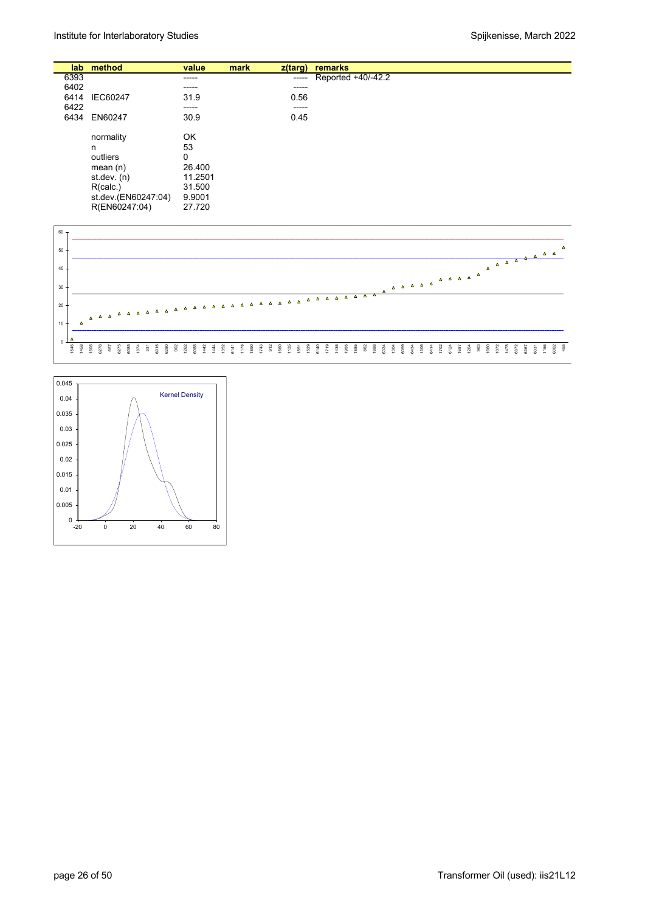| lab | method | value | mark | z(targ) | remarks |
|---|---|---|---|---|---|
| 6393 | | ----- | | ----- | Reported +40/-42.2 |
| 6402 | | ----- | | ----- | |
| 6414 | IEC60247 | 31.9 | | 0.56 | |
| 6422 | | ----- | | ----- | |
| 6434 | EN60247 | 30.9 | | 0.45 | |
| | normality | OK | | | |
| | n | 53 | | | |
| | outliers | 0 | | | |
| | mean (n) | 26.400 | | | |
| | st.dev. (n) | 11.2501 | | | |
| | R(calc.) | 31.500 | | | |
| | st.dev.(EN60247:04) | 9.9001 | | | |
| | R(EN60247:04) | 27.720 | | | |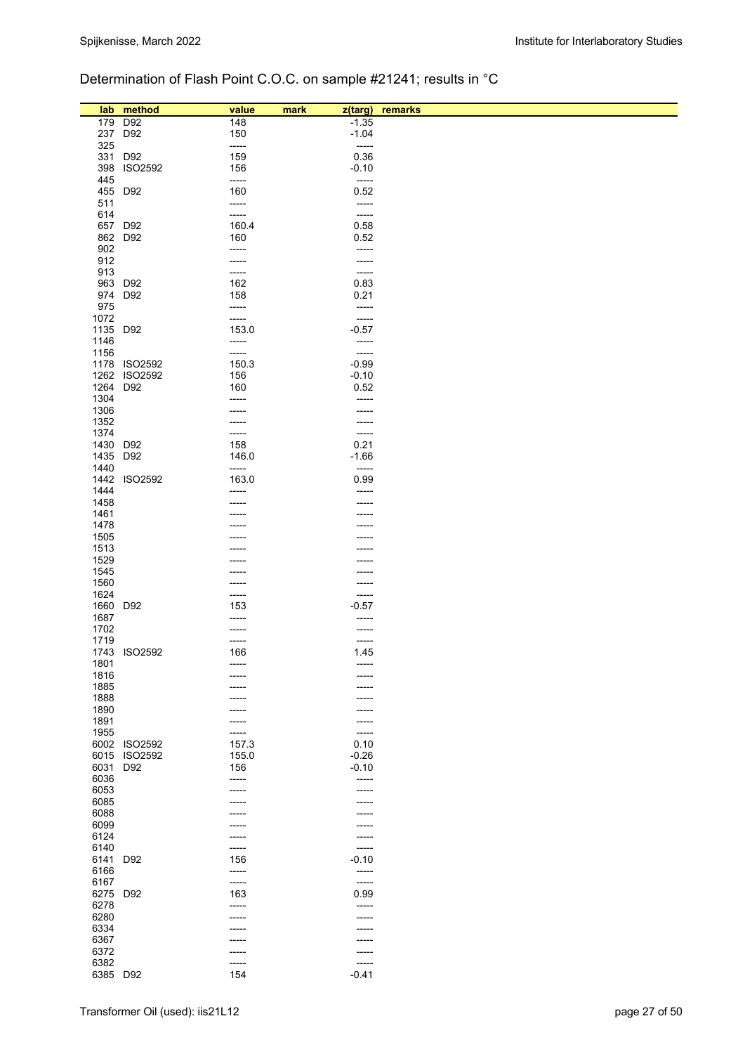## Determination of Flash Point C.O.C. on sample #21241; results in °C

| lab | method | value | mark | z(targ) | remarks |
|---|---|---|---|---|---|
| 179 | D92 | 148 | | -1.35 | |
| 237 | D92 | 150 | | -1.04 | |
| 325 | | ----- | | ----- | |
| 331 | D92 | 159 | | 0.36 | |
| 398 | ISO2592 | 156 | | -0.10 | |
| 445 | | ----- | | ----- | |
| 455 | D92 | 160 | | 0.52 | |
| 511 | | ----- | | ----- | |
| 614 | | ----- | | ----- | |
| 657 | D92 | 160.4 | | 0.58 | |
| 862 | D92 | 160 | | 0.52 | |
| 902 | | ----- | | ----- | |
| 912 | | ----- | | ----- | |
| 913 | | ----- | | ----- | |
| 963 | D92 | 162 | | 0.83 | |
| 974 | D92 | 158 | | 0.21 | |
| 975 | | ----- | | ----- | |
| 1072 | | ----- | | ----- | |
| 1135 | D92 | 153.0 | | -0.57 | |
| 1146 | | ----- | | ----- | |
| 1156 | | ----- | | ----- | |
| 1178 | ISO2592 | 150.3 | | -0.99 | |
| 1262 | ISO2592 | 156 | | -0.10 | |
| 1264 | D92 | 160 | | 0.52 | |
| 1304 | | ----- | | ----- | |
| 1306 | | ----- | | ----- | |
| 1352 | | ----- | | ----- | |
| 1374 | | ----- | | ----- | |
| 1430 | D92 | 158 | | 0.21 | |
| 1435 | D92 | 146.0 | | -1.66 | |
| 1440 | | ----- | | ----- | |
| 1442 | ISO2592 | 163.0 | | 0.99 | |
| 1444 | | ----- | | ----- | |
| 1458 | | ----- | | ----- | |
| 1461 | | ----- | | ----- | |
| 1478 | | ----- | | ----- | |
| 1505 | | ----- | | ----- | |
| 1513 | | ----- | | ----- | |
| 1529 | | ----- | | ----- | |
| 1545 | | ----- | | ----- | |
| 1560 | | ----- | | ----- | |
| 1624 | | ----- | | ----- | |
| 1660 | D92 | 153 | | -0.57 | |
| 1687 | | ----- | | ----- | |
| 1702 | | ----- | | ----- | |
| 1719 | | ----- | | ----- | |
| 1743 | ISO2592 | 166 | | 1.45 | |
| 1801 | | ----- | | ----- | |
| 1816 | | ----- | | ----- | |
| 1885 | | ----- | | ----- | |
| 1888 | | ----- | | ----- | |
| 1890 | | ----- | | ----- | |
| 1891 | | ----- | | ----- | |
| 1955 | | ----- | | ----- | |
| 6002 | ISO2592 | 157.3 | | 0.10 | |
| 6015 | ISO2592 | 155.0 | | -0.26 | |
| 6031 | D92 | 156 | | -0.10 | |
| 6036 | | ----- | | ----- | |
| 6053 | | ----- | | ----- | |
| 6085 | | ----- | | ----- | |
| 6088 | | ----- | | ----- | |
| 6099 | | ----- | | ----- | |
| 6124 | | ----- | | ----- | |
| 6140 | | ----- | | ----- | |
| 6141 | D92 | 156 | | -0.10 | |
| 6166 | | ----- | | ----- | |
| 6167 | | ----- | | ----- | |
| 6275 | D92 | 163 | | 0.99 | |
| 6278 | | ----- | | ----- | |
| 6280 | | ----- | | ----- | |
| 6334 | | ----- | | ----- | |
| 6367 | | ----- | | ----- | |
| 6372 | | ----- | | ----- | |
| 6382 | | ----- | | ----- | |
| 6385 | D92 | 154 | | -0.41 | |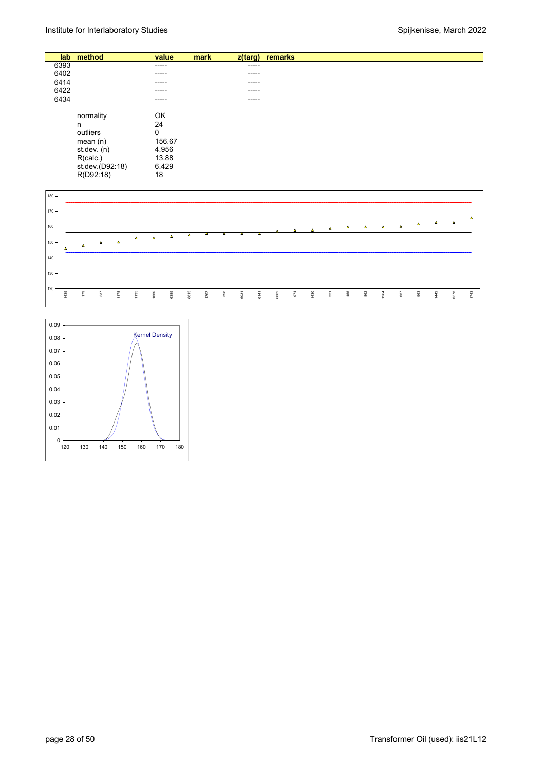| lab | method | value | mark | z(targ) | remarks |
|---|---|---|---|---|---|
| 6393 | | ----- | | ----- | |
| 6402 | | ----- | | ----- | |
| 6414 | | ----- | | ----- | |
| 6422 | | ----- | | ----- | |
| 6434 | | ----- | | ----- | |
| | normality | OK | | | |
| | n | 24 | | | |
| | outliers | 0 | | | |
| | mean (n) | 156.67 | | | |
| | st.dev. (n) | 4.956 | | | |
| | R(calc.) | 13.88 | | | |
| | st.dev.(D92:18) | 6.429 | | | |
| | R(D92:18) | 18 | | | |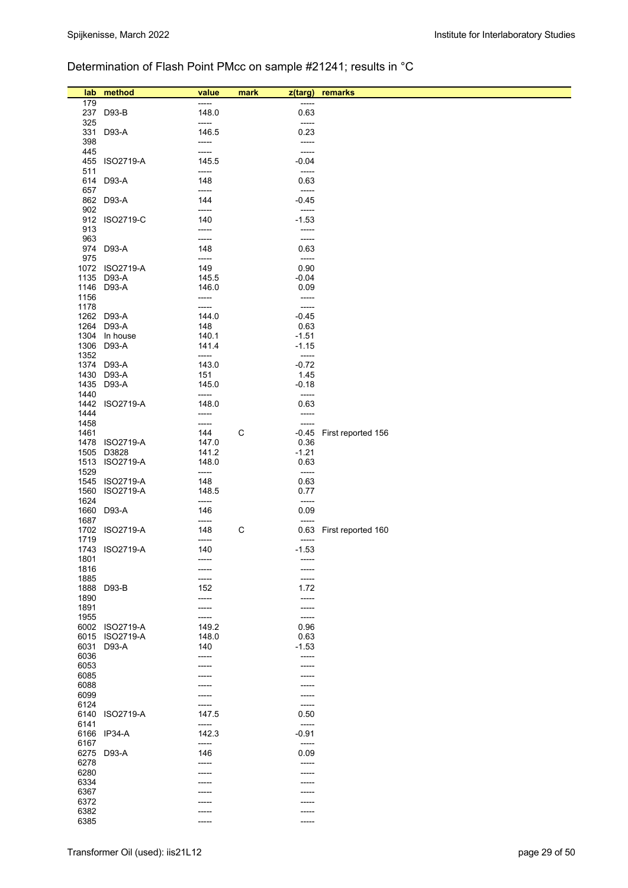## Determination of Flash Point PMcc on sample #21241; results in °C

| lab | method | value | mark | z(targ) | remarks |
|---|---|---|---|---|---|
| 179 | | ----- | | ----- | |
| 237 | D93-B | 148.0 | | 0.63 | |
| 325 | | ----- | | ----- | |
| 331 | D93-A | 146.5 | | 0.23 | |
| 398 | | ----- | | ----- | |
| 445 | | ----- | | ----- | |
| 455 | ISO2719-A | 145.5 | | -0.04 | |
| 511 | | ----- | | ----- | |
| 614 | D93-A | 148 | | 0.63 | |
| 657 | | ----- | | ----- | |
| 862 | D93-A | 144 | | -0.45 | |
| 902 | | ----- | | ----- | |
| 912 | ISO2719-C | 140 | | -1.53 | |
| 913 | | ----- | | ----- | |
| 963 | | ----- | | ----- | |
| 974 | D93-A | 148 | | 0.63 | |
| 975 | | ----- | | ----- | |
| 1072 | ISO2719-A | 149 | | 0.90 | |
| 1135 | D93-A | 145.5 | | -0.04 | |
| 1146 | D93-A | 146.0 | | 0.09 | |
| 1156 | | ----- | | ----- | |
| 1178 | | ----- | | ----- | |
| 1262 | D93-A | 144.0 | | -0.45 | |
| 1264 | D93-A | 148 | | 0.63 | |
| 1304 | In house | 140.1 | | -1.51 | |
| 1306 | D93-A | 141.4 | | -1.15 | |
| 1352 | | ----- | | ----- | |
| 1374 | D93-A | 143.0 | | -0.72 | |
| 1430 | D93-A | 151 | | 1.45 | |
| 1435 | D93-A | 145.0 | | -0.18 | |
| 1440 | | ----- | | ----- | |
| 1442 | ISO2719-A | 148.0 | | 0.63 | |
| 1444 | | ----- | | ----- | |
| 1458 | | ----- | | ----- | |
| 1461 | | 144 | C | -0.45 | First reported 156 |
| 1478 | ISO2719-A | 147.0 | | 0.36 | |
| 1505 | D3828 | 141.2 | | -1.21 | |
| 1513 | ISO2719-A | 148.0 | | 0.63 | |
| 1529 | | ----- | | ----- | |
| 1545 | ISO2719-A | 148 | | 0.63 | |
| 1560 | ISO2719-A | 148.5 | | 0.77 | |
| 1624 | | ----- | | ----- | |
| 1660 | D93-A | 146 | | 0.09 | |
| 1687 | | ----- | | ----- | |
| 1702 | ISO2719-A | 148 | C | 0.63 | First reported 160 |
| 1719 | | ----- | | ----- | |
| 1743 | ISO2719-A | 140 | | -1.53 | |
| 1801 | | ----- | | ----- | |
| 1816 | | ----- | | ----- | |
| 1885 | | ----- | | ----- | |
| 1888 | D93-B | 152 | | 1.72 | |
| 1890 | | ----- | | ----- | |
| 1891 | | ----- | | ----- | |
| 1955 | | ----- | | ----- | |
| 6002 | ISO2719-A | 149.2 | | 0.96 | |
| 6015 | ISO2719-A | 148.0 | | 0.63 | |
| 6031 | D93-A | 140 | | -1.53 | |
| 6036 | | ----- | | ----- | |
| 6053 | | ----- | | ----- | |
| 6085 | | ----- | | ----- | |
| 6088 | | ----- | | ----- | |
| 6099 | | ----- | | ----- | |
| 6124 | | ----- | | ----- | |
| 6140 | ISO2719-A | 147.5 | | 0.50 | |
| 6141 | | ----- | | ----- | |
| 6166 | IP34-A | 142.3 | | -0.91 | |
| 6167 | | ----- | | ----- | |
| 6275 | D93-A | 146 | | 0.09 | |
| 6278 | | ----- | | ----- | |
| 6280 | | ----- | | ----- | |
| 6334 | | ----- | | ----- | |
| 6367 | | ----- | | ----- | |
| 6372 | | ----- | | ----- | |
| 6382 | | ----- | | ----- | |
| 6385 | | ----- | | ----- | |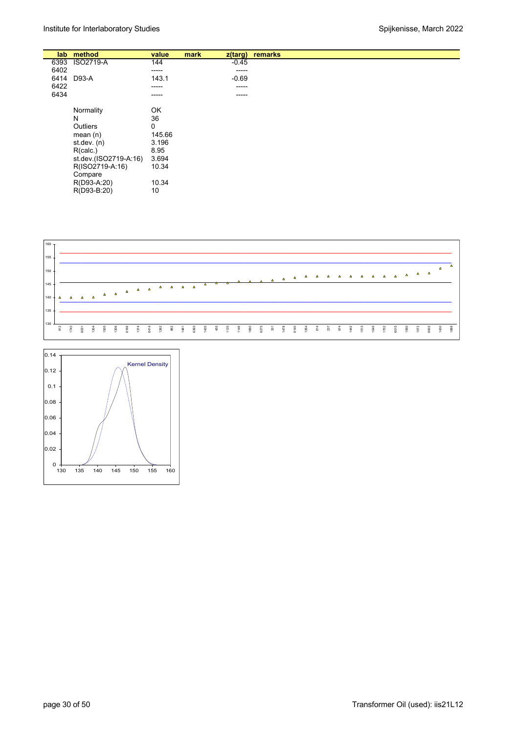| lab | method | value | mark | z(targ) | remarks |
|---|---|---|---|---|---|
| 6393 | ISO2719-A | 144 | | -0.45 | |
| 6402 | | ----- | | ----- | |
| 6414 | D93-A | 143.1 | | -0.69 | |
| 6422 | | ----- | | ----- | |
| 6434 | | ----- | | ----- | |

| | |
|---|---|
| Normality | OK |
| N | 36 |
| Outliers | 0 |
| mean (n) | 145.66 |
| st.dev. (n) | 3.196 |
| R(calc.) | 8.95 |
| st.dev.(ISO2719-A:16) | 3.694 |
| R(ISO2719-A:16) | 10.34 |
| Compare | |
| R(D93-A:20) | 10.34 |
| R(D93-B:20) | 10 |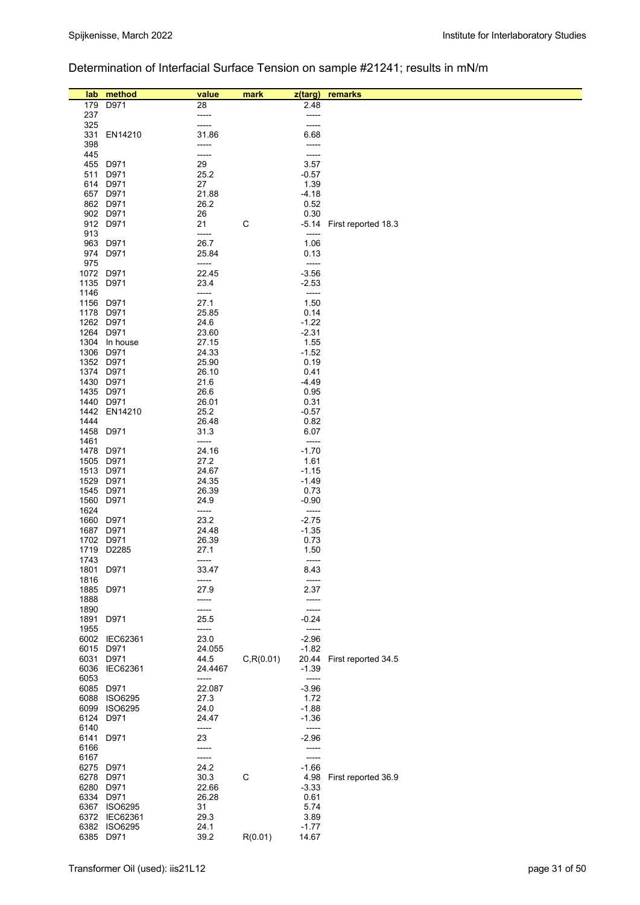## Determination of Interfacial Surface Tension on sample #21241; results in mN/m

| lab | method | value | mark | z(targ) | remarks |
|---|---|---|---|---|---|
| 179 | D971 | 28 | | 2.48 | |
| 237 | | ----- | | ----- | |
| 325 | | ----- | | ----- | |
| 331 | EN14210 | 31.86 | | 6.68 | |
| 398 | | ----- | | ----- | |
| 445 | | ----- | | ----- | |
| 455 | D971 | 29 | | 3.57 | |
| 511 | D971 | 25.2 | | -0.57 | |
| 614 | D971 | 27 | | 1.39 | |
| 657 | D971 | 21.88 | | -4.18 | |
| 862 | D971 | 26.2 | | 0.52 | |
| 902 | D971 | 26 | | 0.30 | |
| 912 | D971 | 21 | C | -5.14 | First reported 18.3 |
| 913 | | ----- | | ----- | |
| 963 | D971 | 26.7 | | 1.06 | |
| 974 | D971 | 25.84 | | 0.13 | |
| 975 | | ----- | | ----- | |
| 1072 | D971 | 22.45 | | -3.56 | |
| 1135 | D971 | 23.4 | | -2.53 | |
| 1146 | | ----- | | ----- | |
| 1156 | D971 | 27.1 | | 1.50 | |
| 1178 | D971 | 25.85 | | 0.14 | |
| 1262 | D971 | 24.6 | | -1.22 | |
| 1264 | D971 | 23.60 | | -2.31 | |
| 1304 | In house | 27.15 | | 1.55 | |
| 1306 | D971 | 24.33 | | -1.52 | |
| 1352 | D971 | 25.90 | | 0.19 | |
| 1374 | D971 | 26.10 | | 0.41 | |
| 1430 | D971 | 21.6 | | -4.49 | |
| 1435 | D971 | 26.6 | | 0.95 | |
| 1440 | D971 | 26.01 | | 0.31 | |
| 1442 | EN14210 | 25.2 | | -0.57 | |
| 1444 | | 26.48 | | 0.82 | |
| 1458 | D971 | 31.3 | | 6.07 | |
| 1461 | | ----- | | ----- | |
| 1478 | D971 | 24.16 | | -1.70 | |
| 1505 | D971 | 27.2 | | 1.61 | |
| 1513 | D971 | 24.67 | | -1.15 | |
| 1529 | D971 | 24.35 | | -1.49 | |
| 1545 | D971 | 26.39 | | 0.73 | |
| 1560 | D971 | 24.9 | | -0.90 | |
| 1624 | | ----- | | ----- | |
| 1660 | D971 | 23.2 | | -2.75 | |
| 1687 | D971 | 24.48 | | -1.35 | |
| 1702 | D971 | 26.39 | | 0.73 | |
| 1719 | D2285 | 27.1 | | 1.50 | |
| 1743 | | ----- | | ----- | |
| 1801 | D971 | 33.47 | | 8.43 | |
| 1816 | | ----- | | ----- | |
| 1885 | D971 | 27.9 | | 2.37 | |
| 1888 | | ----- | | ----- | |
| 1890 | | ----- | | ----- | |
| 1891 | D971 | 25.5 | | -0.24 | |
| 1955 | | ----- | | ----- | |
| 6002 | IEC62361 | 23.0 | | -2.96 | |
| 6015 | D971 | 24.055 | | -1.82 | |
| 6031 | D971 | 44.5 | C,R(0.01) | 20.44 | First reported 34.5 |
| 6036 | IEC62361 | 24.4467 | | -1.39 | |
| 6053 | | ----- | | ----- | |
| 6085 | D971 | 22.087 | | -3.96 | |
| 6088 | ISO6295 | 27.3 | | 1.72 | |
| 6099 | ISO6295 | 24.0 | | -1.88 | |
| 6124 | D971 | 24.47 | | -1.36 | |
| 6140 | | ----- | | ----- | |
| 6141 | D971 | 23 | | -2.96 | |
| 6166 | | ----- | | ----- | |
| 6167 | | ----- | | ----- | |
| 6275 | D971 | 24.2 | | -1.66 | |
| 6278 | D971 | 30.3 | C | 4.98 | First reported 36.9 |
| 6280 | D971 | 22.66 | | -3.33 | |
| 6334 | D971 | 26.28 | | 0.61 | |
| 6367 | ISO6295 | 31 | | 5.74 | |
| 6372 | IEC62361 | 29.3 | | 3.89 | |
| 6382 | ISO6295 | 24.1 | | -1.77 | |
| 6385 | D971 | 39.2 | R(0.01) | 14.67 | |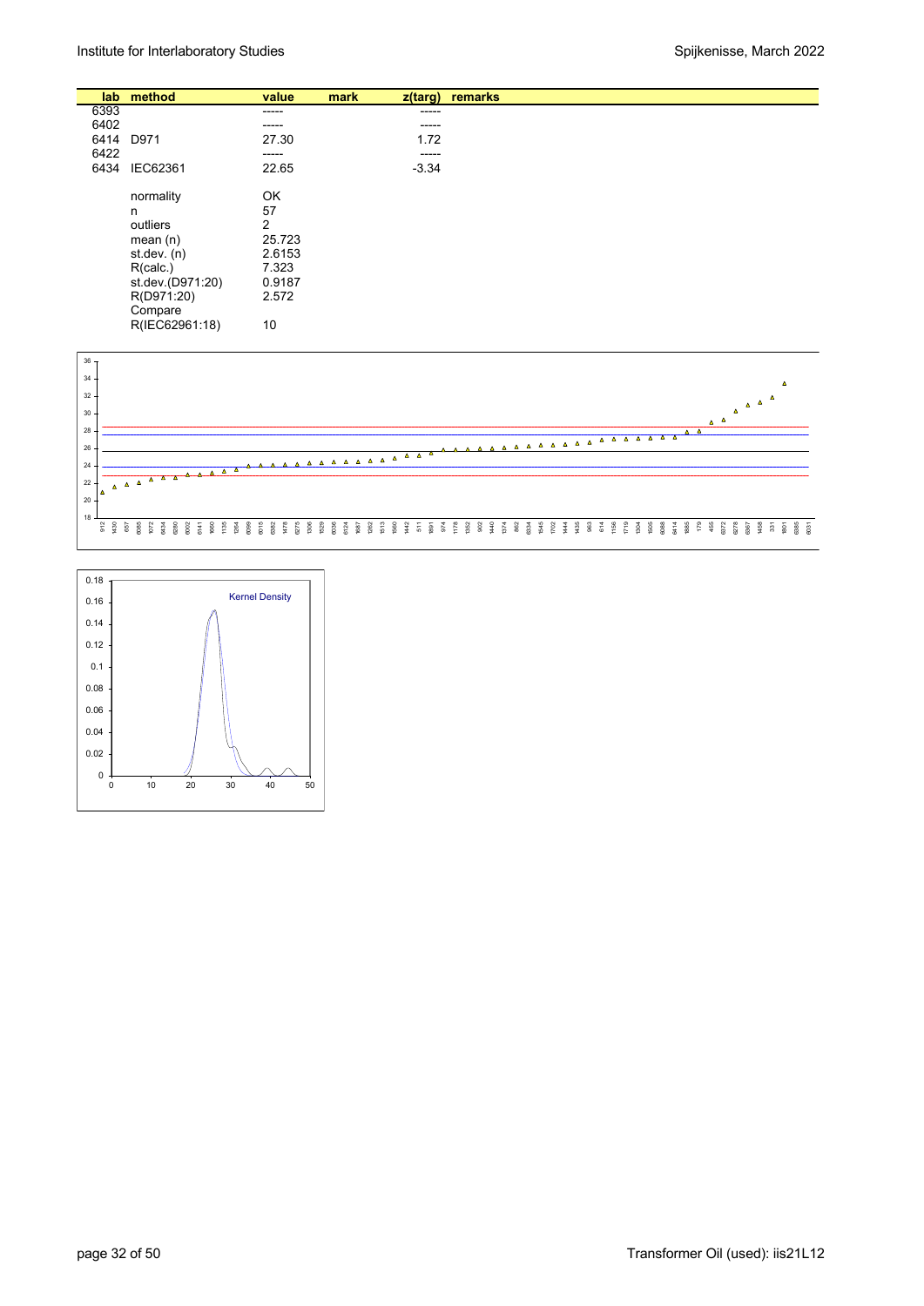| lab | method | value | mark | z(targ) | remarks |
|---|---|---|---|---|---|
| 6393 | | ----- | | ----- | |
| 6402 | | ----- | | ----- | |
| 6414 | D971 | 27.30 | | 1.72 | |
| 6422 | | ----- | | ----- | |
| 6434 | IEC62361 | 22.65 | | -3.34 | |
| | | | | | |
| | normality | OK | | | |
| | n | 57 | | | |
| | outliers | 2 | | | |
| | mean (n) | 25.723 | | | |
| | st.dev. (n) | 2.6153 | | | |
| | R(calc.) | 7.323 | | | |
| | st.dev.(D971:20) | 0.9187 | | | |
| | R(D971:20) | 2.572 | | | |
| | Compare | | | | |
| | R(IEC62961:18) | 10 | | | |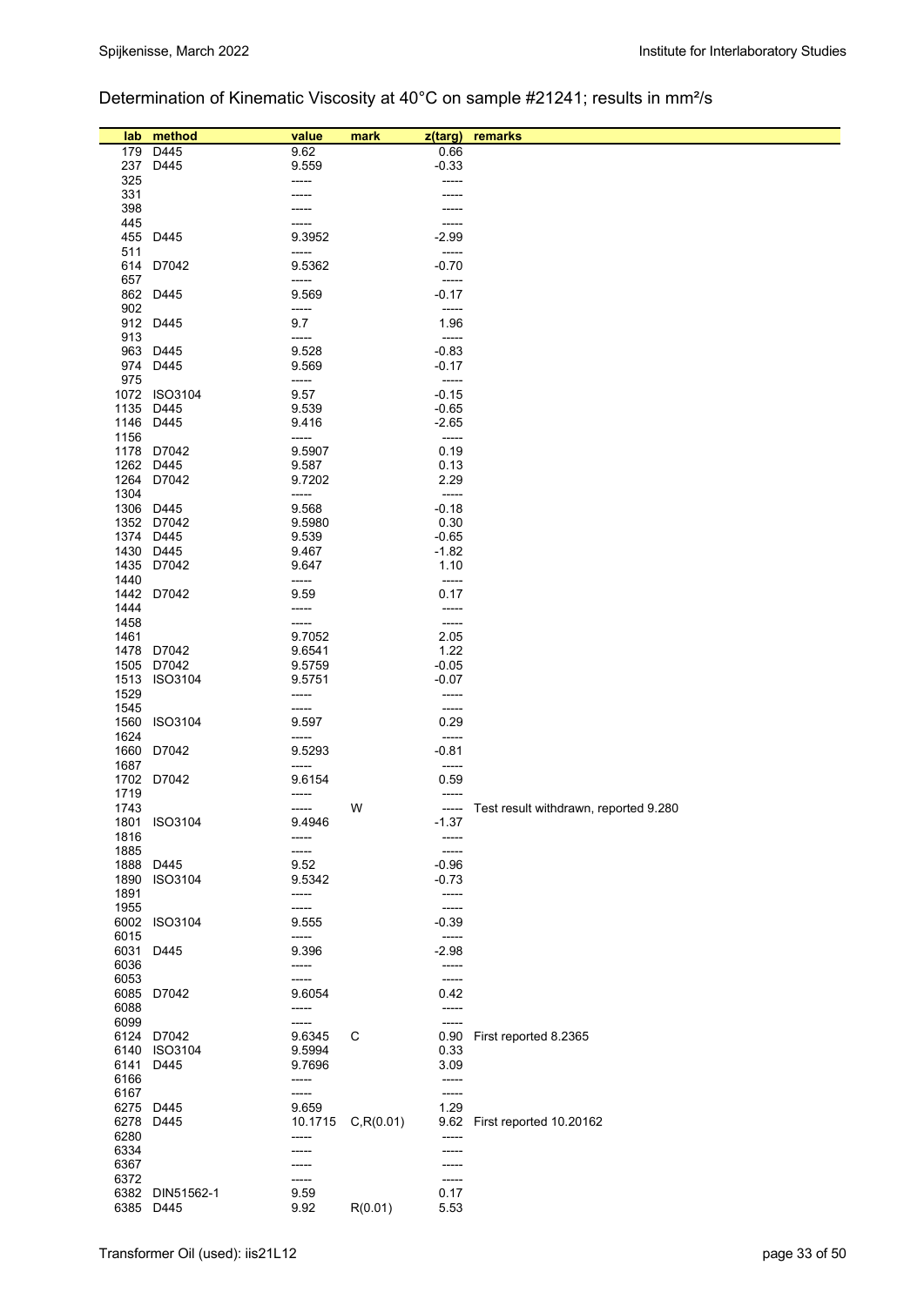## Determination of Kinematic Viscosity at 40°C on sample #21241; results in mm²/s

| lab | method | value | mark | z(targ) | remarks |
|---|---|---|---|---|---|
| 179 | D445 | 9.62 | | 0.66 | |
| 237 | D445 | 9.559 | | -0.33 | |
| 325 | | ----- | | ----- | |
| 331 | | ----- | | ----- | |
| 398 | | ----- | | ----- | |
| 445 | | ----- | | ----- | |
| 455 | D445 | 9.3952 | | -2.99 | |
| 511 | | ----- | | ----- | |
| 614 | D7042 | 9.5362 | | -0.70 | |
| 657 | | ----- | | ----- | |
| 862 | D445 | 9.569 | | -0.17 | |
| 902 | | ----- | | ----- | |
| 912 | D445 | 9.7 | | 1.96 | |
| 913 | | ----- | | ----- | |
| 963 | D445 | 9.528 | | -0.83 | |
| 974 | D445 | 9.569 | | -0.17 | |
| 975 | | ----- | | ----- | |
| 1072 | ISO3104 | 9.57 | | -0.15 | |
| 1135 | D445 | 9.539 | | -0.65 | |
| 1146 | D445 | 9.416 | | -2.65 | |
| 1156 | | ----- | | ----- | |
| 1178 | D7042 | 9.5907 | | 0.19 | |
| 1262 | D445 | 9.587 | | 0.13 | |
| 1264 | D7042 | 9.7202 | | 2.29 | |
| 1304 | | ----- | | ----- | |
| 1306 | D445 | 9.568 | | -0.18 | |
| 1352 | D7042 | 9.5980 | | 0.30 | |
| 1374 | D445 | 9.539 | | -0.65 | |
| 1430 | D445 | 9.467 | | -1.82 | |
| 1435 | D7042 | 9.647 | | 1.10 | |
| 1440 | | ----- | | ----- | |
| 1442 | D7042 | 9.59 | | 0.17 | |
| 1444 | | ----- | | ----- | |
| 1458 | | ----- | | ----- | |
| 1461 | | 9.7052 | | 2.05 | |
| 1478 | D7042 | 9.6541 | | 1.22 | |
| 1505 | D7042 | 9.5759 | | -0.05 | |
| 1513 | ISO3104 | 9.5751 | | -0.07 | |
| 1529 | | ----- | | ----- | |
| 1545 | | ----- | | ----- | |
| 1560 | ISO3104 | 9.597 | | 0.29 | |
| 1624 | | ----- | | ----- | |
| 1660 | D7042 | 9.5293 | | -0.81 | |
| 1687 | | ----- | | ----- | |
| 1702 | D7042 | 9.6154 | | 0.59 | |
| 1719 | | ----- | | ----- | |
| 1743 | | ----- | W | ----- | Test result withdrawn, reported 9.280 |
| 1801 | ISO3104 | 9.4946 | | -1.37 | |
| 1816 | | ----- | | ----- | |
| 1885 | | ----- | | ----- | |
| 1888 | D445 | 9.52 | | -0.96 | |
| 1890 | ISO3104 | 9.5342 | | -0.73 | |
| 1891 | | ----- | | ----- | |
| 1955 | | ----- | | ----- | |
| 6002 | ISO3104 | 9.555 | | -0.39 | |
| 6015 | | ----- | | ----- | |
| 6031 | D445 | 9.396 | | -2.98 | |
| 6036 | | ----- | | ----- | |
| 6053 | | ----- | | ----- | |
| 6085 | D7042 | 9.6054 | | 0.42 | |
| 6088 | | ----- | | ----- | |
| 6099 | | ----- | | ----- | |
| 6124 | D7042 | 9.6345 | C | 0.90 | First reported 8.2365 |
| 6140 | ISO3104 | 9.5994 | | 0.33 | |
| 6141 | D445 | 9.7696 | | 3.09 | |
| 6166 | | ----- | | ----- | |
| 6167 | | ----- | | ----- | |
| 6275 | D445 | 9.659 | | 1.29 | |
| 6278 | D445 | 10.1715 | C,R(0.01) | 9.62 | First reported 10.20162 |
| 6280 | | ----- | | ----- | |
| 6334 | | ----- | | ----- | |
| 6367 | | ----- | | ----- | |
| 6372 | | ----- | | ----- | |
| 6382 | DIN51562-1 | 9.59 | | 0.17 | |
| 6385 | D445 | 9.92 | R(0.01) | 5.53 | |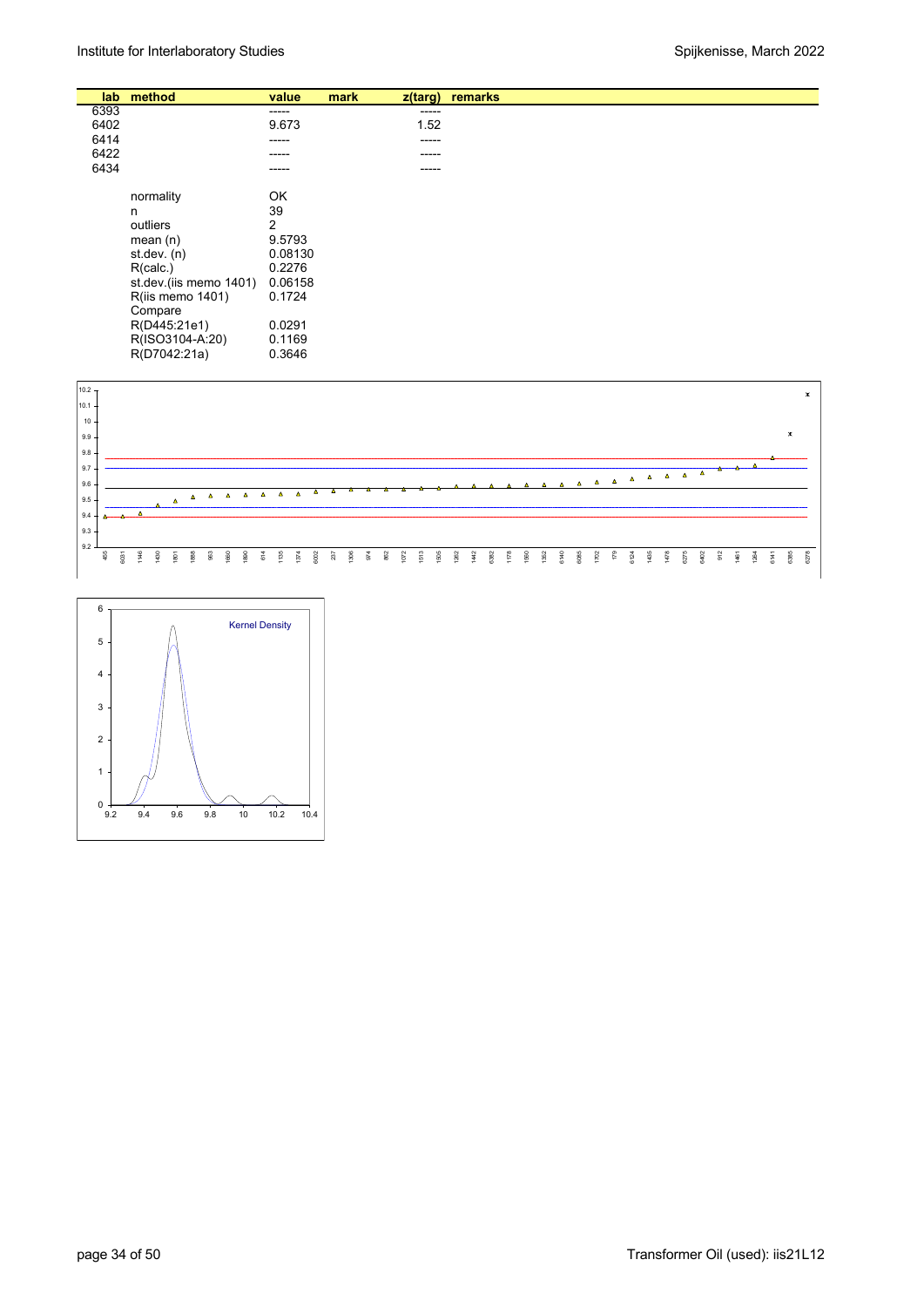| lab | method | value | mark | z(targ) | remarks |
|---|---|---|---|---|---|
| 6393 | | ----- | | ----- | |
| 6402 | | 9.673 | | 1.52 | |
| 6414 | | ----- | | ----- | |
| 6422 | | ----- | | ----- | |
| 6434 | | ----- | | ----- | |

| | |
|---|---|
| normality | OK |
| n | 39 |
| outliers | 2 |
| mean (n) | 9.5793 |
| st.dev. (n) | 0.08130 |
| R(calc.) | 0.2276 |
| st.dev.(iis memo 1401) | 0.06158 |
| R(iis memo 1401) | 0.1724 |
| Compare | |
| R(D445:21e1) | 0.0291 |
| R(ISO3104-A:20) | 0.1169 |
| R(D7042:21a) | 0.3646 |

Kernel Density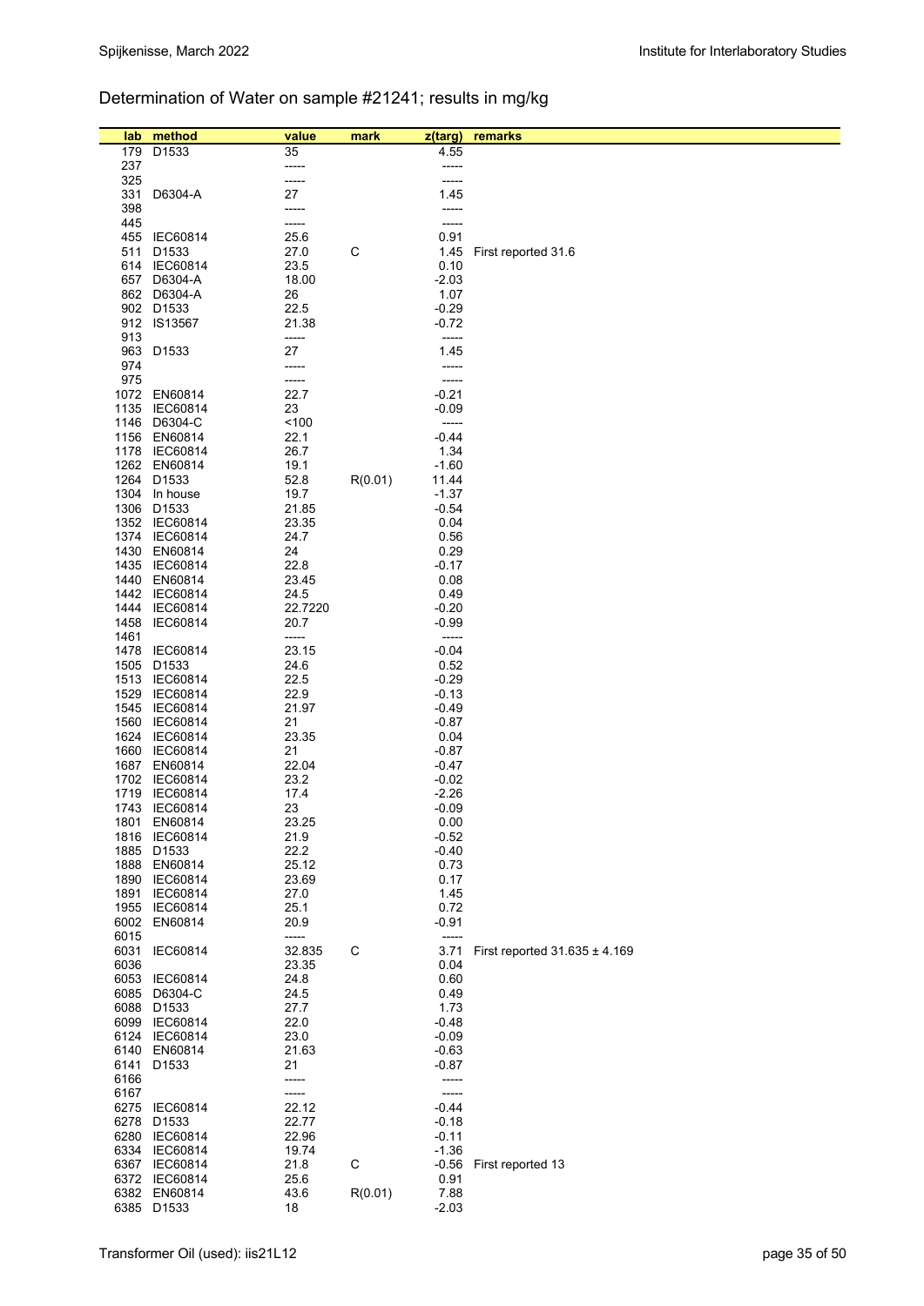## Determination of Water on sample #21241; results in mg/kg

| lab | method | value | mark | z(targ) | remarks |
|---|---|---|---|---|---|
| 179 | D1533 | 35 | | 4.55 | |
| 237 | | ----- | | ----- | |
| 325 | | ----- | | ----- | |
| 331 | D6304-A | 27 | | 1.45 | |
| 398 | | ----- | | ----- | |
| 445 | | ----- | | ----- | |
| 455 | IEC60814 | 25.6 | | 0.91 | |
| 511 | D1533 | 27.0 | C | 1.45 | First reported 31.6 |
| 614 | IEC60814 | 23.5 | | 0.10 | |
| 657 | D6304-A | 18.00 | | -2.03 | |
| 862 | D6304-A | 26 | | 1.07 | |
| 902 | D1533 | 22.5 | | -0.29 | |
| 912 | IS13567 | 21.38 | | -0.72 | |
| 913 | | ----- | | ----- | |
| 963 | D1533 | 27 | | 1.45 | |
| 974 | | ----- | | ----- | |
| 975 | | ----- | | ----- | |
| 1072 | EN60814 | 22.7 | | -0.21 | |
| 1135 | IEC60814 | 23 | | -0.09 | |
| 1146 | D6304-C | <100 | | ----- | |
| 1156 | EN60814 | 22.1 | | -0.44 | |
| 1178 | IEC60814 | 26.7 | | 1.34 | |
| 1262 | EN60814 | 19.1 | | -1.60 | |
| 1264 | D1533 | 52.8 | R(0.01) | 11.44 | |
| 1304 | In house | 19.7 | | -1.37 | |
| 1306 | D1533 | 21.85 | | -0.54 | |
| 1352 | IEC60814 | 23.35 | | 0.04 | |
| 1374 | IEC60814 | 24.7 | | 0.56 | |
| 1430 | EN60814 | 24 | | 0.29 | |
| 1435 | IEC60814 | 22.8 | | -0.17 | |
| 1440 | EN60814 | 23.45 | | 0.08 | |
| 1442 | IEC60814 | 24.5 | | 0.49 | |
| 1444 | IEC60814 | 22.7220 | | -0.20 | |
| 1458 | IEC60814 | 20.7 | | -0.99 | |
| 1461 | | ----- | | ----- | |
| 1478 | IEC60814 | 23.15 | | -0.04 | |
| 1505 | D1533 | 24.6 | | 0.52 | |
| 1513 | IEC60814 | 22.5 | | -0.29 | |
| 1529 | IEC60814 | 22.9 | | -0.13 | |
| 1545 | IEC60814 | 21.97 | | -0.49 | |
| 1560 | IEC60814 | 21 | | -0.87 | |
| 1624 | IEC60814 | 23.35 | | 0.04 | |
| 1660 | IEC60814 | 21 | | -0.87 | |
| 1687 | EN60814 | 22.04 | | -0.47 | |
| 1702 | IEC60814 | 23.2 | | -0.02 | |
| 1719 | IEC60814 | 17.4 | | -2.26 | |
| 1743 | IEC60814 | 23 | | -0.09 | |
| 1801 | EN60814 | 23.25 | | 0.00 | |
| 1816 | IEC60814 | 21.9 | | -0.52 | |
| 1885 | D1533 | 22.2 | | -0.40 | |
| 1888 | EN60814 | 25.12 | | 0.73 | |
| 1890 | IEC60814 | 23.69 | | 0.17 | |
| 1891 | IEC60814 | 27.0 | | 1.45 | |
| 1955 | IEC60814 | 25.1 | | 0.72 | |
| 6002 | EN60814 | 20.9 | | -0.91 | |
| 6015 | | ----- | | ----- | |
| 6031 | IEC60814 | 32.835 | C | 3.71 | First reported 31.635 ± 4.169 |
| 6036 | | 23.35 | | 0.04 | |
| 6053 | IEC60814 | 24.8 | | 0.60 | |
| 6085 | D6304-C | 24.5 | | 0.49 | |
| 6088 | D1533 | 27.7 | | 1.73 | |
| 6099 | IEC60814 | 22.0 | | -0.48 | |
| 6124 | IEC60814 | 23.0 | | -0.09 | |
| 6140 | EN60814 | 21.63 | | -0.63 | |
| 6141 | D1533 | 21 | | -0.87 | |
| 6166 | | ----- | | ----- | |
| 6167 | | ----- | | ----- | |
| 6275 | IEC60814 | 22.12 | | -0.44 | |
| 6278 | D1533 | 22.77 | | -0.18 | |
| 6280 | IEC60814 | 22.96 | | -0.11 | |
| 6334 | IEC60814 | 19.74 | | -1.36 | |
| 6367 | IEC60814 | 21.8 | C | -0.56 | First reported 13 |
| 6372 | IEC60814 | 25.6 | | 0.91 | |
| 6382 | EN60814 | 43.6 | R(0.01) | 7.88 | |
| 6385 | D1533 | 18 | | -2.03 | |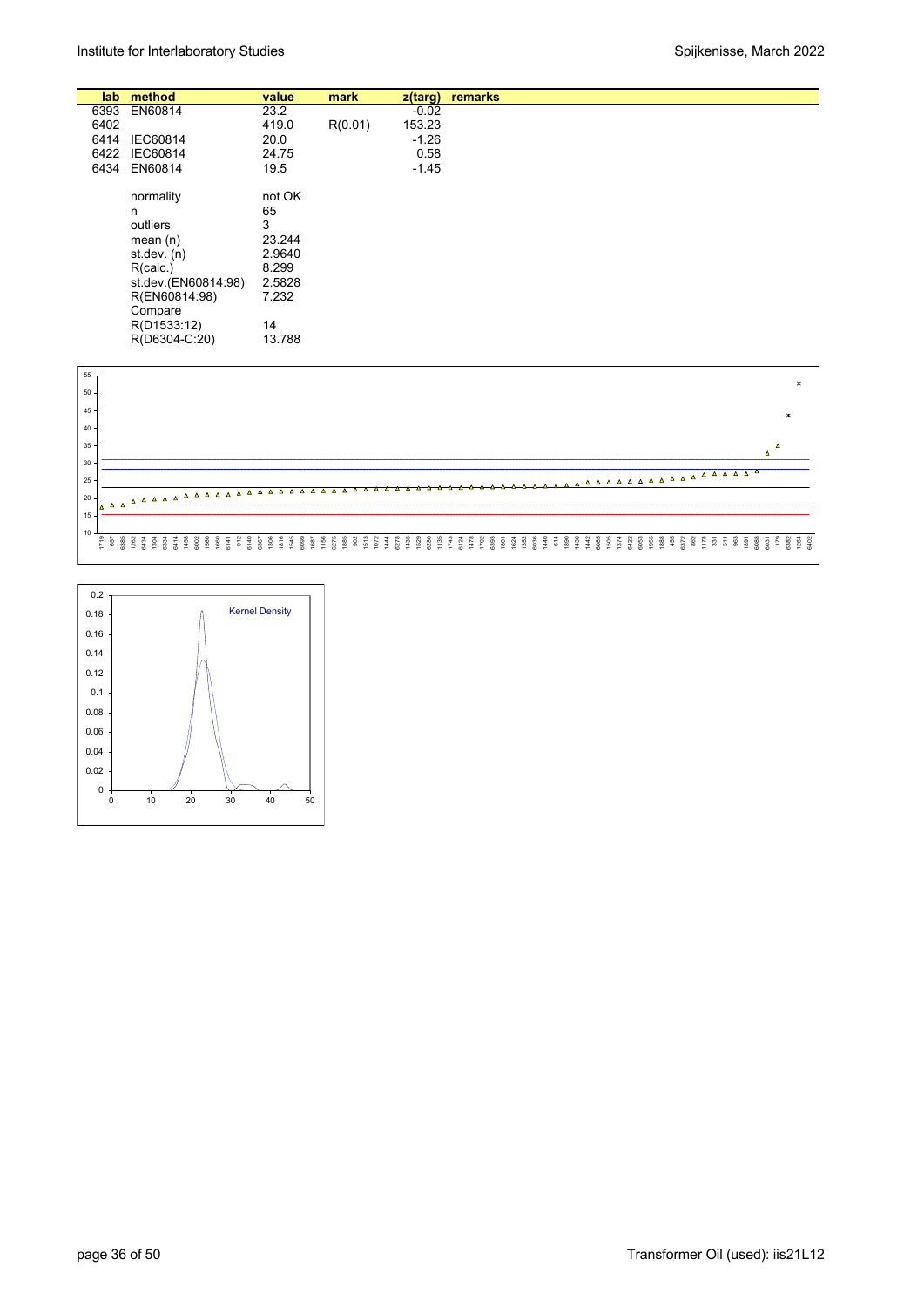| lab | method | value | mark | z(targ) | remarks |
|---|---|---|---|---|---|
| 6393 | EN60814 | 23.2 | | -0.02 | |
| 6402 | | 419.0 | R(0.01) | 153.23 | |
| 6414 | IEC60814 | 20.0 | | -1.26 | |
| 6422 | IEC60814 | 24.75 | | 0.58 | |
| 6434 | EN60814 | 19.5 | | -1.45 | |

| | |
|---|---|
| normality | not OK |
| n | 65 |
| outliers | 3 |
| mean (n) | 23.244 |
| st.dev. (n) | 2.9640 |
| R(calc.) | 8.299 |
| st.dev.(EN60814:98) | 2.5828 |
| R(EN60814:98) | 7.232 |
| Compare | |
| R(D1533:12) | 14 |
| R(D6304-C:20) | 13.788 |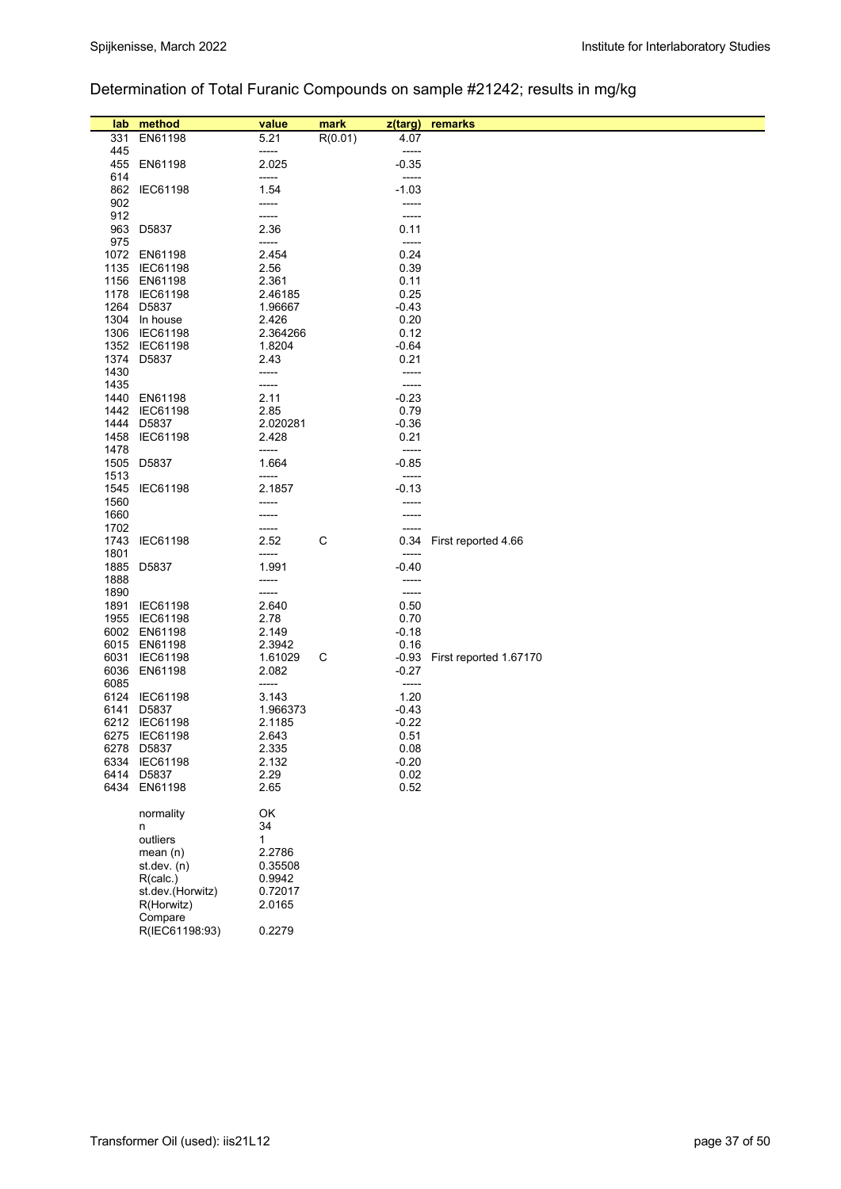## Determination of Total Furanic Compounds on sample #21242; results in mg/kg

| lab | method | value | mark | z(targ) | remarks |
|---|---|---|---|---|---|
| 331 | EN61198 | 5.21 | R(0.01) | 4.07 | |
| 445 | | ----- | | ----- | |
| 455 | EN61198 | 2.025 | | -0.35 | |
| 614 | | ----- | | ----- | |
| 862 | IEC61198 | 1.54 | | -1.03 | |
| 902 | | ----- | | ----- | |
| 912 | | ----- | | ----- | |
| 963 | D5837 | 2.36 | | 0.11 | |
| 975 | | ----- | | ----- | |
| 1072 | EN61198 | 2.454 | | 0.24 | |
| 1135 | IEC61198 | 2.56 | | 0.39 | |
| 1156 | EN61198 | 2.361 | | 0.11 | |
| 1178 | IEC61198 | 2.46185 | | 0.25 | |
| 1264 | D5837 | 1.96667 | | -0.43 | |
| 1304 | In house | 2.426 | | 0.20 | |
| 1306 | IEC61198 | 2.364266 | | 0.12 | |
| 1352 | IEC61198 | 1.8204 | | -0.64 | |
| 1374 | D5837 | 2.43 | | 0.21 | |
| 1430 | | ----- | | ----- | |
| 1435 | | ----- | | ----- | |
| 1440 | EN61198 | 2.11 | | -0.23 | |
| 1442 | IEC61198 | 2.85 | | 0.79 | |
| 1444 | D5837 | 2.020281 | | -0.36 | |
| 1458 | IEC61198 | 2.428 | | 0.21 | |
| 1478 | | ----- | | ----- | |
| 1505 | D5837 | 1.664 | | -0.85 | |
| 1513 | | ----- | | ----- | |
| 1545 | IEC61198 | 2.1857 | | -0.13 | |
| 1560 | | ----- | | ----- | |
| 1660 | | ----- | | ----- | |
| 1702 | | ----- | | ----- | |
| 1743 | IEC61198 | 2.52 | C | 0.34 | First reported 4.66 |
| 1801 | | ----- | | ----- | |
| 1885 | D5837 | 1.991 | | -0.40 | |
| 1888 | | ----- | | ----- | |
| 1890 | | ----- | | ----- | |
| 1891 | IEC61198 | 2.640 | | 0.50 | |
| 1955 | IEC61198 | 2.78 | | 0.70 | |
| 6002 | EN61198 | 2.149 | | -0.18 | |
| 6015 | EN61198 | 2.3942 | | 0.16 | |
| 6031 | IEC61198 | 1.61029 | C | -0.93 | First reported 1.67170 |
| 6036 | EN61198 | 2.082 | | -0.27 | |
| 6085 | | ----- | | ----- | |
| 6124 | IEC61198 | 3.143 | | 1.20 | |
| 6141 | D5837 | 1.966373 | | -0.43 | |
| 6212 | IEC61198 | 2.1185 | | -0.22 | |
| 6275 | IEC61198 | 2.643 | | 0.51 | |
| 6278 | D5837 | 2.335 | | 0.08 | |
| 6334 | IEC61198 | 2.132 | | -0.20 | |
| 6414 | D5837 | 2.29 | | 0.02 | |
| 6434 | EN61198 | 2.65 | | 0.52 | |
| | | | | | |
| | normality | OK | | | |
| | n | 34 | | | |
| | outliers | 1 | | | |
| | mean (n) | 2.2786 | | | |
| | st.dev. (n) | 0.35508 | | | |
| | R(calc.) | 0.9942 | | | |
| | st.dev.(Horwitz) | 0.72017 | | | |
| | R(Horwitz) | 2.0165 | | | |
| | Compare R(IEC61198:93) | 0.2279 | | | |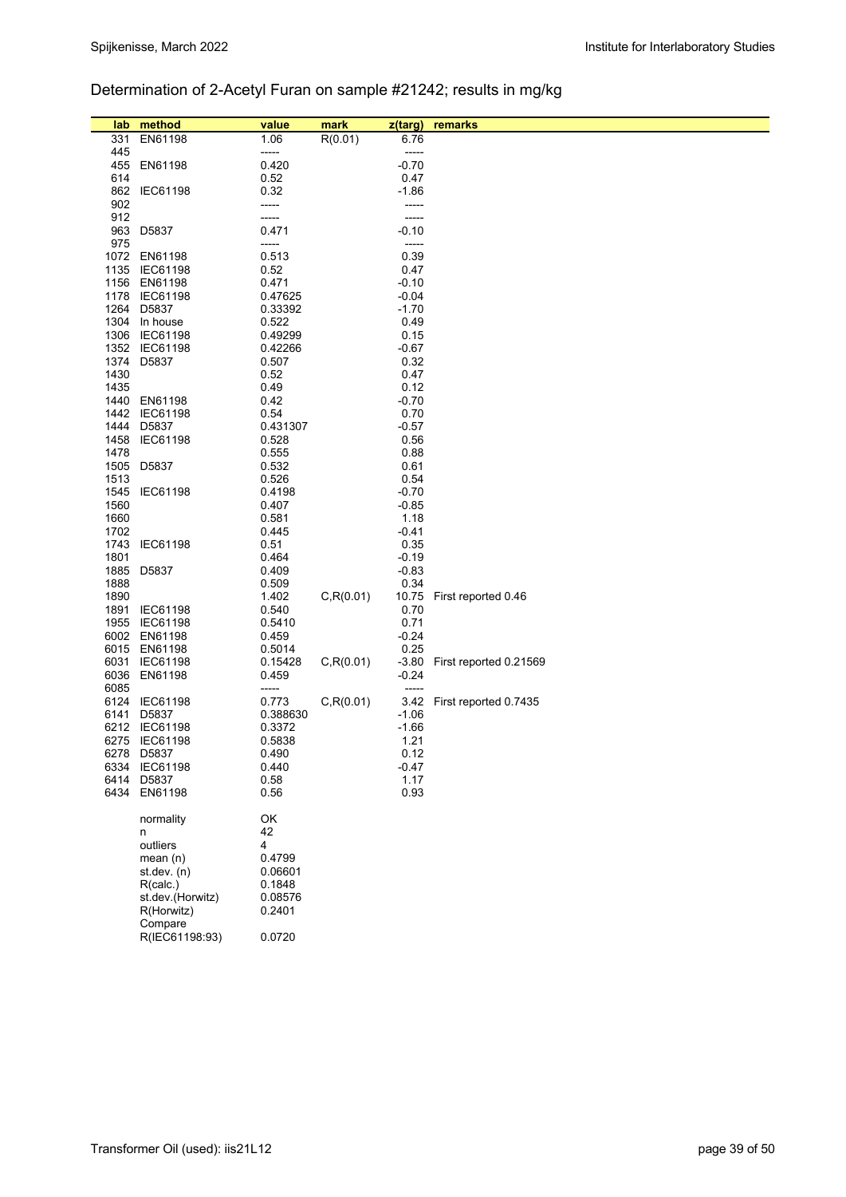## Determination of 2-Acetyl Furan on sample #21242; results in mg/kg

| lab | method | value | mark | z(targ) | remarks |
|---|---|---|---|---|---|
| 331 | EN61198 | 1.06 | R(0.01) | 6.76 | |
| 445 | | ----- | | ----- | |
| 455 | EN61198 | 0.420 | | -0.70 | |
| 614 | | 0.52 | | 0.47 | |
| 862 | IEC61198 | 0.32 | | -1.86 | |
| 902 | | ----- | | ----- | |
| 912 | | ----- | | ----- | |
| 963 | D5837 | 0.471 | | -0.10 | |
| 975 | | ----- | | ----- | |
| 1072 | EN61198 | 0.513 | | 0.39 | |
| 1135 | IEC61198 | 0.52 | | 0.47 | |
| 1156 | EN61198 | 0.471 | | -0.10 | |
| 1178 | IEC61198 | 0.47625 | | -0.04 | |
| 1264 | D5837 | 0.33392 | | -1.70 | |
| 1304 | In house | 0.522 | | 0.49 | |
| 1306 | IEC61198 | 0.49299 | | 0.15 | |
| 1352 | IEC61198 | 0.42266 | | -0.67 | |
| 1374 | D5837 | 0.507 | | 0.32 | |
| 1430 | | 0.52 | | 0.47 | |
| 1435 | | 0.49 | | 0.12 | |
| 1440 | EN61198 | 0.42 | | -0.70 | |
| 1442 | IEC61198 | 0.54 | | 0.70 | |
| 1444 | D5837 | 0.431307 | | -0.57 | |
| 1458 | IEC61198 | 0.528 | | 0.56 | |
| 1478 | | 0.555 | | 0.88 | |
| 1505 | D5837 | 0.532 | | 0.61 | |
| 1513 | | 0.526 | | 0.54 | |
| 1545 | IEC61198 | 0.4198 | | -0.70 | |
| 1560 | | 0.407 | | -0.85 | |
| 1660 | | 0.581 | | 1.18 | |
| 1702 | | 0.445 | | -0.41 | |
| 1743 | IEC61198 | 0.51 | | 0.35 | |
| 1801 | | 0.464 | | -0.19 | |
| 1885 | D5837 | 0.409 | | -0.83 | |
| 1888 | | 0.509 | | 0.34 | |
| 1890 | | 1.402 | C,R(0.01) | 10.75 | First reported 0.46 |
| 1891 | IEC61198 | 0.540 | | 0.70 | |
| 1955 | IEC61198 | 0.5410 | | 0.71 | |
| 6002 | EN61198 | 0.459 | | -0.24 | |
| 6015 | EN61198 | 0.5014 | | 0.25 | |
| 6031 | IEC61198 | 0.15428 | C,R(0.01) | -3.80 | First reported 0.21569 |
| 6036 | EN61198 | 0.459 | | -0.24 | |
| 6085 | | ----- | | ----- | |
| 6124 | IEC61198 | 0.773 | C,R(0.01) | 3.42 | First reported 0.7435 |
| 6141 | D5837 | 0.388630 | | -1.06 | |
| 6212 | IEC61198 | 0.3372 | | -1.66 | |
| 6275 | IEC61198 | 0.5838 | | 1.21 | |
| 6278 | D5837 | 0.490 | | 0.12 | |
| 6334 | IEC61198 | 0.440 | | -0.47 | |
| 6414 | D5837 | 0.58 | | 1.17 | |
| 6434 | EN61198 | 0.56 | | 0.93 | |
| | normality | OK | | | |
| | n | 42 | | | |
| | outliers | 4 | | | |
| | mean (n) | 0.4799 | | | |
| | st.dev. (n) | 0.06601 | | | |
| | R(calc.) | 0.1848 | | | |
| | st.dev.(Horwitz) | 0.08576 | | | |
| | R(Horwitz) | 0.2401 | | | |
| | Compare R(IEC61198:93) | 0.0720 | | | |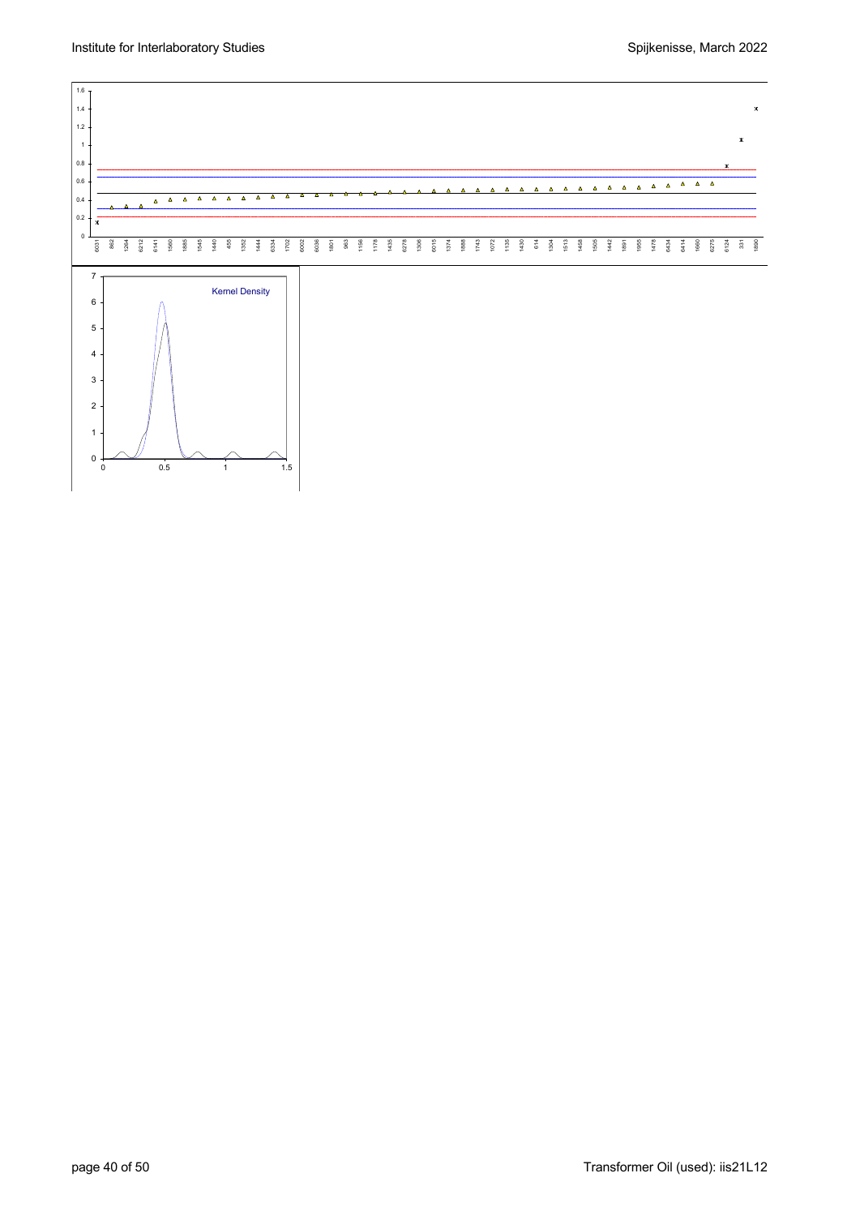1.6
1.4
1.2
1
0.8
0.6
0.4
0.2
0

6031 862 1264 6212 6141 1560 1885 1545 1440 455 1352 1444 6334 1702 6002 6036 1801 963 1156 1178 1435 6278 1306 6015 1374 1888 1743 1072 1135 1430 614 1304 1513 1458 1505 1442 1891 1955 1478 6434 6414 1660 6275 6124 331 1890

7
6
5
4
3
2
1
0

0 0.5 1 1.5

Kernel Density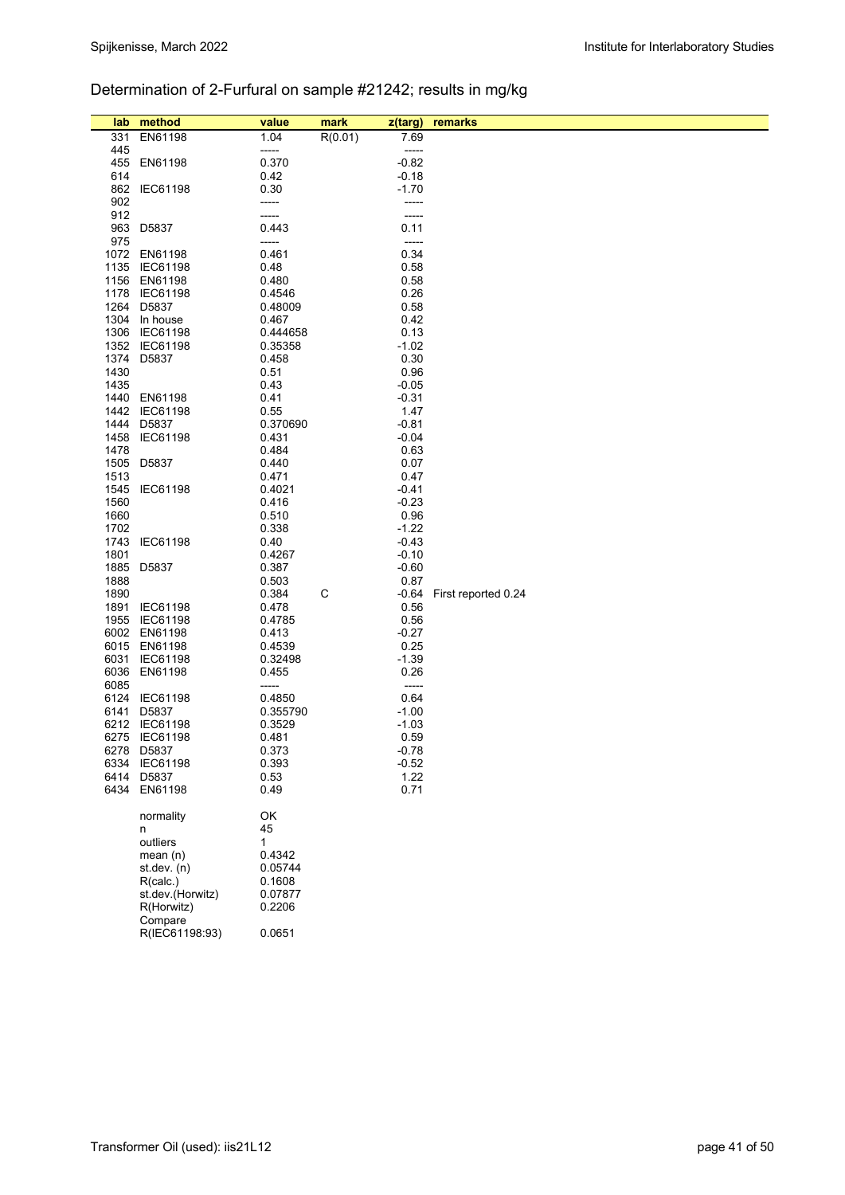## Determination of 2-Furfural on sample #21242; results in mg/kg

| lab | method | value | mark | z(targ) | remarks |
|---|---|---|---|---|---|
| 331 | EN61198 | 1.04 | R(0.01) | 7.69 | |
| 445 | | ----- | | ----- | |
| 455 | EN61198 | 0.370 | | -0.82 | |
| 614 | | 0.42 | | -0.18 | |
| 862 | IEC61198 | 0.30 | | -1.70 | |
| 902 | | ----- | | ----- | |
| 912 | | ----- | | ----- | |
| 963 | D5837 | 0.443 | | 0.11 | |
| 975 | | ----- | | ----- | |
| 1072 | EN61198 | 0.461 | | 0.34 | |
| 1135 | IEC61198 | 0.48 | | 0.58 | |
| 1156 | EN61198 | 0.480 | | 0.58 | |
| 1178 | IEC61198 | 0.4546 | | 0.26 | |
| 1264 | D5837 | 0.48009 | | 0.58 | |
| 1304 | In house | 0.467 | | 0.42 | |
| 1306 | IEC61198 | 0.444658 | | 0.13 | |
| 1352 | IEC61198 | 0.35358 | | -1.02 | |
| 1374 | D5837 | 0.458 | | 0.30 | |
| 1430 | | 0.51 | | 0.96 | |
| 1435 | | 0.43 | | -0.05 | |
| 1440 | EN61198 | 0.41 | | -0.31 | |
| 1442 | IEC61198 | 0.55 | | 1.47 | |
| 1444 | D5837 | 0.370690 | | -0.81 | |
| 1458 | IEC61198 | 0.431 | | -0.04 | |
| 1478 | | 0.484 | | 0.63 | |
| 1505 | D5837 | 0.440 | | 0.07 | |
| 1513 | | 0.471 | | 0.47 | |
| 1545 | IEC61198 | 0.4021 | | -0.41 | |
| 1560 | | 0.416 | | -0.23 | |
| 1660 | | 0.510 | | 0.96 | |
| 1702 | | 0.338 | | -1.22 | |
| 1743 | IEC61198 | 0.40 | | -0.43 | |
| 1801 | | 0.4267 | | -0.10 | |
| 1885 | D5837 | 0.387 | | -0.60 | |
| 1888 | | 0.503 | | 0.87 | |
| 1890 | | 0.384 | C | -0.64 | First reported 0.24 |
| 1891 | IEC61198 | 0.478 | | 0.56 | |
| 1955 | IEC61198 | 0.4785 | | 0.56 | |
| 6002 | EN61198 | 0.413 | | -0.27 | |
| 6015 | EN61198 | 0.4539 | | 0.25 | |
| 6031 | IEC61198 | 0.32498 | | -1.39 | |
| 6036 | EN61198 | 0.455 | | 0.26 | |
| 6085 | | ----- | | ----- | |
| 6124 | IEC61198 | 0.4850 | | 0.64 | |
| 6141 | D5837 | 0.355790 | | -1.00 | |
| 6212 | IEC61198 | 0.3529 | | -1.03 | |
| 6275 | IEC61198 | 0.481 | | 0.59 | |
| 6278 | D5837 | 0.373 | | -0.78 | |
| 6334 | IEC61198 | 0.393 | | -0.52 | |
| 6414 | D5837 | 0.53 | | 1.22 | |
| 6434 | EN61198 | 0.49 | | 0.71 | |
| | normality | OK | | | |
| | n | 45 | | | |
| | outliers | 1 | | | |
| | mean (n) | 0.4342 | | | |
| | st.dev. (n) | 0.05744 | | | |
| | R(calc.) | 0.1608 | | | |
| | st.dev.(Horwitz) | 0.07877 | | | |
| | R(Horwitz) | 0.2206 | | | |
| | Compare R(IEC61198:93) | 0.0651 | | | |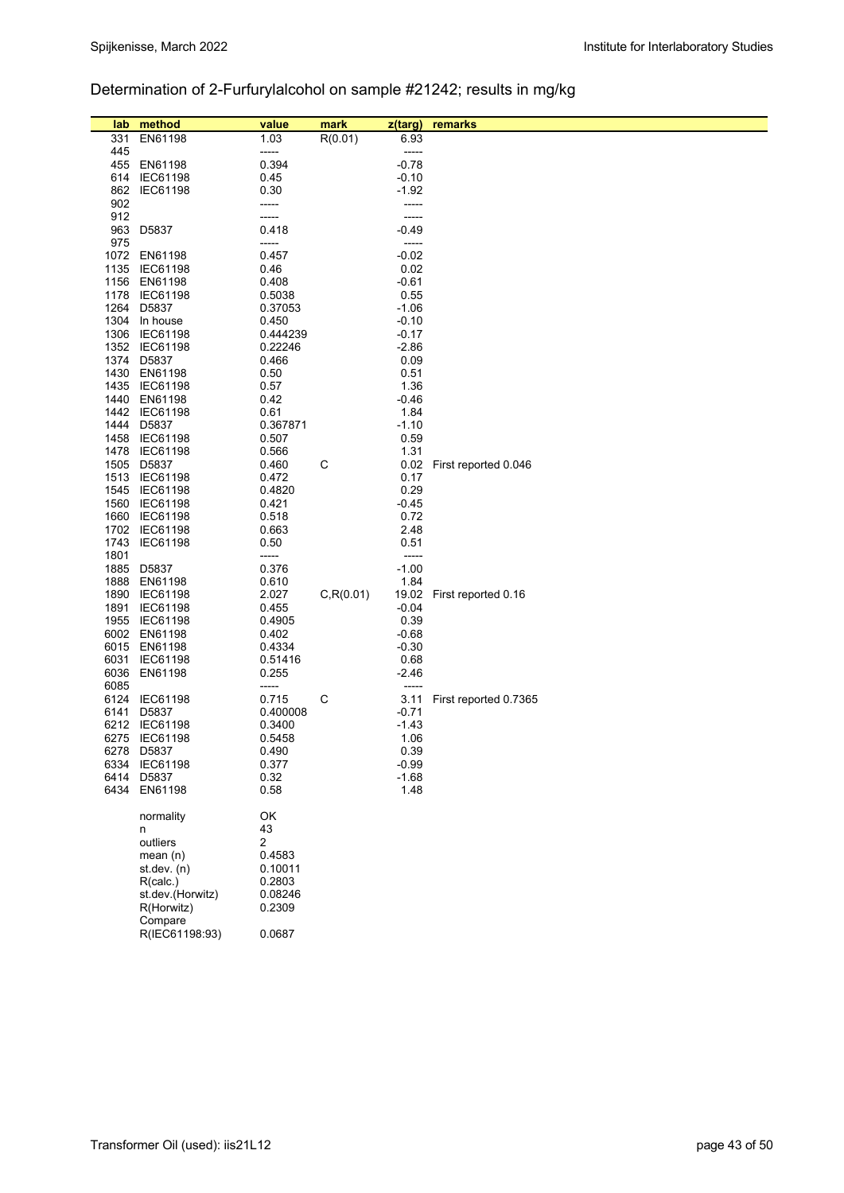## Determination of 2-Furfurylalcohol on sample #21242; results in mg/kg

| lab | method | value | mark | z(targ) | remarks |
|---|---|---|---|---|---|
| 331 | EN61198 | 1.03 | R(0.01) | 6.93 | |
| 445 | | ----- | | ----- | |
| 455 | EN61198 | 0.394 | | -0.78 | |
| 614 | IEC61198 | 0.45 | | -0.10 | |
| 862 | IEC61198 | 0.30 | | -1.92 | |
| 902 | | ----- | | ----- | |
| 912 | | ----- | | ----- | |
| 963 | D5837 | 0.418 | | -0.49 | |
| 975 | | ----- | | ----- | |
| 1072 | EN61198 | 0.457 | | -0.02 | |
| 1135 | IEC61198 | 0.46 | | 0.02 | |
| 1156 | EN61198 | 0.408 | | -0.61 | |
| 1178 | IEC61198 | 0.5038 | | 0.55 | |
| 1264 | D5837 | 0.37053 | | -1.06 | |
| 1304 | In house | 0.450 | | -0.10 | |
| 1306 | IEC61198 | 0.444239 | | -0.17 | |
| 1352 | IEC61198 | 0.22246 | | -2.86 | |
| 1374 | D5837 | 0.466 | | 0.09 | |
| 1430 | EN61198 | 0.50 | | 0.51 | |
| 1435 | IEC61198 | 0.57 | | 1.36 | |
| 1440 | EN61198 | 0.42 | | -0.46 | |
| 1442 | IEC61198 | 0.61 | | 1.84 | |
| 1444 | D5837 | 0.367871 | | -1.10 | |
| 1458 | IEC61198 | 0.507 | | 0.59 | |
| 1478 | IEC61198 | 0.566 | | 1.31 | |
| 1505 | D5837 | 0.460 | C | 0.02 | First reported 0.046 |
| 1513 | IEC61198 | 0.472 | | 0.17 | |
| 1545 | IEC61198 | 0.4820 | | 0.29 | |
| 1560 | IEC61198 | 0.421 | | -0.45 | |
| 1660 | IEC61198 | 0.518 | | 0.72 | |
| 1702 | IEC61198 | 0.663 | | 2.48 | |
| 1743 | IEC61198 | 0.50 | | 0.51 | |
| 1801 | | ----- | | ----- | |
| 1885 | D5837 | 0.376 | | -1.00 | |
| 1888 | EN61198 | 0.610 | | 1.84 | |
| 1890 | IEC61198 | 2.027 | C,R(0.01) | 19.02 | First reported 0.16 |
| 1891 | IEC61198 | 0.455 | | -0.04 | |
| 1955 | IEC61198 | 0.4905 | | 0.39 | |
| 6002 | EN61198 | 0.402 | | -0.68 | |
| 6015 | EN61198 | 0.4334 | | -0.30 | |
| 6031 | IEC61198 | 0.51416 | | 0.68 | |
| 6036 | EN61198 | 0.255 | | -2.46 | |
| 6085 | | ----- | | ----- | |
| 6124 | IEC61198 | 0.715 | C | 3.11 | First reported 0.7365 |
| 6141 | D5837 | 0.400008 | | -0.71 | |
| 6212 | IEC61198 | 0.3400 | | -1.43 | |
| 6275 | IEC61198 | 0.5458 | | 1.06 | |
| 6278 | D5837 | 0.490 | | 0.39 | |
| 6334 | IEC61198 | 0.377 | | -0.99 | |
| 6414 | D5837 | 0.32 | | -1.68 | |
| 6434 | EN61198 | 0.58 | | 1.48 | |
| | normality | OK | | | |
| | n | 43 | | | |
| | outliers | 2 | | | |
| | mean (n) | 0.4583 | | | |
| | st.dev. (n) | 0.10011 | | | |
| | R(calc.) | 0.2803 | | | |
| | st.dev.(Horwitz) | 0.08246 | | | |
| | R(Horwitz) | 0.2309 | | | |
| | Compare R(IEC61198:93) | 0.0687 | | | |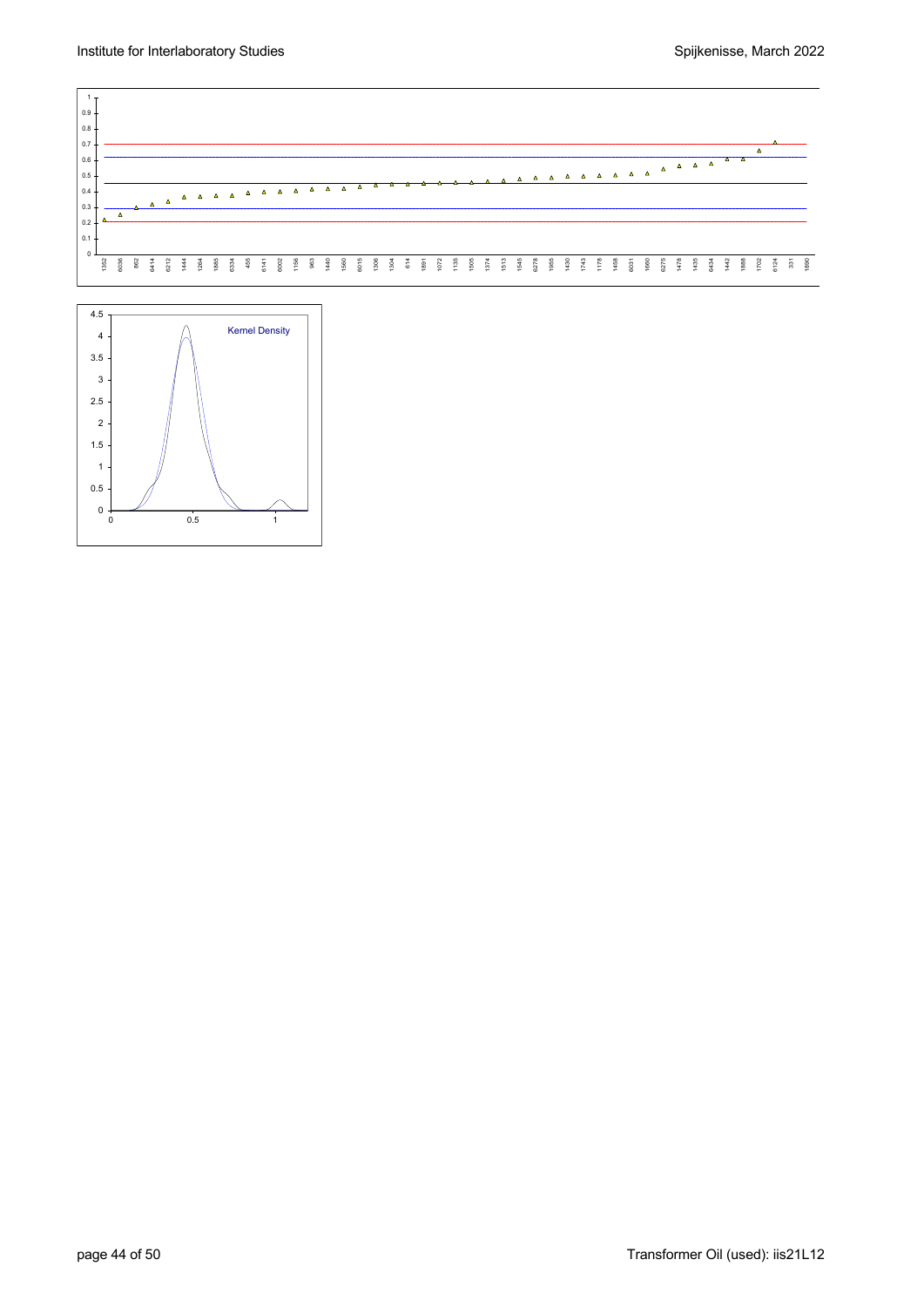Kernel Density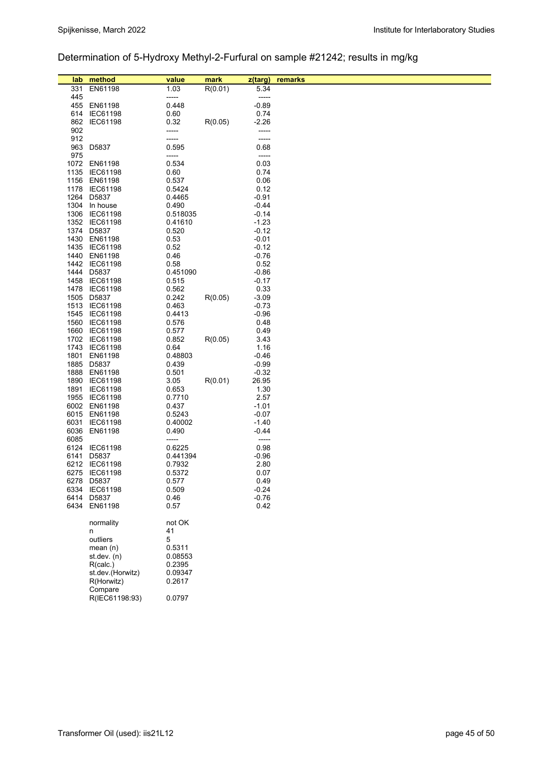## Determination of 5-Hydroxy Methyl-2-Furfural on sample #21242; results in mg/kg

| lab | method | value | mark | z(targ) | remarks |
|---|---|---|---|---|---|
| 331 | EN61198 | 1.03 | R(0.01) | 5.34 | |
| 445 | | ----- | | ----- | |
| 455 | EN61198 | 0.448 | | -0.89 | |
| 614 | IEC61198 | 0.60 | | 0.74 | |
| 862 | IEC61198 | 0.32 | R(0.05) | -2.26 | |
| 902 | | ----- | | ----- | |
| 912 | | ----- | | ----- | |
| 963 | D5837 | 0.595 | | 0.68 | |
| 975 | | ----- | | ----- | |
| 1072 | EN61198 | 0.534 | | 0.03 | |
| 1135 | IEC61198 | 0.60 | | 0.74 | |
| 1156 | EN61198 | 0.537 | | 0.06 | |
| 1178 | IEC61198 | 0.5424 | | 0.12 | |
| 1264 | D5837 | 0.4465 | | -0.91 | |
| 1304 | In house | 0.490 | | -0.44 | |
| 1306 | IEC61198 | 0.518035 | | -0.14 | |
| 1352 | IEC61198 | 0.41610 | | -1.23 | |
| 1374 | D5837 | 0.520 | | -0.12 | |
| 1430 | EN61198 | 0.53 | | -0.01 | |
| 1435 | IEC61198 | 0.52 | | -0.12 | |
| 1440 | EN61198 | 0.46 | | -0.76 | |
| 1442 | IEC61198 | 0.58 | | 0.52 | |
| 1444 | D5837 | 0.451090 | | -0.86 | |
| 1458 | IEC61198 | 0.515 | | -0.17 | |
| 1478 | IEC61198 | 0.562 | | 0.33 | |
| 1505 | D5837 | 0.242 | R(0.05) | -3.09 | |
| 1513 | IEC61198 | 0.463 | | -0.73 | |
| 1545 | IEC61198 | 0.4413 | | -0.96 | |
| 1560 | IEC61198 | 0.576 | | 0.48 | |
| 1660 | IEC61198 | 0.577 | | 0.49 | |
| 1702 | IEC61198 | 0.852 | R(0.05) | 3.43 | |
| 1743 | IEC61198 | 0.64 | | 1.16 | |
| 1801 | EN61198 | 0.48803 | | -0.46 | |
| 1885 | D5837 | 0.439 | | -0.99 | |
| 1888 | EN61198 | 0.501 | | -0.32 | |
| 1890 | IEC61198 | 3.05 | R(0.01) | 26.95 | |
| 1891 | IEC61198 | 0.653 | | 1.30 | |
| 1955 | IEC61198 | 0.7710 | | 2.57 | |
| 6002 | EN61198 | 0.437 | | -1.01 | |
| 6015 | EN61198 | 0.5243 | | -0.07 | |
| 6031 | IEC61198 | 0.40002 | | -1.40 | |
| 6036 | EN61198 | 0.490 | | -0.44 | |
| 6085 | | ----- | | ----- | |
| 6124 | IEC61198 | 0.6225 | | 0.98 | |
| 6141 | D5837 | 0.441394 | | -0.96 | |
| 6212 | IEC61198 | 0.7932 | | 2.80 | |
| 6275 | IEC61198 | 0.5372 | | 0.07 | |
| 6278 | D5837 | 0.577 | | 0.49 | |
| 6334 | IEC61198 | 0.509 | | -0.24 | |
| 6414 | D5837 | 0.46 | | -0.76 | |
| 6434 | EN61198 | 0.57 | | 0.42 | |
| | normality | not OK | | | |
| | n | 41 | | | |
| | outliers | 5 | | | |
| | mean (n) | 0.5311 | | | |
| | st.dev. (n) | 0.08553 | | | |
| | R(calc.) | 0.2395 | | | |
| | st.dev.(Horwitz) | 0.09347 | | | |
| | R(Horwitz) | 0.2617 | | | |
| | Compare R(IEC61198:93) | 0.0797 | | | |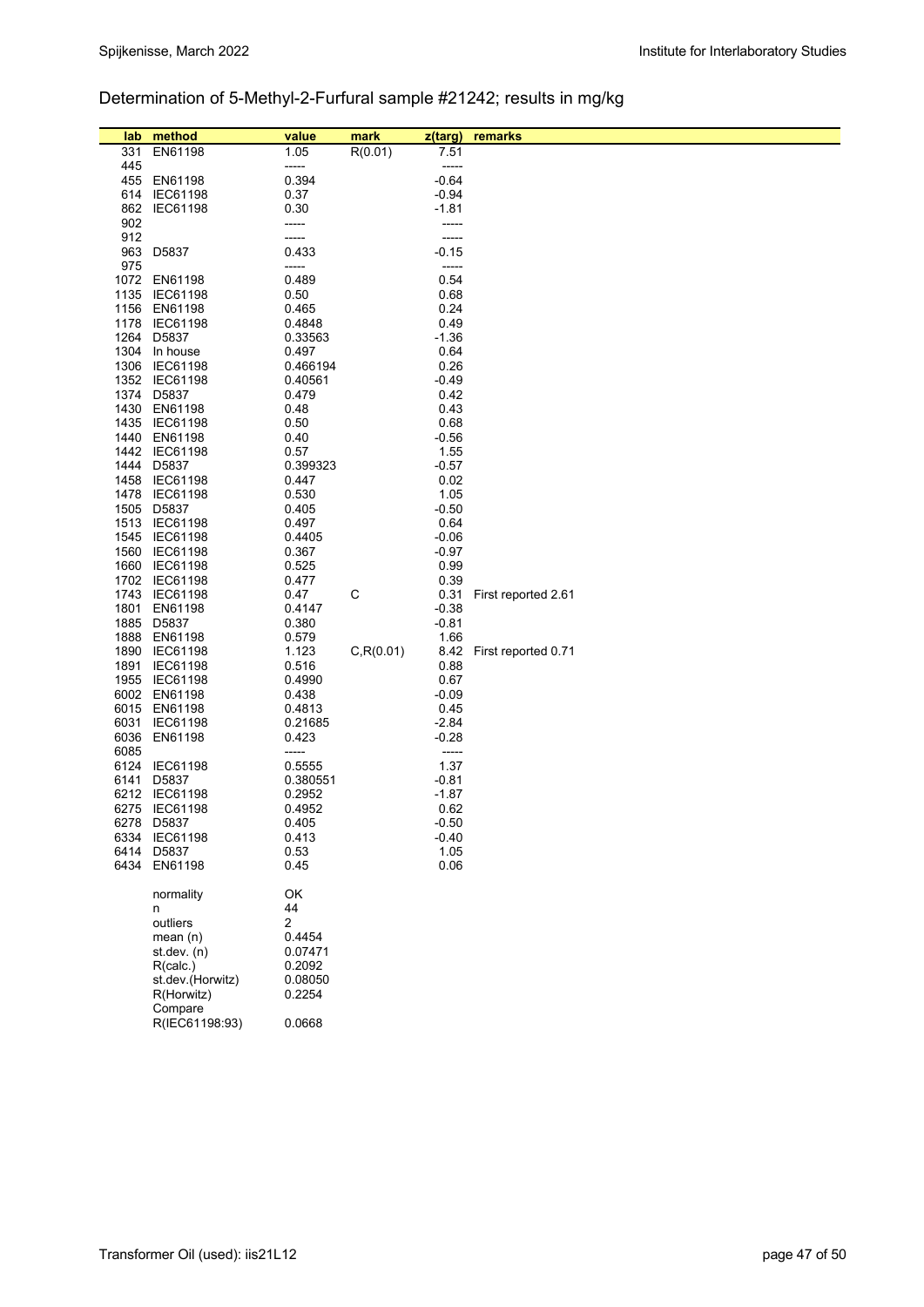## Determination of 5-Methyl-2-Furfural sample #21242; results in mg/kg

| lab | method | value | mark | z(targ) | remarks |
|---|---|---|---|---|---|
| 331 | EN61198 | 1.05 | R(0.01) | 7.51 | |
| 445 | | ----- | | ----- | |
| 455 | EN61198 | 0.394 | | -0.64 | |
| 614 | IEC61198 | 0.37 | | -0.94 | |
| 862 | IEC61198 | 0.30 | | -1.81 | |
| 902 | | ----- | | ----- | |
| 912 | | ----- | | ----- | |
| 963 | D5837 | 0.433 | | -0.15 | |
| 975 | | ----- | | ----- | |
| 1072 | EN61198 | 0.489 | | 0.54 | |
| 1135 | IEC61198 | 0.50 | | 0.68 | |
| 1156 | EN61198 | 0.465 | | 0.24 | |
| 1178 | IEC61198 | 0.4848 | | 0.49 | |
| 1264 | D5837 | 0.33563 | | -1.36 | |
| 1304 | In house | 0.497 | | 0.64 | |
| 1306 | IEC61198 | 0.466194 | | 0.26 | |
| 1352 | IEC61198 | 0.40561 | | -0.49 | |
| 1374 | D5837 | 0.479 | | 0.42 | |
| 1430 | EN61198 | 0.48 | | 0.43 | |
| 1435 | IEC61198 | 0.50 | | 0.68 | |
| 1440 | EN61198 | 0.40 | | -0.56 | |
| 1442 | IEC61198 | 0.57 | | 1.55 | |
| 1444 | D5837 | 0.399323 | | -0.57 | |
| 1458 | IEC61198 | 0.447 | | 0.02 | |
| 1478 | IEC61198 | 0.530 | | 1.05 | |
| 1505 | D5837 | 0.405 | | -0.50 | |
| 1513 | IEC61198 | 0.497 | | 0.64 | |
| 1545 | IEC61198 | 0.4405 | | -0.06 | |
| 1560 | IEC61198 | 0.367 | | -0.97 | |
| 1660 | IEC61198 | 0.525 | | 0.99 | |
| 1702 | IEC61198 | 0.477 | | 0.39 | |
| 1743 | IEC61198 | 0.47 | C | 0.31 | First reported 2.61 |
| 1801 | EN61198 | 0.4147 | | -0.38 | |
| 1885 | D5837 | 0.380 | | -0.81 | |
| 1888 | EN61198 | 0.579 | | 1.66 | |
| 1890 | IEC61198 | 1.123 | C,R(0.01) | 8.42 | First reported 0.71 |
| 1891 | IEC61198 | 0.516 | | 0.88 | |
| 1955 | IEC61198 | 0.4990 | | 0.67 | |
| 6002 | EN61198 | 0.438 | | -0.09 | |
| 6015 | EN61198 | 0.4813 | | 0.45 | |
| 6031 | IEC61198 | 0.21685 | | -2.84 | |
| 6036 | EN61198 | 0.423 | | -0.28 | |
| 6085 | | ----- | | ----- | |
| 6124 | IEC61198 | 0.5555 | | 1.37 | |
| 6141 | D5837 | 0.380551 | | -0.81 | |
| 6212 | IEC61198 | 0.2952 | | -1.87 | |
| 6275 | IEC61198 | 0.4952 | | 0.62 | |
| 6278 | D5837 | 0.405 | | -0.50 | |
| 6334 | IEC61198 | 0.413 | | -0.40 | |
| 6414 | D5837 | 0.53 | | 1.05 | |
| 6434 | EN61198 | 0.45 | | 0.06 | |
| | normality | OK | | | |
| | n | 44 | | | |
| | outliers | 2 | | | |
| | mean (n) | 0.4454 | | | |
| | st.dev. (n) | 0.07471 | | | |
| | R(calc.) | 0.2092 | | | |
| | st.dev.(Horwitz) | 0.08050 | | | |
| | R(Horwitz) | 0.2254 | | | |
| | Compare R(IEC61198:93) | 0.0668 | | | |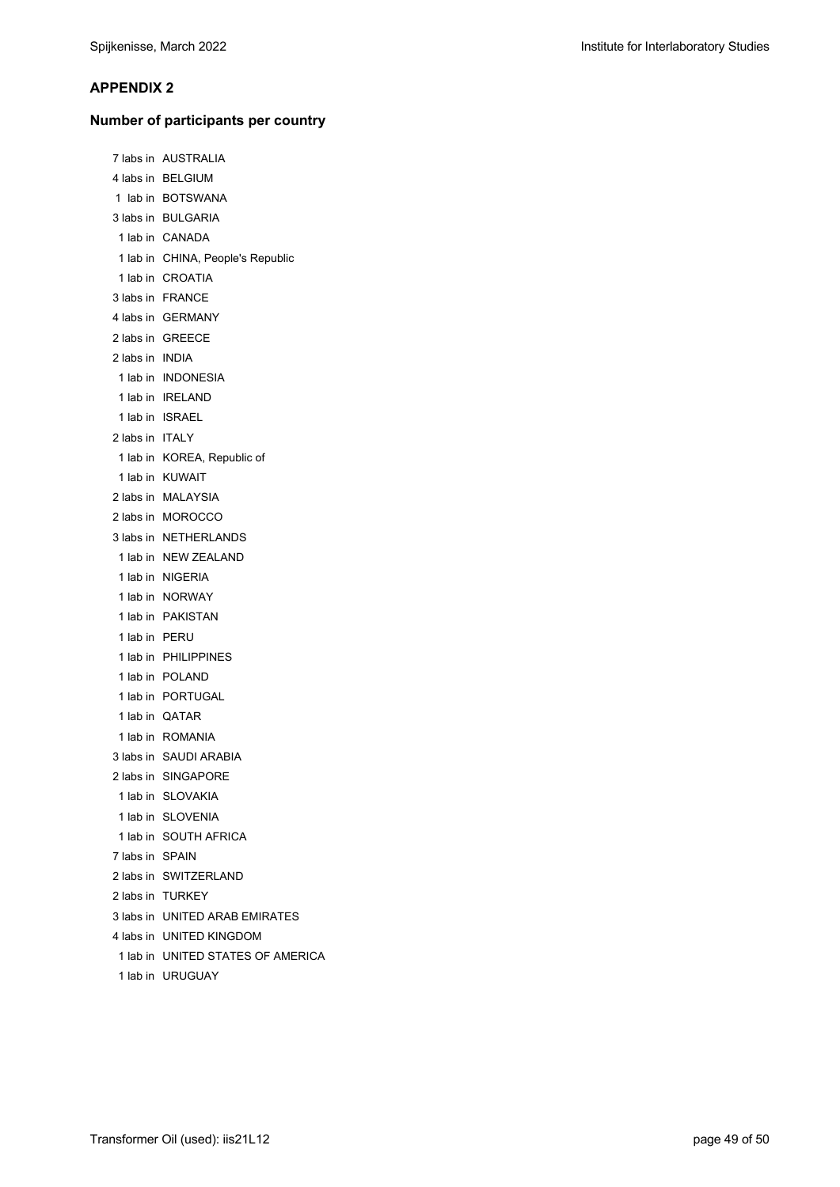**APPENDIX 2**

**Number of participants per country**

7 labs in AUSTRALIA
4 labs in BELGIUM
1 lab in BOTSWANA
3 labs in BULGARIA
1 lab in CANADA
1 lab in CHINA, People's Republic
1 lab in CROATIA
3 labs in FRANCE
4 labs in GERMANY
2 labs in GREECE
2 labs in INDIA
1 lab in INDONESIA
1 lab in IRELAND
1 lab in ISRAEL
2 labs in ITALY
1 lab in KOREA, Republic of
1 lab in KUWAIT
2 labs in MALAYSIA
2 labs in MOROCCO
3 labs in NETHERLANDS
1 lab in NEW ZEALAND
1 lab in NIGERIA
1 lab in NORWAY
1 lab in PAKISTAN
1 lab in PERU
1 lab in PHILIPPINES
1 lab in POLAND
1 lab in PORTUGAL
1 lab in QATAR
1 lab in ROMANIA
3 labs in SAUDI ARABIA
2 labs in SINGAPORE
1 lab in SLOVAKIA
1 lab in SLOVENIA
1 lab in SOUTH AFRICA
7 labs in SPAIN
2 labs in SWITZERLAND
2 labs in TURKEY
3 labs in UNITED ARAB EMIRATES
4 labs in UNITED KINGDOM
1 lab in UNITED STATES OF AMERICA
1 lab in URUGUAY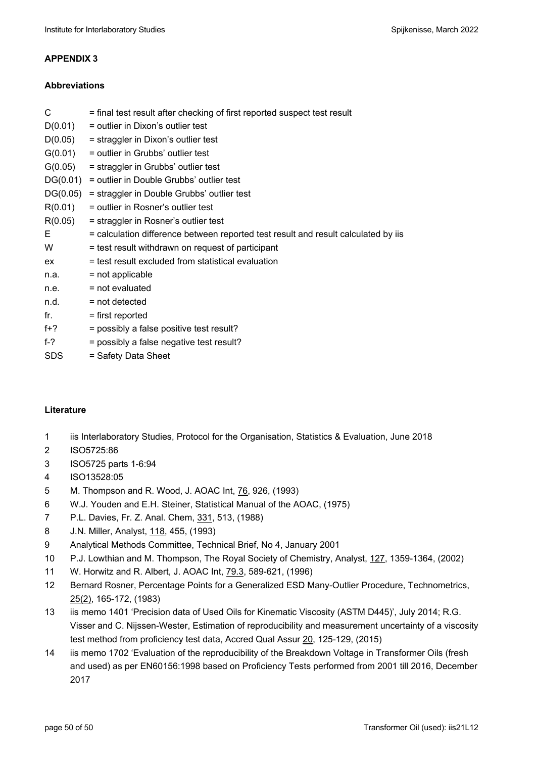**APPENDIX 3**

**Abbreviations**

| | |
|---|---|
| C | = final test result after checking of first reported suspect test result |
| D(0.01) | = outlier in Dixon's outlier test |
| D(0.05) | = straggler in Dixon's outlier test |
| G(0.01) | = outlier in Grubbs' outlier test |
| G(0.05) | = straggler in Grubbs' outlier test |
| DG(0.01) | = outlier in Double Grubbs' outlier test |
| DG(0.05) | = straggler in Double Grubbs' outlier test |
| R(0.01) | = outlier in Rosner's outlier test |
| R(0.05) | = straggler in Rosner's outlier test |
| E | = calculation difference between reported test result and result calculated by iis |
| W | = test result withdrawn on request of participant |
| ex | = test result excluded from statistical evaluation |
| n.a. | = not applicable |
| n.e. | = not evaluated |
| n.d. | = not detected |
| fr. | = first reported |
| f+? | = possibly a false positive test result? |
| f-? | = possibly a false negative test result? |
| SDS | = Safety Data Sheet |

**Literature**

1. iis Interlaboratory Studies, Protocol for the Organisation, Statistics & Evaluation, June 2018
2. ISO5725:86
3. ISO5725 parts 1-6:94
4. ISO13528:05
5. M. Thompson and R. Wood, J. AOAC Int, 76, 926, (1993)
6. W.J. Youden and E.H. Steiner, Statistical Manual of the AOAC, (1975)
7. P.L. Davies, Fr. Z. Anal. Chem, 331, 513, (1988)
8. J.N. Miller, Analyst, 118, 455, (1993)
9. Analytical Methods Committee, Technical Brief, No 4, January 2001
10. P.J. Lowthian and M. Thompson, The Royal Society of Chemistry, Analyst, 127, 1359-1364, (2002)
11. W. Horwitz and R. Albert, J. AOAC Int, 79.3, 589-621, (1996)
12. Bernard Rosner, Percentage Points for a Generalized ESD Many-Outlier Procedure, Technometrics, 25(2), 165-172, (1983)
13. iis memo 1401 'Precision data of Used Oils for Kinematic Viscosity (ASTM D445)', July 2014; R.G. Visser and C. Nijssen-Wester, Estimation of reproducibility and measurement uncertainty of a viscosity test method from proficiency test data, Accred Qual Assur 20, 125-129, (2015)
14. iis memo 1702 'Evaluation of the reproducibility of the Breakdown Voltage in Transformer Oils (fresh and used) as per EN60156:1998 based on Proficiency Tests performed from 2001 till 2016, December 2017